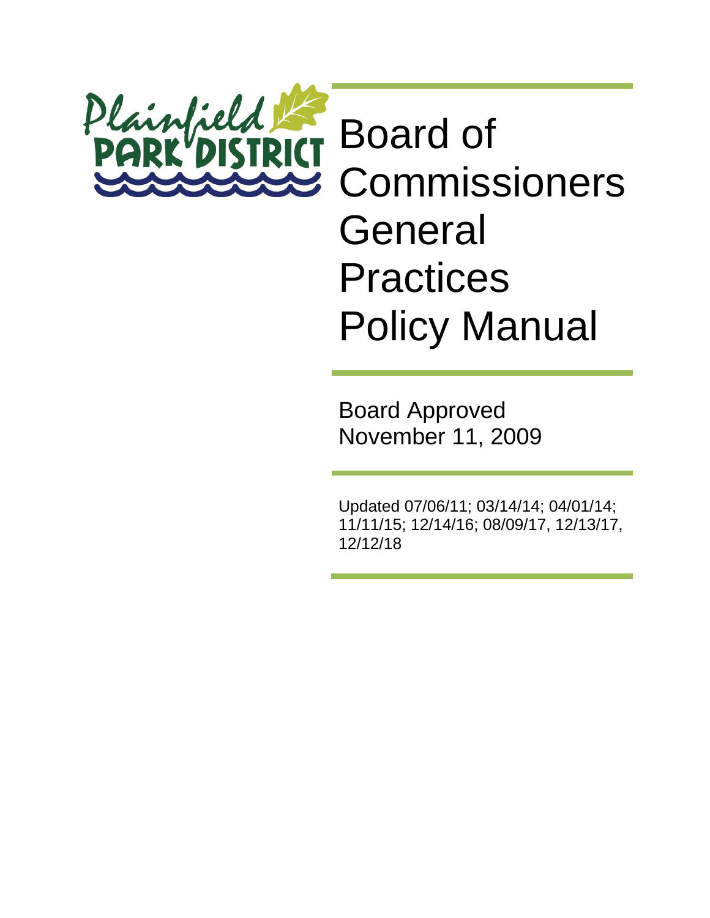Plainfield PARK DISTRICT

# Board of Commissioners General Practices Policy Manual

Board Approved
November 11, 2009

Updated 07/06/11; 03/14/14; 04/01/14; 11/11/15; 12/14/16; 08/09/17, 12/13/17, 12/12/18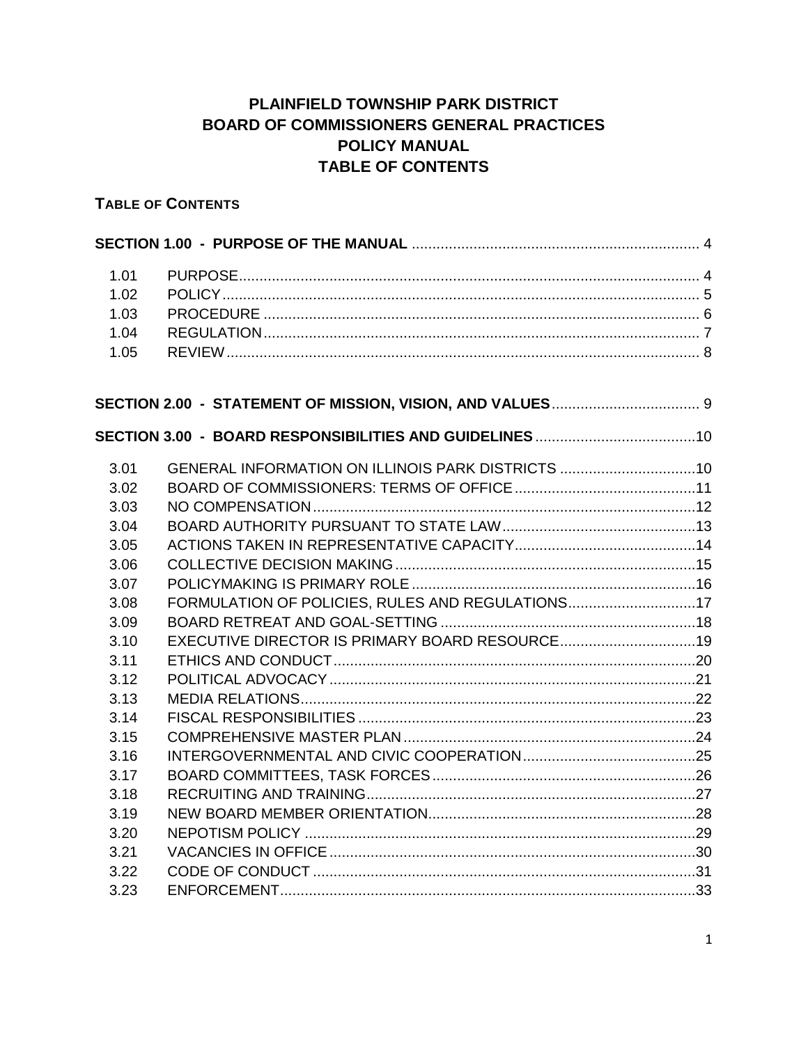# PLAINFIELD TOWNSHIP PARK DISTRICT
# BOARD OF COMMISSIONERS GENERAL PRACTICES
# POLICY MANUAL
# TABLE OF CONTENTS

## TABLE OF CONTENTS

**SECTION 1.00 - PURPOSE OF THE MANUAL** ..... 4

| | | |
|---|---|---|
| 1.01 | PURPOSE | 4 |
| 1.02 | POLICY | 5 |
| 1.03 | PROCEDURE | 6 |
| 1.04 | REGULATION | 7 |
| 1.05 | REVIEW | 8 |

**SECTION 2.00 - STATEMENT OF MISSION, VISION, AND VALUES** ..... 9

**SECTION 3.00 - BOARD RESPONSIBILITIES AND GUIDELINES** ..... 10

| | | |
|---|---|---|
| 3.01 | GENERAL INFORMATION ON ILLINOIS PARK DISTRICTS | 10 |
| 3.02 | BOARD OF COMMISSIONERS: TERMS OF OFFICE | 11 |
| 3.03 | NO COMPENSATION | 12 |
| 3.04 | BOARD AUTHORITY PURSUANT TO STATE LAW | 13 |
| 3.05 | ACTIONS TAKEN IN REPRESENTATIVE CAPACITY | 14 |
| 3.06 | COLLECTIVE DECISION MAKING | 15 |
| 3.07 | POLICYMAKING IS PRIMARY ROLE | 16 |
| 3.08 | FORMULATION OF POLICIES, RULES AND REGULATIONS | 17 |
| 3.09 | BOARD RETREAT AND GOAL-SETTING | 18 |
| 3.10 | EXECUTIVE DIRECTOR IS PRIMARY BOARD RESOURCE | 19 |
| 3.11 | ETHICS AND CONDUCT | 20 |
| 3.12 | POLITICAL ADVOCACY | 21 |
| 3.13 | MEDIA RELATIONS | 22 |
| 3.14 | FISCAL RESPONSIBILITIES | 23 |
| 3.15 | COMPREHENSIVE MASTER PLAN | 24 |
| 3.16 | INTERGOVERNMENTAL AND CIVIC COOPERATION | 25 |
| 3.17 | BOARD COMMITTEES, TASK FORCES | 26 |
| 3.18 | RECRUITING AND TRAINING | 27 |
| 3.19 | NEW BOARD MEMBER ORIENTATION | 28 |
| 3.20 | NEPOTISM POLICY | 29 |
| 3.21 | VACANCIES IN OFFICE | 30 |
| 3.22 | CODE OF CONDUCT | 31 |
| 3.23 | ENFORCEMENT | 33 |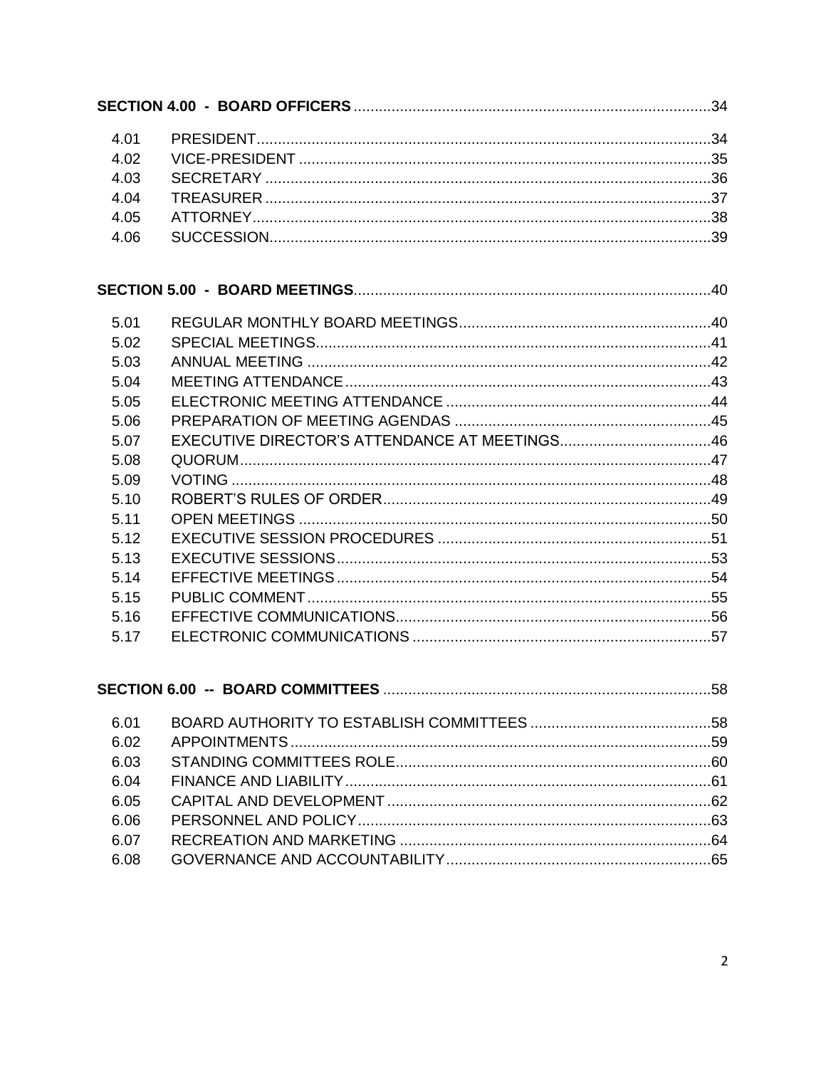**SECTION 4.00 - BOARD OFFICERS** .......... 34

| | | |
|---|---|---|
| 4.01 | PRESIDENT | 34 |
| 4.02 | VICE-PRESIDENT | 35 |
| 4.03 | SECRETARY | 36 |
| 4.04 | TREASURER | 37 |
| 4.05 | ATTORNEY | 38 |
| 4.06 | SUCCESSION | 39 |

**SECTION 5.00 - BOARD MEETINGS** .......... 40

| | | |
|---|---|---|
| 5.01 | REGULAR MONTHLY BOARD MEETINGS | 40 |
| 5.02 | SPECIAL MEETINGS | 41 |
| 5.03 | ANNUAL MEETING | 42 |
| 5.04 | MEETING ATTENDANCE | 43 |
| 5.05 | ELECTRONIC MEETING ATTENDANCE | 44 |
| 5.06 | PREPARATION OF MEETING AGENDAS | 45 |
| 5.07 | EXECUTIVE DIRECTOR'S ATTENDANCE AT MEETINGS | 46 |
| 5.08 | QUORUM | 47 |
| 5.09 | VOTING | 48 |
| 5.10 | ROBERT'S RULES OF ORDER | 49 |
| 5.11 | OPEN MEETINGS | 50 |
| 5.12 | EXECUTIVE SESSION PROCEDURES | 51 |
| 5.13 | EXECUTIVE SESSIONS | 53 |
| 5.14 | EFFECTIVE MEETINGS | 54 |
| 5.15 | PUBLIC COMMENT | 55 |
| 5.16 | EFFECTIVE COMMUNICATIONS | 56 |
| 5.17 | ELECTRONIC COMMUNICATIONS | 57 |

**SECTION 6.00 -- BOARD COMMITTEES** .......... 58

| | | |
|---|---|---|
| 6.01 | BOARD AUTHORITY TO ESTABLISH COMMITTEES | 58 |
| 6.02 | APPOINTMENTS | 59 |
| 6.03 | STANDING COMMITTEES ROLE | 60 |
| 6.04 | FINANCE AND LIABILITY | 61 |
| 6.05 | CAPITAL AND DEVELOPMENT | 62 |
| 6.06 | PERSONNEL AND POLICY | 63 |
| 6.07 | RECREATION AND MARKETING | 64 |
| 6.08 | GOVERNANCE AND ACCOUNTABILITY | 65 |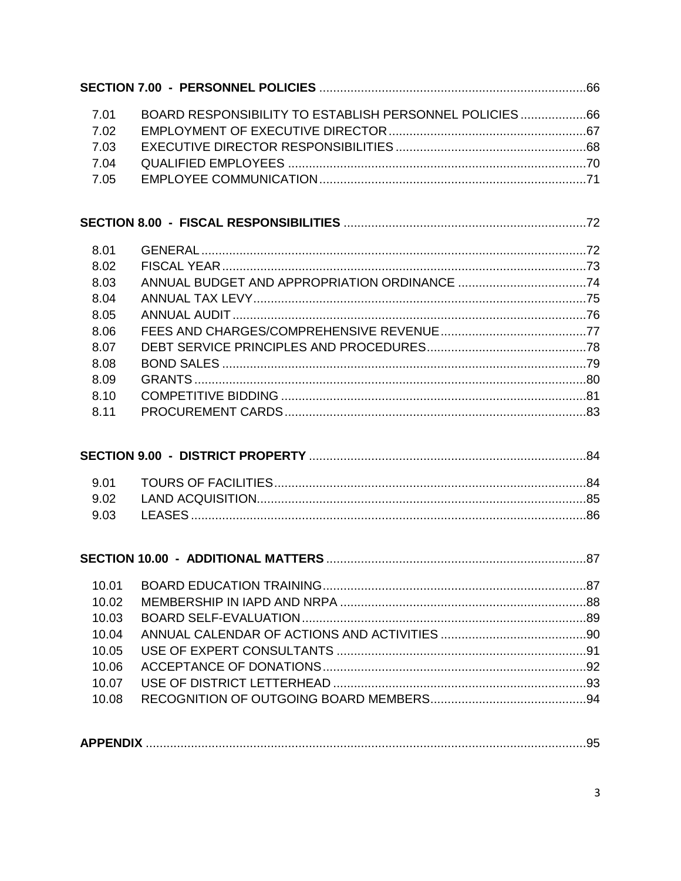**SECTION 7.00 - PERSONNEL POLICIES** ............ 66

| | | |
|---|---|---|
| 7.01 | BOARD RESPONSIBILITY TO ESTABLISH PERSONNEL POLICIES | 66 |
| 7.02 | EMPLOYMENT OF EXECUTIVE DIRECTOR | 67 |
| 7.03 | EXECUTIVE DIRECTOR RESPONSIBILITIES | 68 |
| 7.04 | QUALIFIED EMPLOYEES | 70 |
| 7.05 | EMPLOYEE COMMUNICATION | 71 |

**SECTION 8.00 - FISCAL RESPONSIBILITIES** ............ 72

| | | |
|---|---|---|
| 8.01 | GENERAL | 72 |
| 8.02 | FISCAL YEAR | 73 |
| 8.03 | ANNUAL BUDGET AND APPROPRIATION ORDINANCE | 74 |
| 8.04 | ANNUAL TAX LEVY | 75 |
| 8.05 | ANNUAL AUDIT | 76 |
| 8.06 | FEES AND CHARGES/COMPREHENSIVE REVENUE | 77 |
| 8.07 | DEBT SERVICE PRINCIPLES AND PROCEDURES | 78 |
| 8.08 | BOND SALES | 79 |
| 8.09 | GRANTS | 80 |
| 8.10 | COMPETITIVE BIDDING | 81 |
| 8.11 | PROCUREMENT CARDS | 83 |

**SECTION 9.00 - DISTRICT PROPERTY** ............ 84

| | | |
|---|---|---|
| 9.01 | TOURS OF FACILITIES | 84 |
| 9.02 | LAND ACQUISITION | 85 |
| 9.03 | LEASES | 86 |

**SECTION 10.00 - ADDITIONAL MATTERS** ............ 87

| | | |
|---|---|---|
| 10.01 | BOARD EDUCATION TRAINING | 87 |
| 10.02 | MEMBERSHIP IN IAPD AND NRPA | 88 |
| 10.03 | BOARD SELF-EVALUATION | 89 |
| 10.04 | ANNUAL CALENDAR OF ACTIONS AND ACTIVITIES | 90 |
| 10.05 | USE OF EXPERT CONSULTANTS | 91 |
| 10.06 | ACCEPTANCE OF DONATIONS | 92 |
| 10.07 | USE OF DISTRICT LETTERHEAD | 93 |
| 10.08 | RECOGNITION OF OUTGOING BOARD MEMBERS | 94 |

**APPENDIX** ............ 95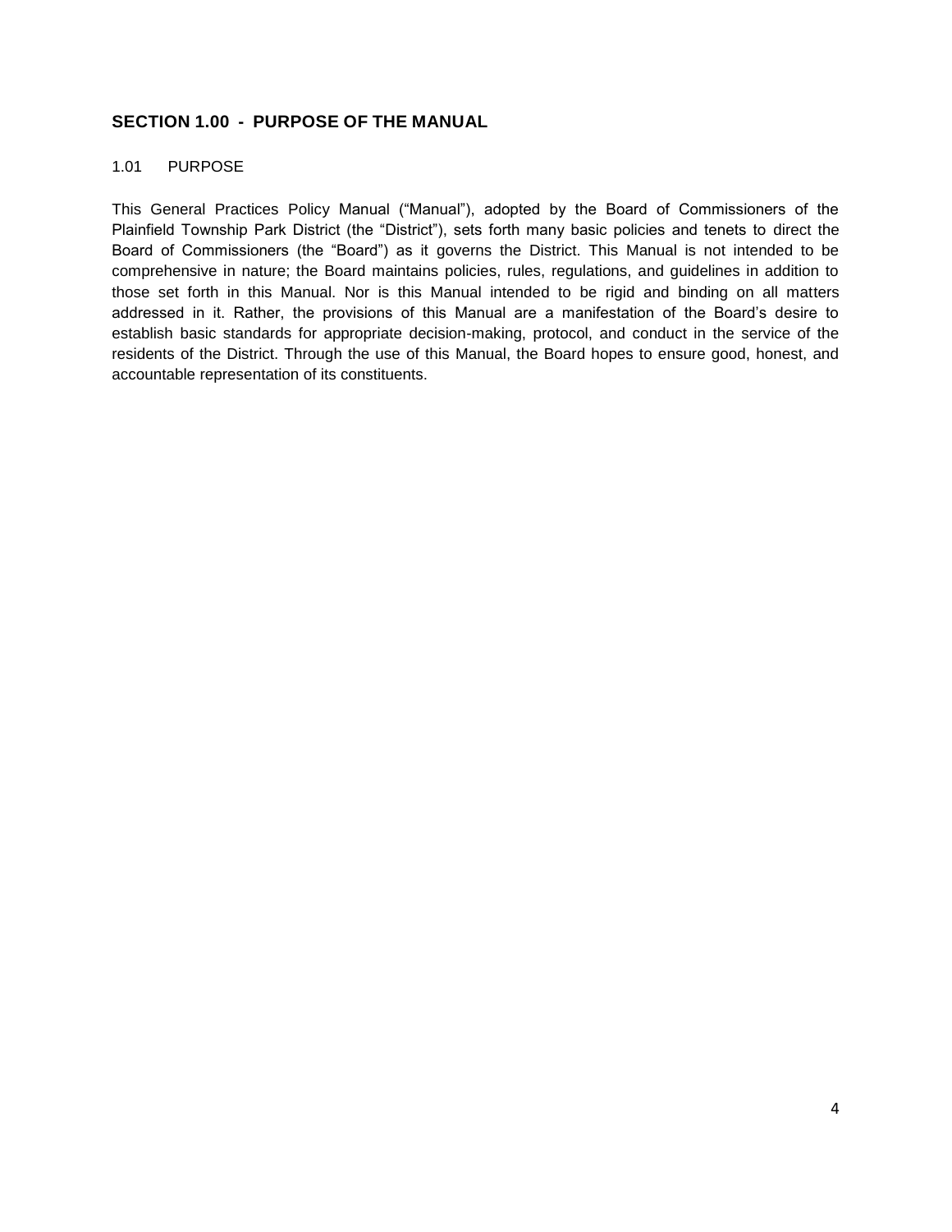## SECTION 1.00 - PURPOSE OF THE MANUAL

### 1.01 PURPOSE

This General Practices Policy Manual ("Manual"), adopted by the Board of Commissioners of the Plainfield Township Park District (the "District"), sets forth many basic policies and tenets to direct the Board of Commissioners (the "Board") as it governs the District. This Manual is not intended to be comprehensive in nature; the Board maintains policies, rules, regulations, and guidelines in addition to those set forth in this Manual. Nor is this Manual intended to be rigid and binding on all matters addressed in it. Rather, the provisions of this Manual are a manifestation of the Board's desire to establish basic standards for appropriate decision-making, protocol, and conduct in the service of the residents of the District. Through the use of this Manual, the Board hopes to ensure good, honest, and accountable representation of its constituents.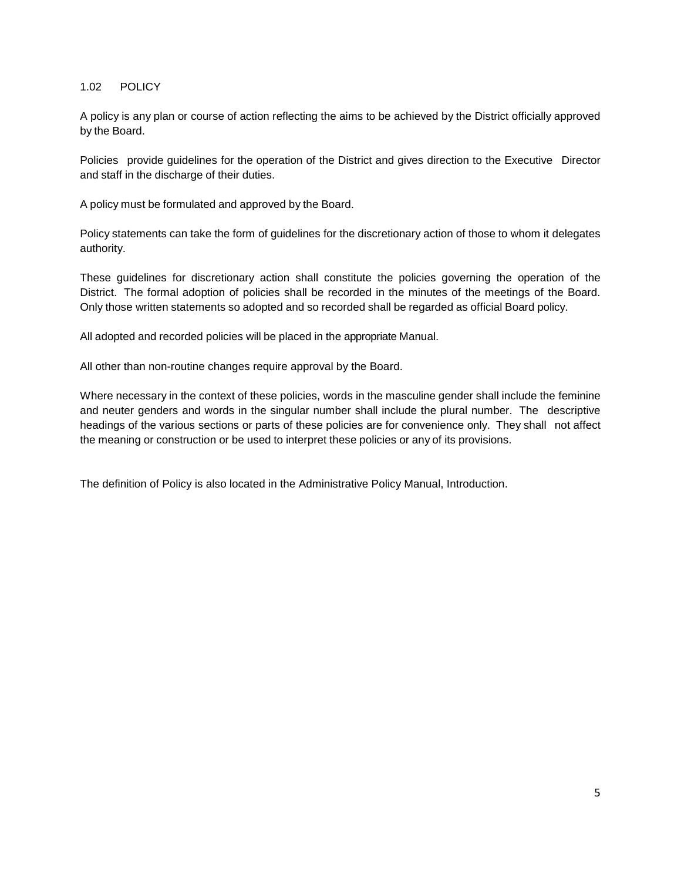## 1.02 POLICY

A policy is any plan or course of action reflecting the aims to be achieved by the District officially approved by the Board.

Policies provide guidelines for the operation of the District and gives direction to the Executive Director and staff in the discharge of their duties.

A policy must be formulated and approved by the Board.

Policy statements can take the form of guidelines for the discretionary action of those to whom it delegates authority.

These guidelines for discretionary action shall constitute the policies governing the operation of the District. The formal adoption of policies shall be recorded in the minutes of the meetings of the Board. Only those written statements so adopted and so recorded shall be regarded as official Board policy.

All adopted and recorded policies will be placed in the appropriate Manual.

All other than non-routine changes require approval by the Board.

Where necessary in the context of these policies, words in the masculine gender shall include the feminine and neuter genders and words in the singular number shall include the plural number. The descriptive headings of the various sections or parts of these policies are for convenience only. They shall not affect the meaning or construction or be used to interpret these policies or any of its provisions.

The definition of Policy is also located in the Administrative Policy Manual, Introduction.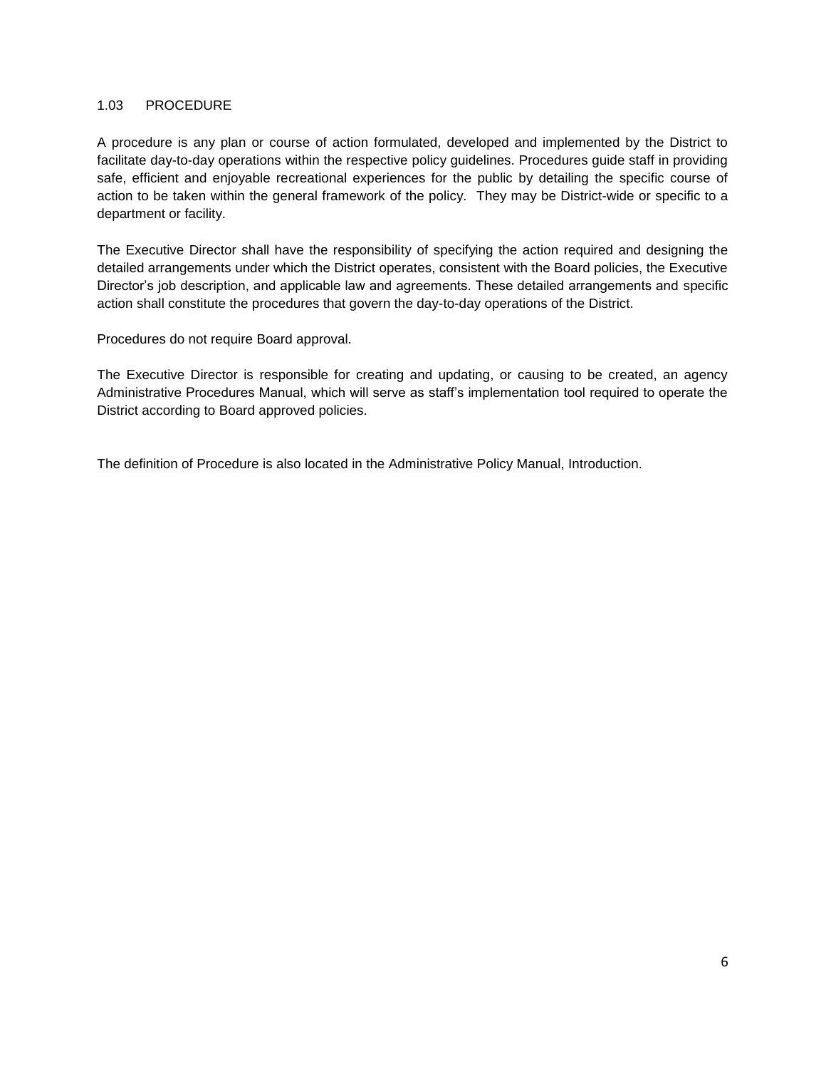## 1.03 PROCEDURE

A procedure is any plan or course of action formulated, developed and implemented by the District to facilitate day-to-day operations within the respective policy guidelines. Procedures guide staff in providing safe, efficient and enjoyable recreational experiences for the public by detailing the specific course of action to be taken within the general framework of the policy. They may be District-wide or specific to a department or facility.

The Executive Director shall have the responsibility of specifying the action required and designing the detailed arrangements under which the District operates, consistent with the Board policies, the Executive Director's job description, and applicable law and agreements. These detailed arrangements and specific action shall constitute the procedures that govern the day-to-day operations of the District.

Procedures do not require Board approval.

The Executive Director is responsible for creating and updating, or causing to be created, an agency Administrative Procedures Manual, which will serve as staff's implementation tool required to operate the District according to Board approved policies.

The definition of Procedure is also located in the Administrative Policy Manual, Introduction.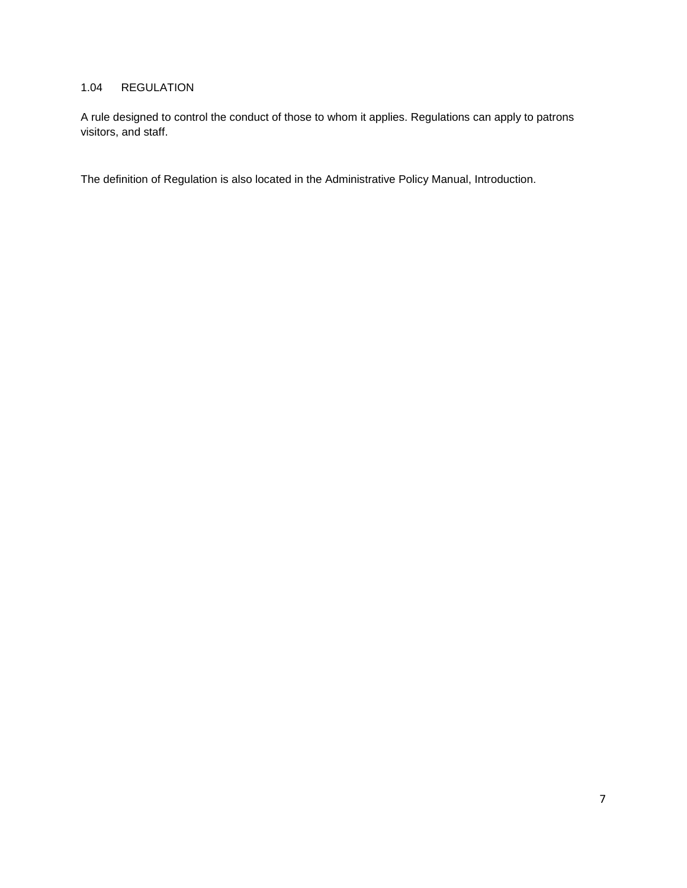## 1.04 REGULATION

A rule designed to control the conduct of those to whom it applies. Regulations can apply to patrons visitors, and staff.

The definition of Regulation is also located in the Administrative Policy Manual, Introduction.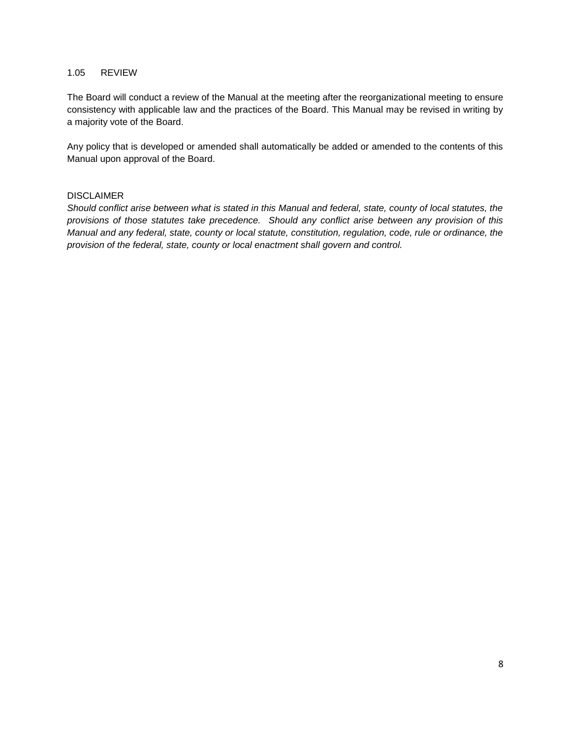## 1.05 REVIEW

The Board will conduct a review of the Manual at the meeting after the reorganizational meeting to ensure consistency with applicable law and the practices of the Board. This Manual may be revised in writing by a majority vote of the Board.

Any policy that is developed or amended shall automatically be added or amended to the contents of this Manual upon approval of the Board.

### DISCLAIMER

*Should conflict arise between what is stated in this Manual and federal, state, county of local statutes, the provisions of those statutes take precedence. Should any conflict arise between any provision of this Manual and any federal, state, county or local statute, constitution, regulation, code, rule or ordinance, the provision of the federal, state, county or local enactment shall govern and control.*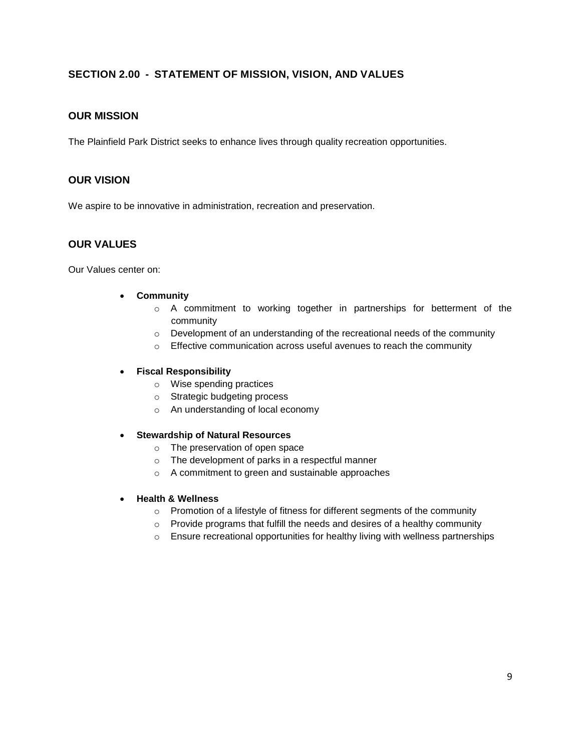## SECTION 2.00 - STATEMENT OF MISSION, VISION, AND VALUES

### OUR MISSION

The Plainfield Park District seeks to enhance lives through quality recreation opportunities.

### OUR VISION

We aspire to be innovative in administration, recreation and preservation.

### OUR VALUES

Our Values center on:

- **Community**
  - A commitment to working together in partnerships for betterment of the community
  - Development of an understanding of the recreational needs of the community
  - Effective communication across useful avenues to reach the community
- **Fiscal Responsibility**
  - Wise spending practices
  - Strategic budgeting process
  - An understanding of local economy
- **Stewardship of Natural Resources**
  - The preservation of open space
  - The development of parks in a respectful manner
  - A commitment to green and sustainable approaches
- **Health & Wellness**
  - Promotion of a lifestyle of fitness for different segments of the community
  - Provide programs that fulfill the needs and desires of a healthy community
  - Ensure recreational opportunities for healthy living with wellness partnerships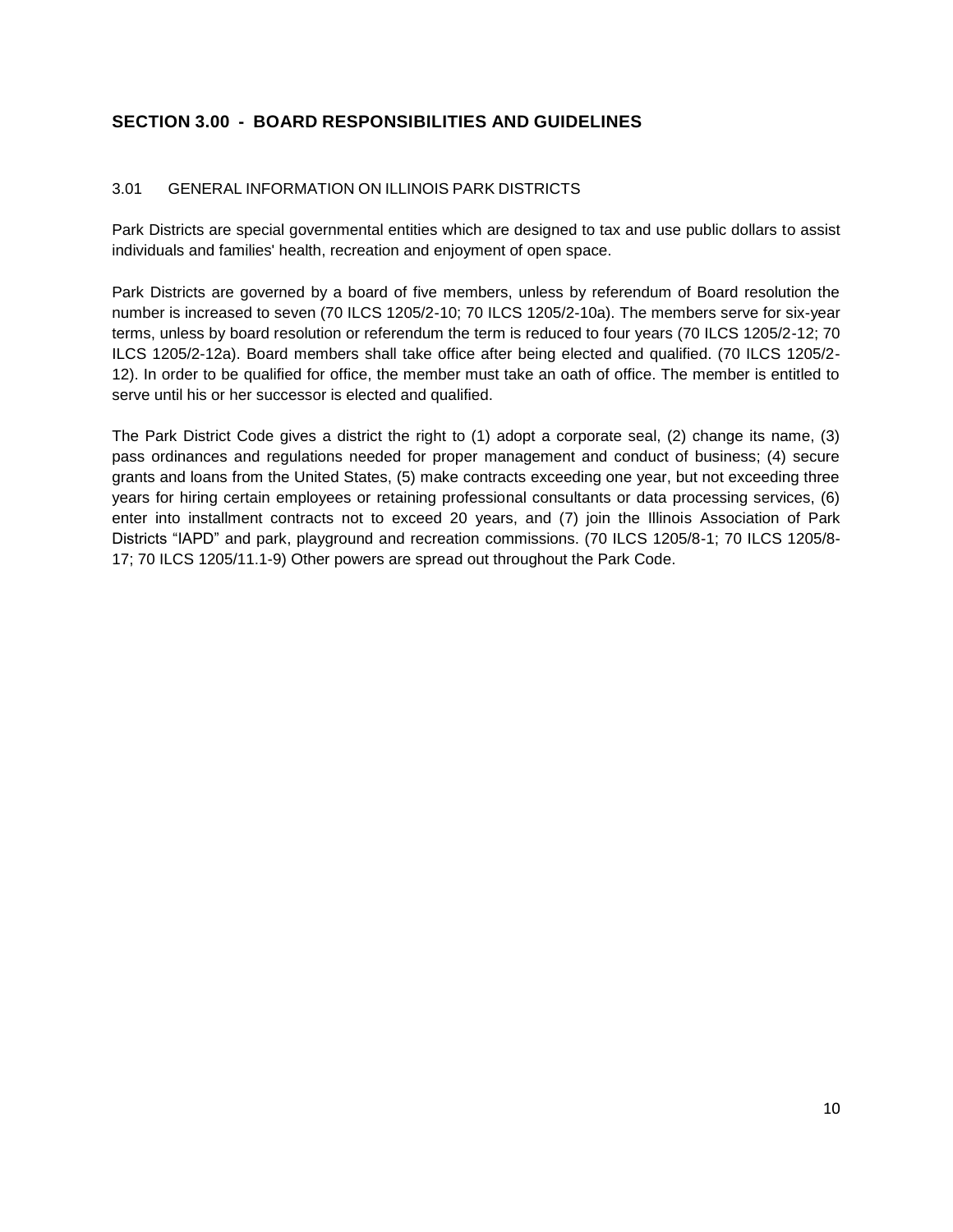## SECTION 3.00 - BOARD RESPONSIBILITIES AND GUIDELINES

### 3.01 GENERAL INFORMATION ON ILLINOIS PARK DISTRICTS

Park Districts are special governmental entities which are designed to tax and use public dollars to assist individuals and families' health, recreation and enjoyment of open space.

Park Districts are governed by a board of five members, unless by referendum of Board resolution the number is increased to seven (70 ILCS 1205/2-10; 70 ILCS 1205/2-10a). The members serve for six-year terms, unless by board resolution or referendum the term is reduced to four years (70 ILCS 1205/2-12; 70 ILCS 1205/2-12a). Board members shall take office after being elected and qualified. (70 ILCS 1205/2-12). In order to be qualified for office, the member must take an oath of office. The member is entitled to serve until his or her successor is elected and qualified.

The Park District Code gives a district the right to (1) adopt a corporate seal, (2) change its name, (3) pass ordinances and regulations needed for proper management and conduct of business; (4) secure grants and loans from the United States, (5) make contracts exceeding one year, but not exceeding three years for hiring certain employees or retaining professional consultants or data processing services, (6) enter into installment contracts not to exceed 20 years, and (7) join the Illinois Association of Park Districts "IAPD" and park, playground and recreation commissions. (70 ILCS 1205/8-1; 70 ILCS 1205/8-17; 70 ILCS 1205/11.1-9) Other powers are spread out throughout the Park Code.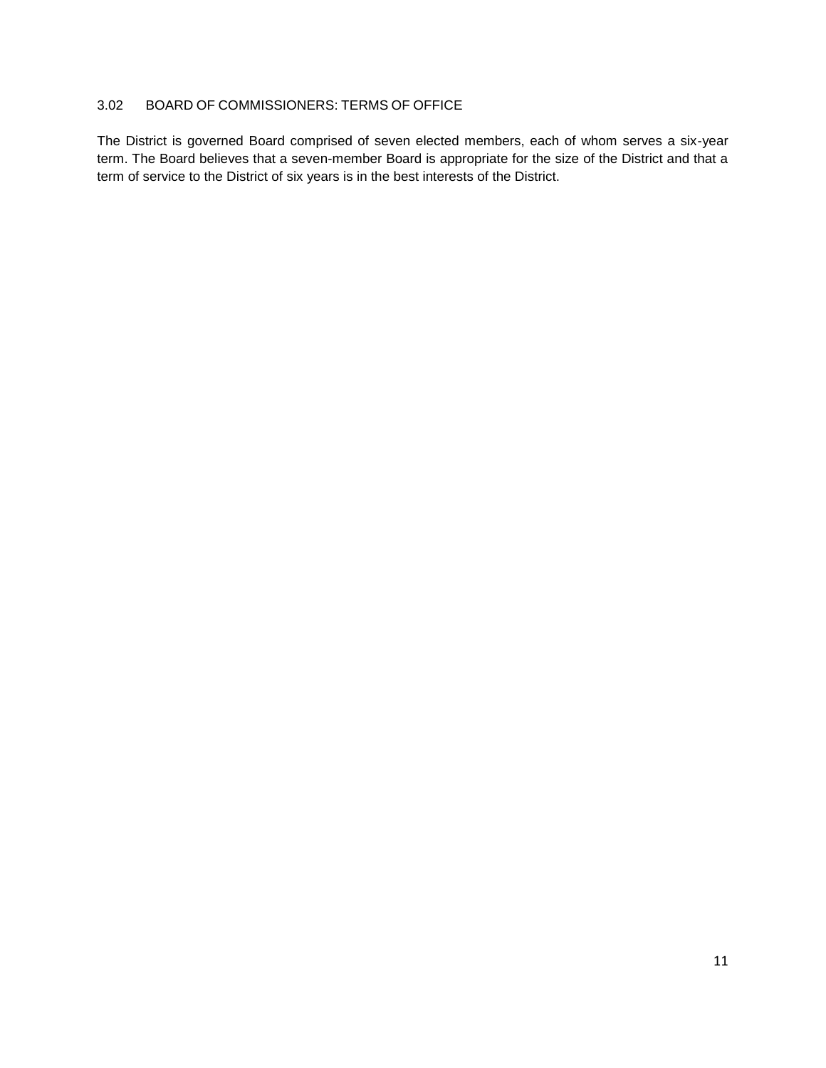### 3.02 BOARD OF COMMISSIONERS: TERMS OF OFFICE

The District is governed Board comprised of seven elected members, each of whom serves a six-year term. The Board believes that a seven-member Board is appropriate for the size of the District and that a term of service to the District of six years is in the best interests of the District.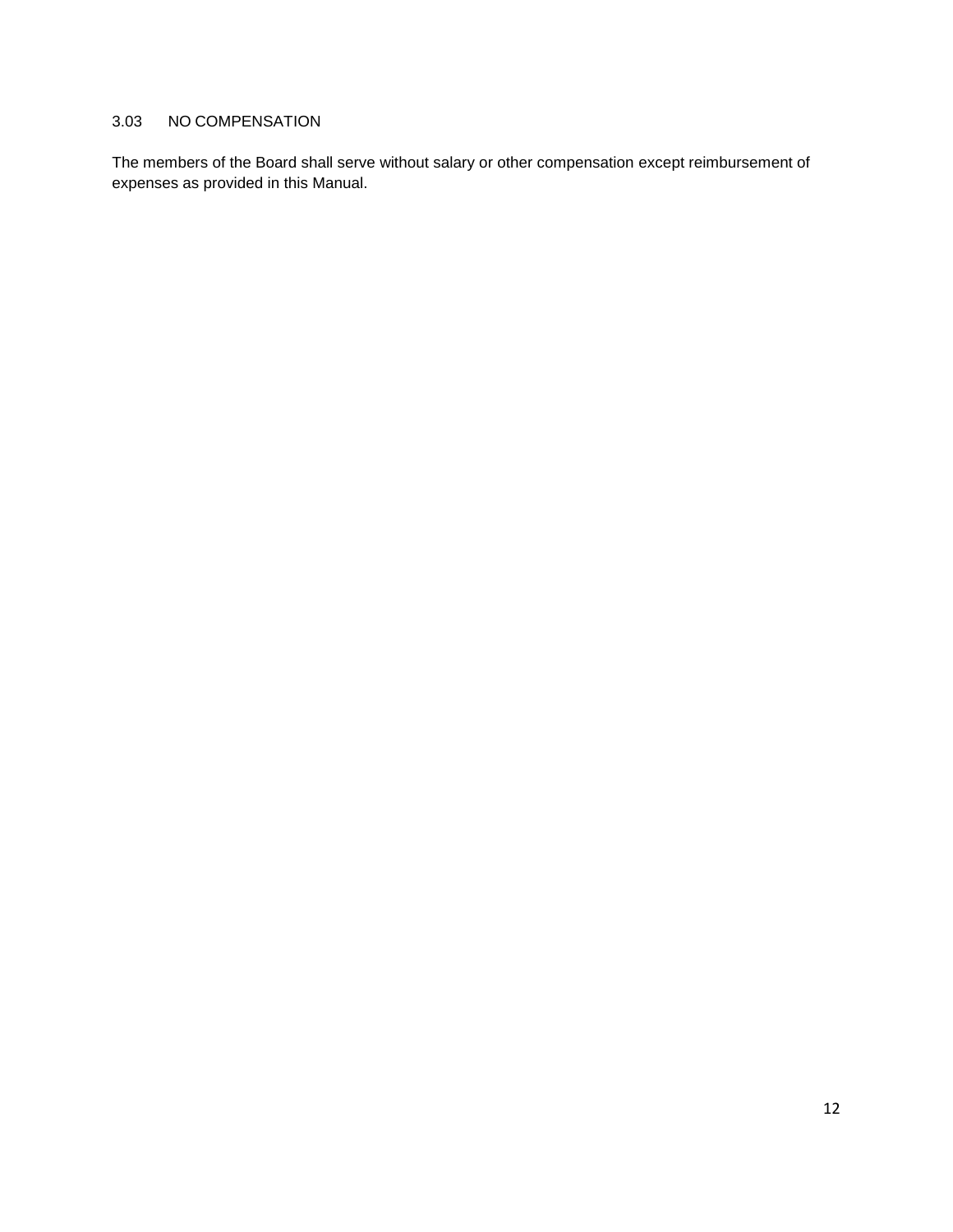### 3.03 NO COMPENSATION

The members of the Board shall serve without salary or other compensation except reimbursement of expenses as provided in this Manual.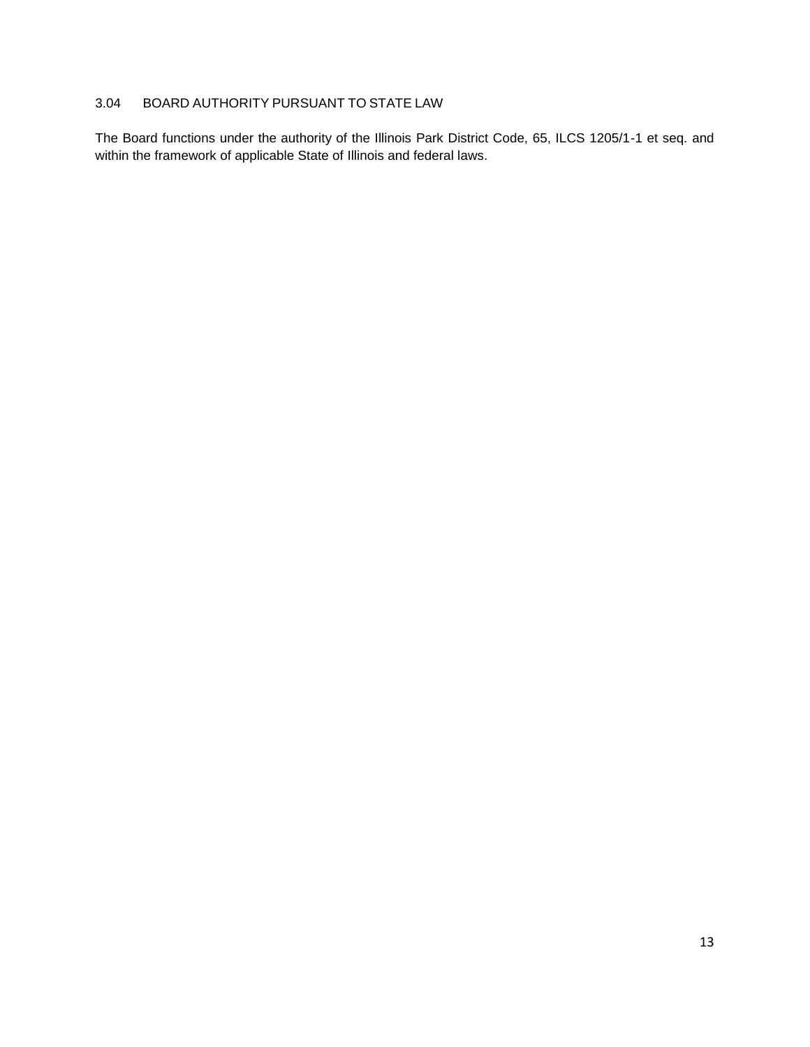### 3.04 BOARD AUTHORITY PURSUANT TO STATE LAW

The Board functions under the authority of the Illinois Park District Code, 65, ILCS 1205/1-1 et seq. and within the framework of applicable State of Illinois and federal laws.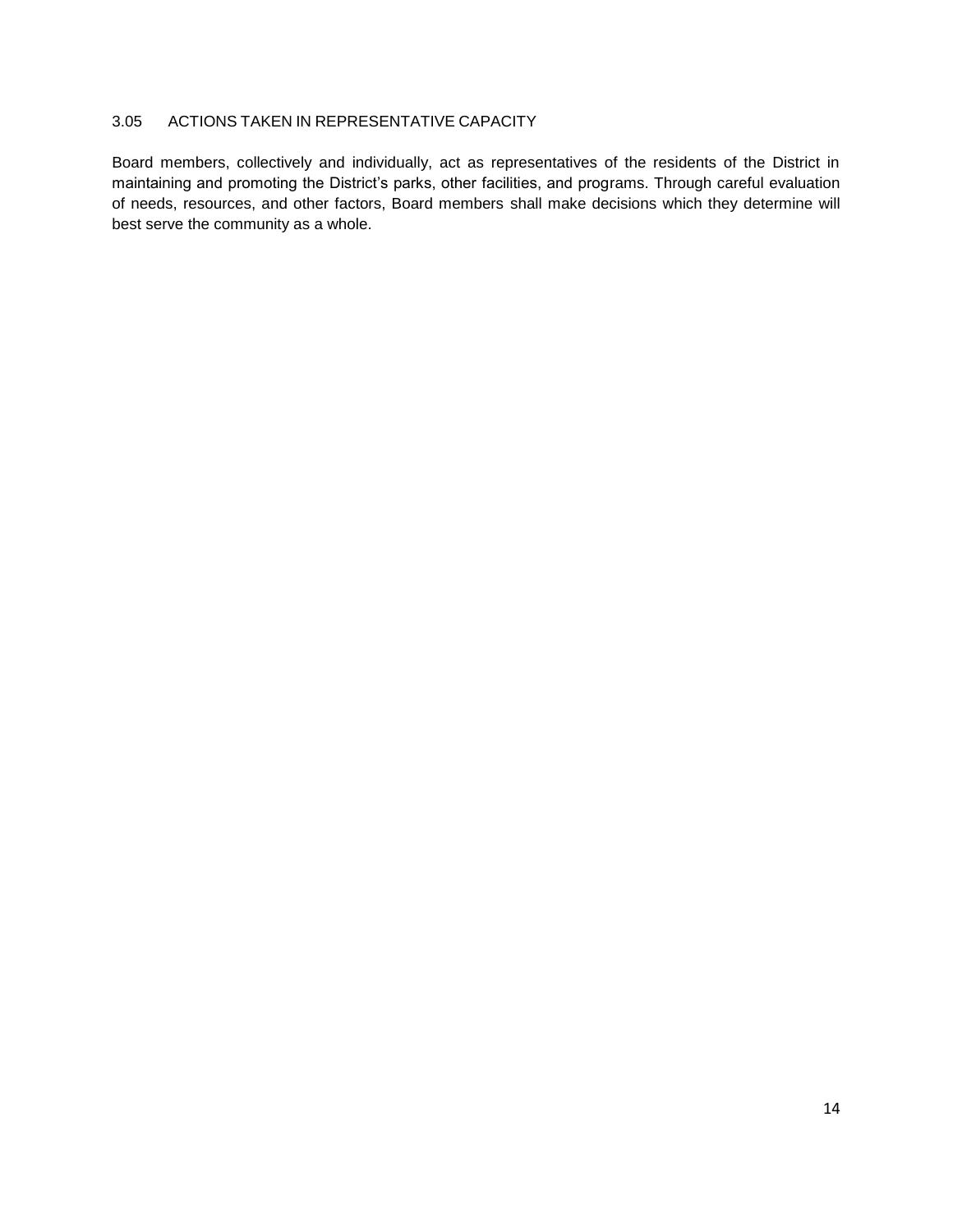### 3.05 ACTIONS TAKEN IN REPRESENTATIVE CAPACITY

Board members, collectively and individually, act as representatives of the residents of the District in maintaining and promoting the District's parks, other facilities, and programs. Through careful evaluation of needs, resources, and other factors, Board members shall make decisions which they determine will best serve the community as a whole.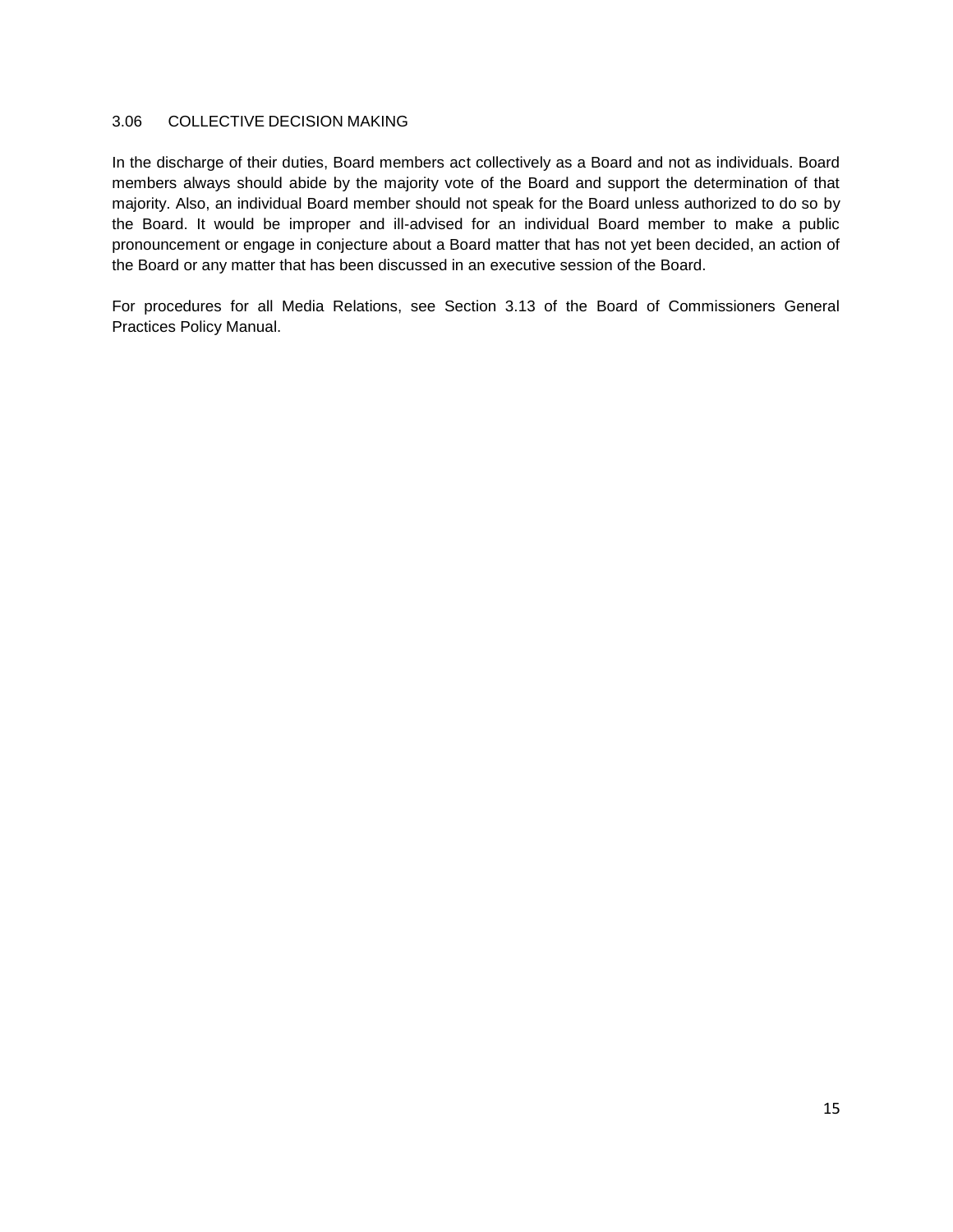### 3.06 COLLECTIVE DECISION MAKING

In the discharge of their duties, Board members act collectively as a Board and not as individuals. Board members always should abide by the majority vote of the Board and support the determination of that majority. Also, an individual Board member should not speak for the Board unless authorized to do so by the Board. It would be improper and ill-advised for an individual Board member to make a public pronouncement or engage in conjecture about a Board matter that has not yet been decided, an action of the Board or any matter that has been discussed in an executive session of the Board.

For procedures for all Media Relations, see Section 3.13 of the Board of Commissioners General Practices Policy Manual.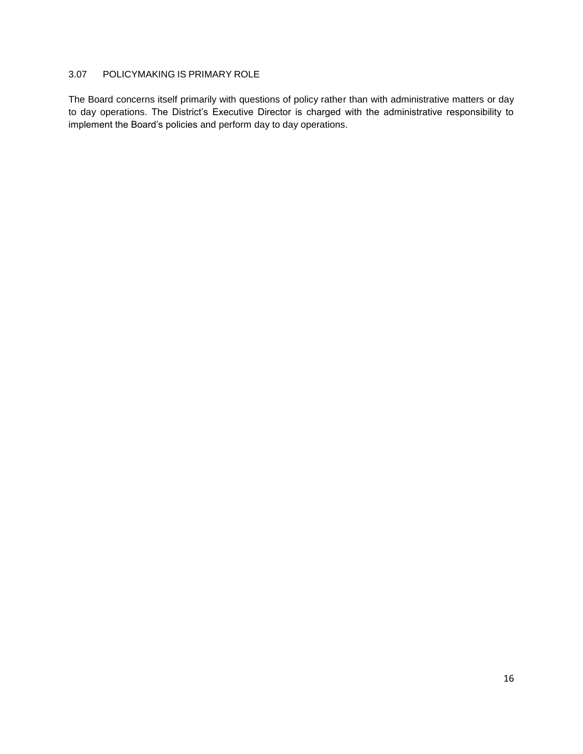### 3.07 POLICYMAKING IS PRIMARY ROLE

The Board concerns itself primarily with questions of policy rather than with administrative matters or day to day operations. The District's Executive Director is charged with the administrative responsibility to implement the Board's policies and perform day to day operations.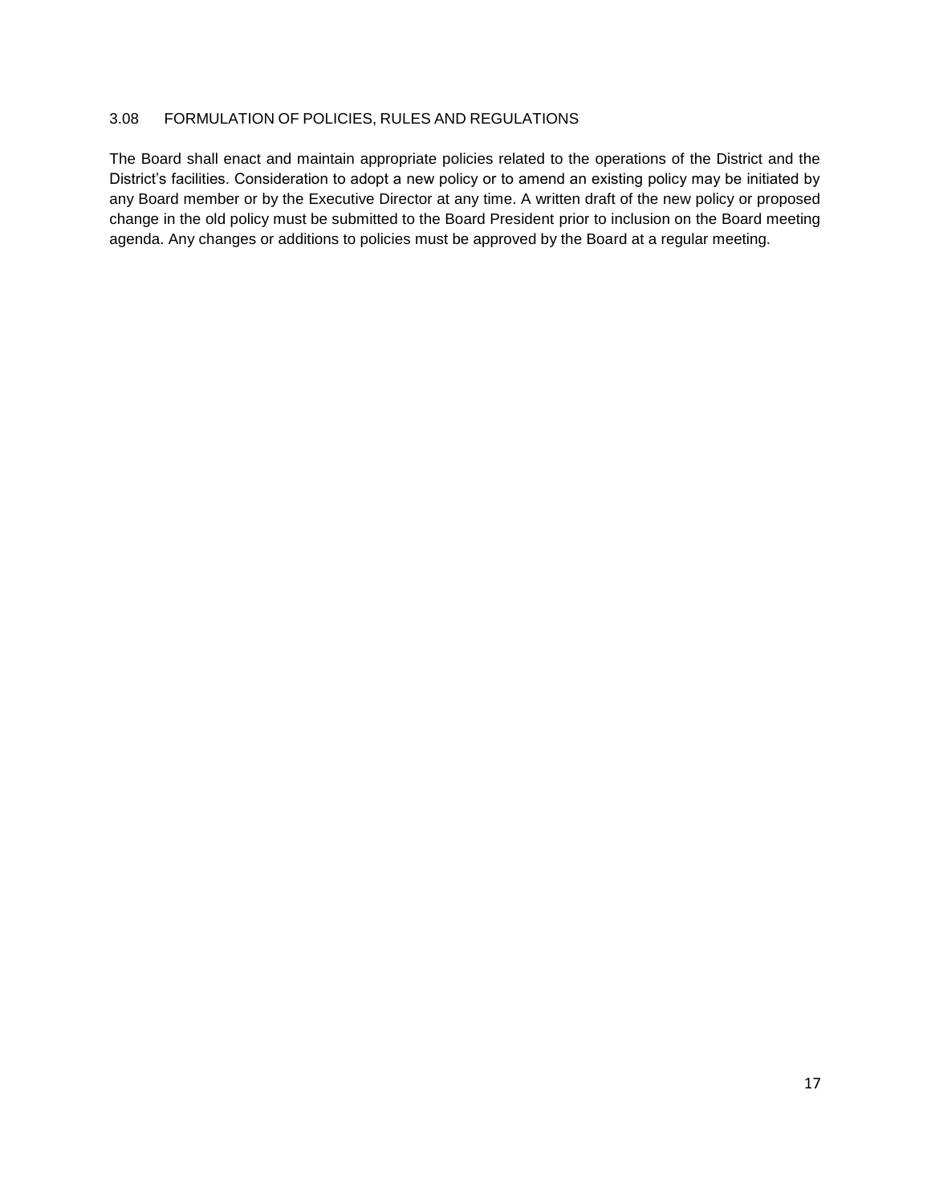### 3.08 FORMULATION OF POLICIES, RULES AND REGULATIONS

The Board shall enact and maintain appropriate policies related to the operations of the District and the District's facilities. Consideration to adopt a new policy or to amend an existing policy may be initiated by any Board member or by the Executive Director at any time. A written draft of the new policy or proposed change in the old policy must be submitted to the Board President prior to inclusion on the Board meeting agenda. Any changes or additions to policies must be approved by the Board at a regular meeting.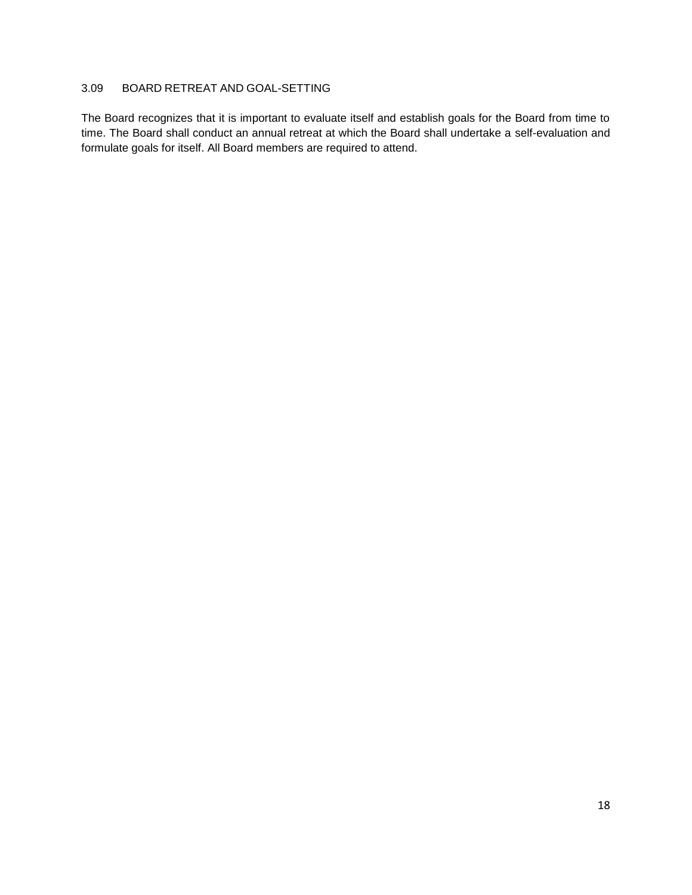### 3.09 BOARD RETREAT AND GOAL-SETTING

The Board recognizes that it is important to evaluate itself and establish goals for the Board from time to time. The Board shall conduct an annual retreat at which the Board shall undertake a self-evaluation and formulate goals for itself. All Board members are required to attend.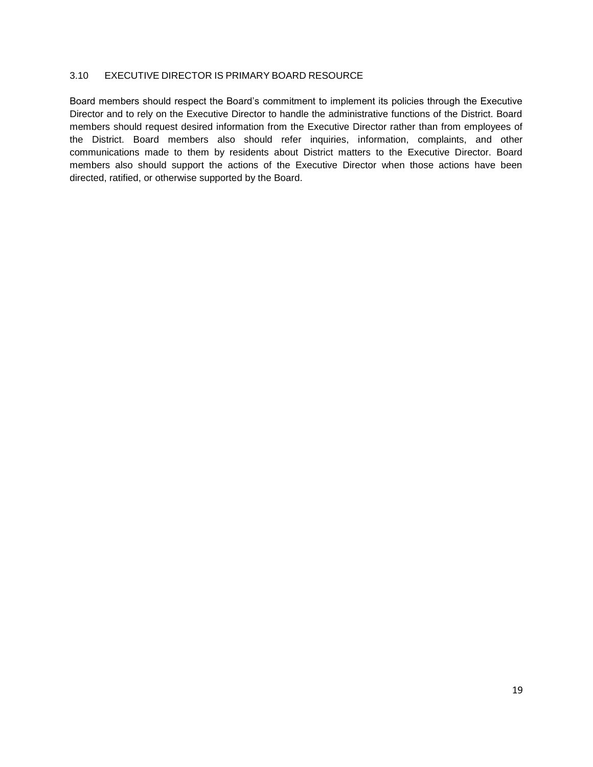### 3.10 EXECUTIVE DIRECTOR IS PRIMARY BOARD RESOURCE

Board members should respect the Board's commitment to implement its policies through the Executive Director and to rely on the Executive Director to handle the administrative functions of the District. Board members should request desired information from the Executive Director rather than from employees of the District. Board members also should refer inquiries, information, complaints, and other communications made to them by residents about District matters to the Executive Director. Board members also should support the actions of the Executive Director when those actions have been directed, ratified, or otherwise supported by the Board.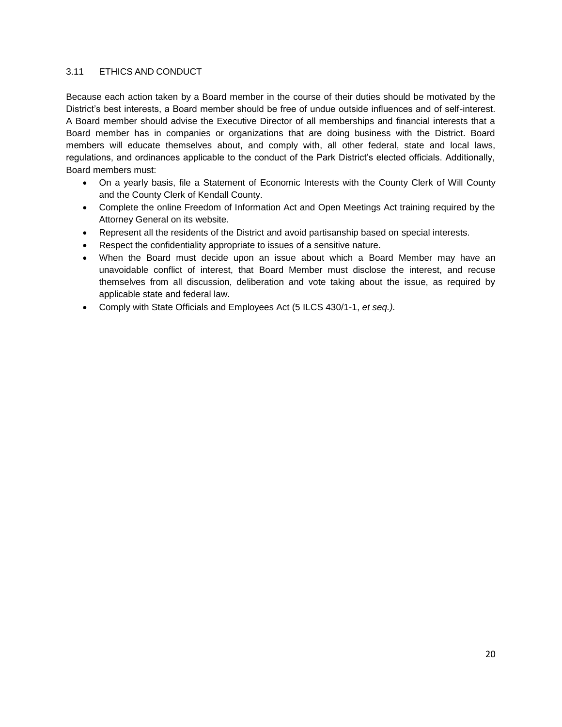### 3.11 ETHICS AND CONDUCT

Because each action taken by a Board member in the course of their duties should be motivated by the District's best interests, a Board member should be free of undue outside influences and of self-interest. A Board member should advise the Executive Director of all memberships and financial interests that a Board member has in companies or organizations that are doing business with the District. Board members will educate themselves about, and comply with, all other federal, state and local laws, regulations, and ordinances applicable to the conduct of the Park District's elected officials. Additionally, Board members must:

- On a yearly basis, file a Statement of Economic Interests with the County Clerk of Will County and the County Clerk of Kendall County.
- Complete the online Freedom of Information Act and Open Meetings Act training required by the Attorney General on its website.
- Represent all the residents of the District and avoid partisanship based on special interests.
- Respect the confidentiality appropriate to issues of a sensitive nature.
- When the Board must decide upon an issue about which a Board Member may have an unavoidable conflict of interest, that Board Member must disclose the interest, and recuse themselves from all discussion, deliberation and vote taking about the issue, as required by applicable state and federal law.
- Comply with State Officials and Employees Act (5 ILCS 430/1-1, *et seq.).*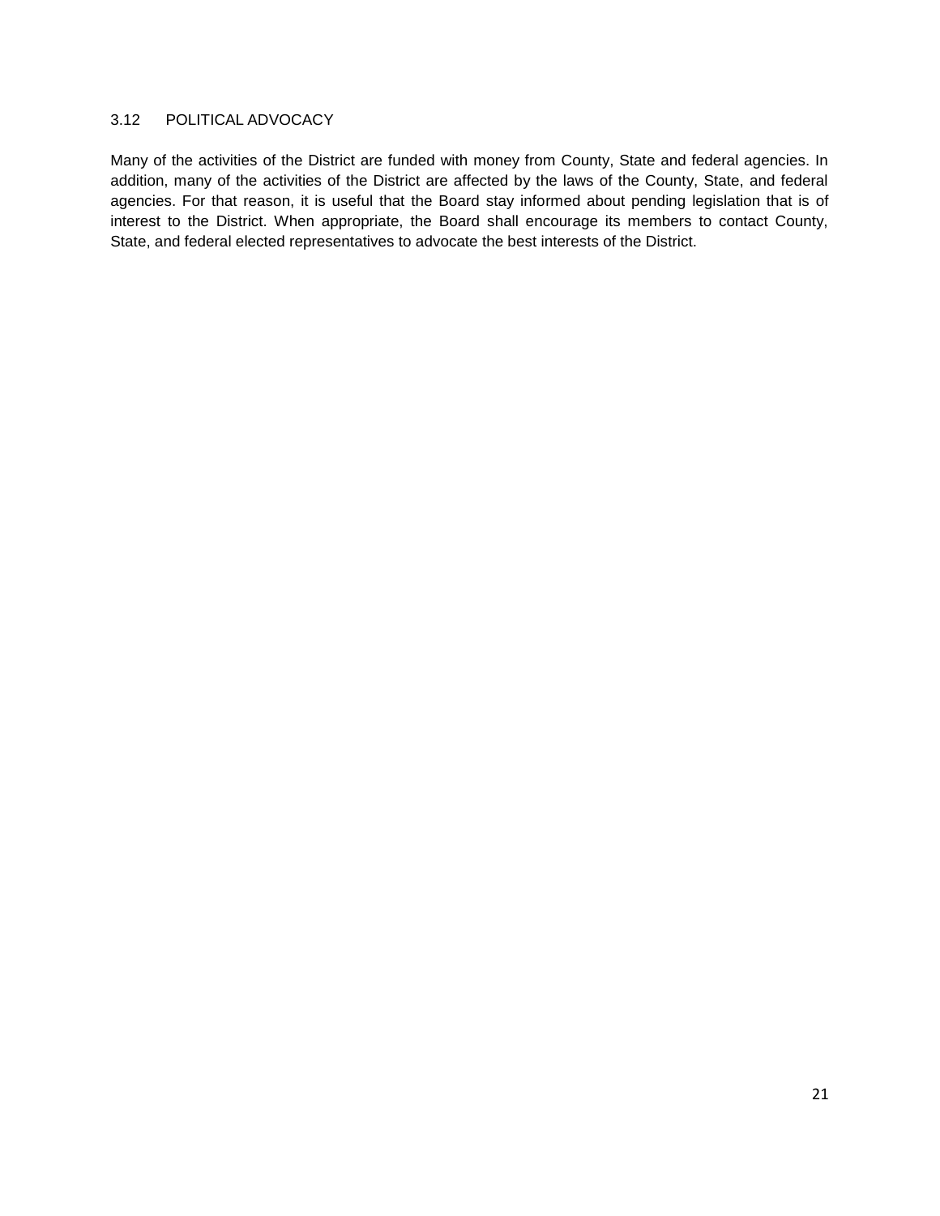### 3.12 POLITICAL ADVOCACY

Many of the activities of the District are funded with money from County, State and federal agencies. In addition, many of the activities of the District are affected by the laws of the County, State, and federal agencies. For that reason, it is useful that the Board stay informed about pending legislation that is of interest to the District. When appropriate, the Board shall encourage its members to contact County, State, and federal elected representatives to advocate the best interests of the District.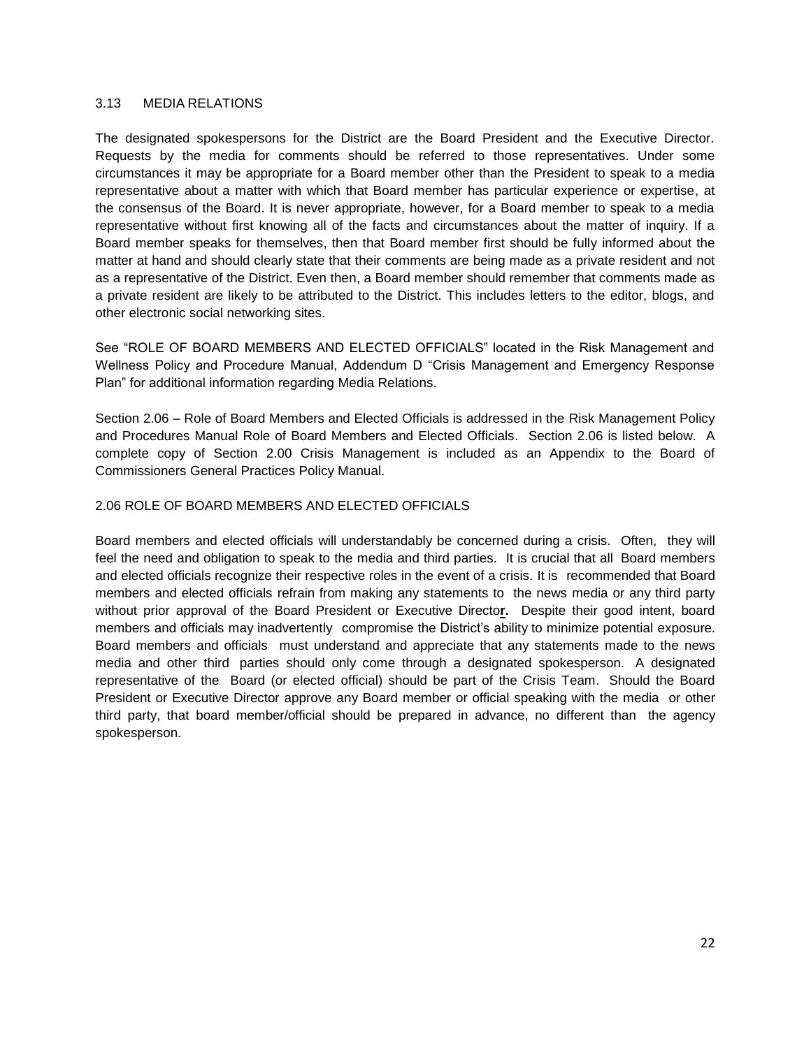### 3.13 MEDIA RELATIONS

The designated spokespersons for the District are the Board President and the Executive Director. Requests by the media for comments should be referred to those representatives. Under some circumstances it may be appropriate for a Board member other than the President to speak to a media representative about a matter with which that Board member has particular experience or expertise, at the consensus of the Board. It is never appropriate, however, for a Board member to speak to a media representative without first knowing all of the facts and circumstances about the matter of inquiry. If a Board member speaks for themselves, then that Board member first should be fully informed about the matter at hand and should clearly state that their comments are being made as a private resident and not as a representative of the District. Even then, a Board member should remember that comments made as a private resident are likely to be attributed to the District. This includes letters to the editor, blogs, and other electronic social networking sites.

See "ROLE OF BOARD MEMBERS AND ELECTED OFFICIALS" located in the Risk Management and Wellness Policy and Procedure Manual, Addendum D "Crisis Management and Emergency Response Plan" for additional information regarding Media Relations.

Section 2.06 – Role of Board Members and Elected Officials is addressed in the Risk Management Policy and Procedures Manual Role of Board Members and Elected Officials. Section 2.06 is listed below. A complete copy of Section 2.00 Crisis Management is included as an Appendix to the Board of Commissioners General Practices Policy Manual.

### 2.06 ROLE OF BOARD MEMBERS AND ELECTED OFFICIALS

Board members and elected officials will understandably be concerned during a crisis. Often, they will feel the need and obligation to speak to the media and third parties. It is crucial that all Board members and elected officials recognize their respective roles in the event of a crisis. It is recommended that Board members and elected officials refrain from making any statements to the news media or any third party without prior approval of the Board President or Executive Director. Despite their good intent, board members and officials may inadvertently compromise the District's ability to minimize potential exposure. Board members and officials must understand and appreciate that any statements made to the news media and other third parties should only come through a designated spokesperson. A designated representative of the Board (or elected official) should be part of the Crisis Team. Should the Board President or Executive Director approve any Board member or official speaking with the media or other third party, that board member/official should be prepared in advance, no different than the agency spokesperson.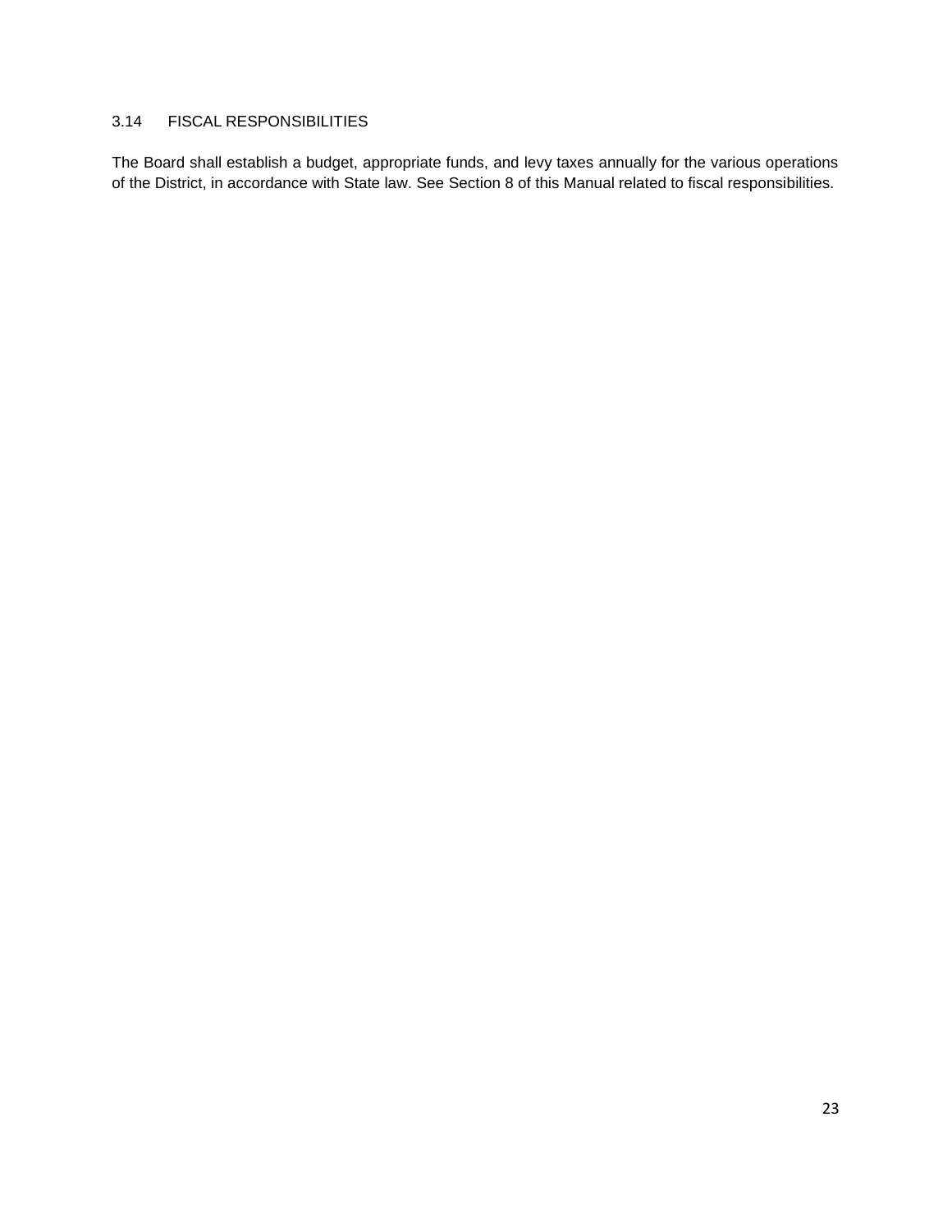### 3.14 FISCAL RESPONSIBILITIES

The Board shall establish a budget, appropriate funds, and levy taxes annually for the various operations of the District, in accordance with State law. See Section 8 of this Manual related to fiscal responsibilities.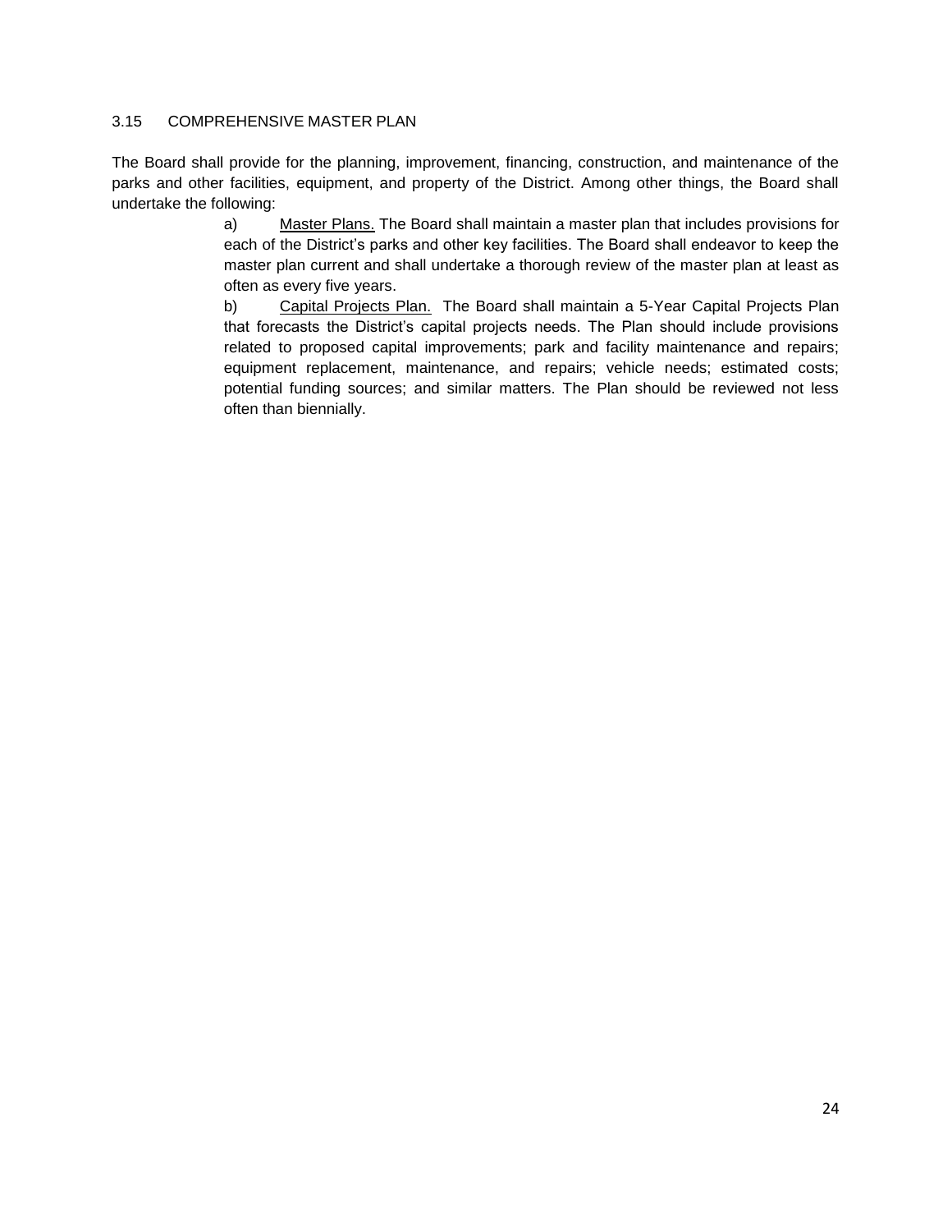## 3.15 COMPREHENSIVE MASTER PLAN

The Board shall provide for the planning, improvement, financing, construction, and maintenance of the parks and other facilities, equipment, and property of the District. Among other things, the Board shall undertake the following:

a) Master Plans. The Board shall maintain a master plan that includes provisions for each of the District's parks and other key facilities. The Board shall endeavor to keep the master plan current and shall undertake a thorough review of the master plan at least as often as every five years.

b) Capital Projects Plan. The Board shall maintain a 5-Year Capital Projects Plan that forecasts the District's capital projects needs. The Plan should include provisions related to proposed capital improvements; park and facility maintenance and repairs; equipment replacement, maintenance, and repairs; vehicle needs; estimated costs; potential funding sources; and similar matters. The Plan should be reviewed not less often than biennially.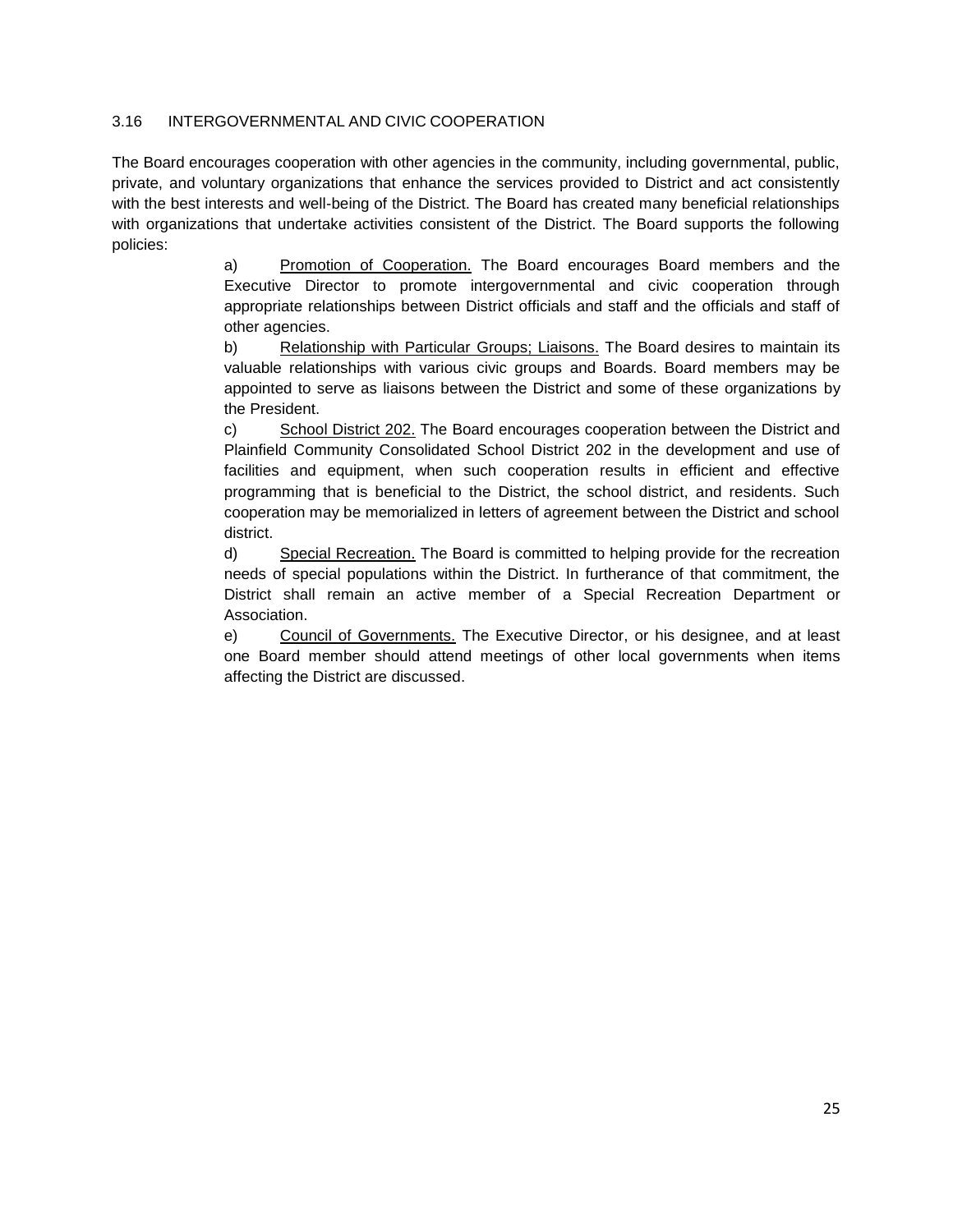## 3.16 INTERGOVERNMENTAL AND CIVIC COOPERATION

The Board encourages cooperation with other agencies in the community, including governmental, public, private, and voluntary organizations that enhance the services provided to District and act consistently with the best interests and well-being of the District. The Board has created many beneficial relationships with organizations that undertake activities consistent of the District. The Board supports the following policies:

a) Promotion of Cooperation. The Board encourages Board members and the Executive Director to promote intergovernmental and civic cooperation through appropriate relationships between District officials and staff and the officials and staff of other agencies.

b) Relationship with Particular Groups; Liaisons. The Board desires to maintain its valuable relationships with various civic groups and Boards. Board members may be appointed to serve as liaisons between the District and some of these organizations by the President.

c) School District 202. The Board encourages cooperation between the District and Plainfield Community Consolidated School District 202 in the development and use of facilities and equipment, when such cooperation results in efficient and effective programming that is beneficial to the District, the school district, and residents. Such cooperation may be memorialized in letters of agreement between the District and school district.

d) Special Recreation. The Board is committed to helping provide for the recreation needs of special populations within the District. In furtherance of that commitment, the District shall remain an active member of a Special Recreation Department or Association.

e) Council of Governments. The Executive Director, or his designee, and at least one Board member should attend meetings of other local governments when items affecting the District are discussed.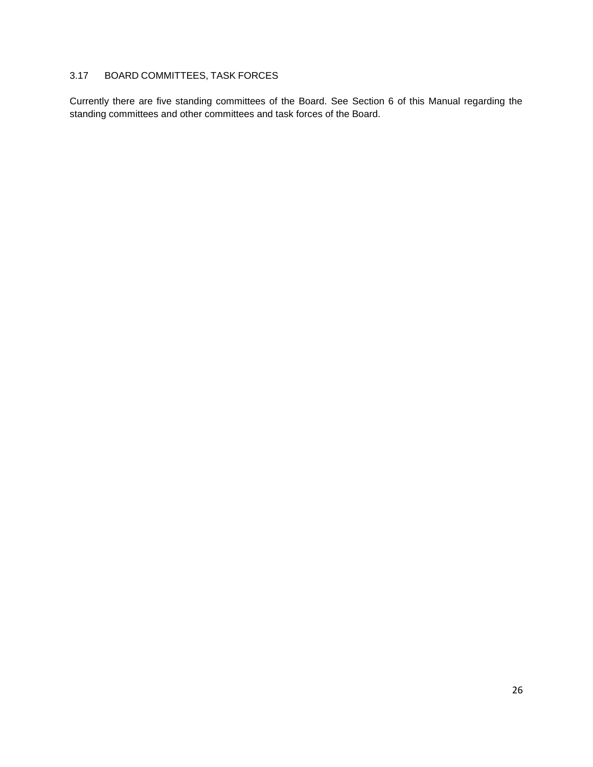### 3.17 BOARD COMMITTEES, TASK FORCES

Currently there are five standing committees of the Board. See Section 6 of this Manual regarding the standing committees and other committees and task forces of the Board.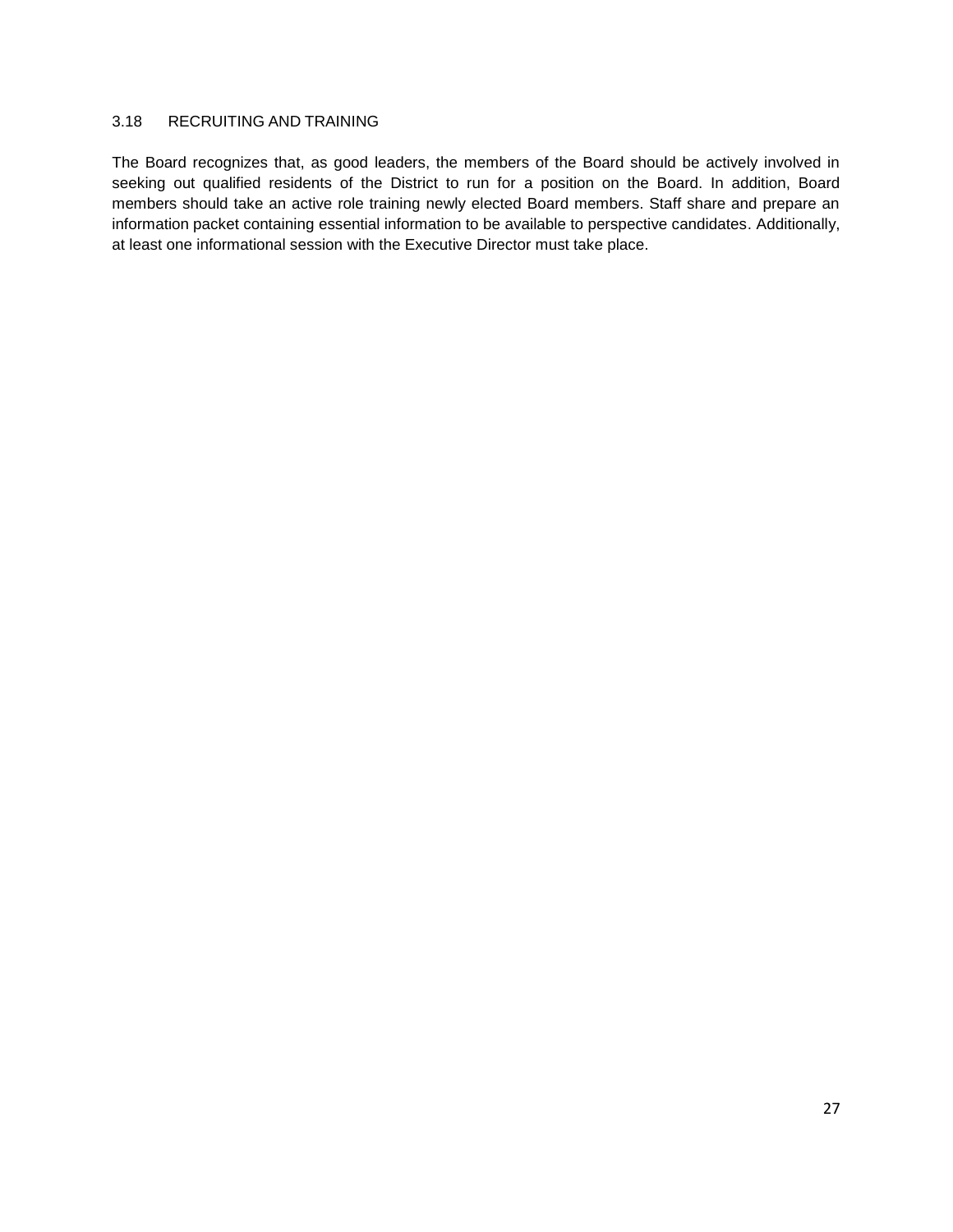### 3.18 RECRUITING AND TRAINING

The Board recognizes that, as good leaders, the members of the Board should be actively involved in seeking out qualified residents of the District to run for a position on the Board. In addition, Board members should take an active role training newly elected Board members. Staff share and prepare an information packet containing essential information to be available to perspective candidates. Additionally, at least one informational session with the Executive Director must take place.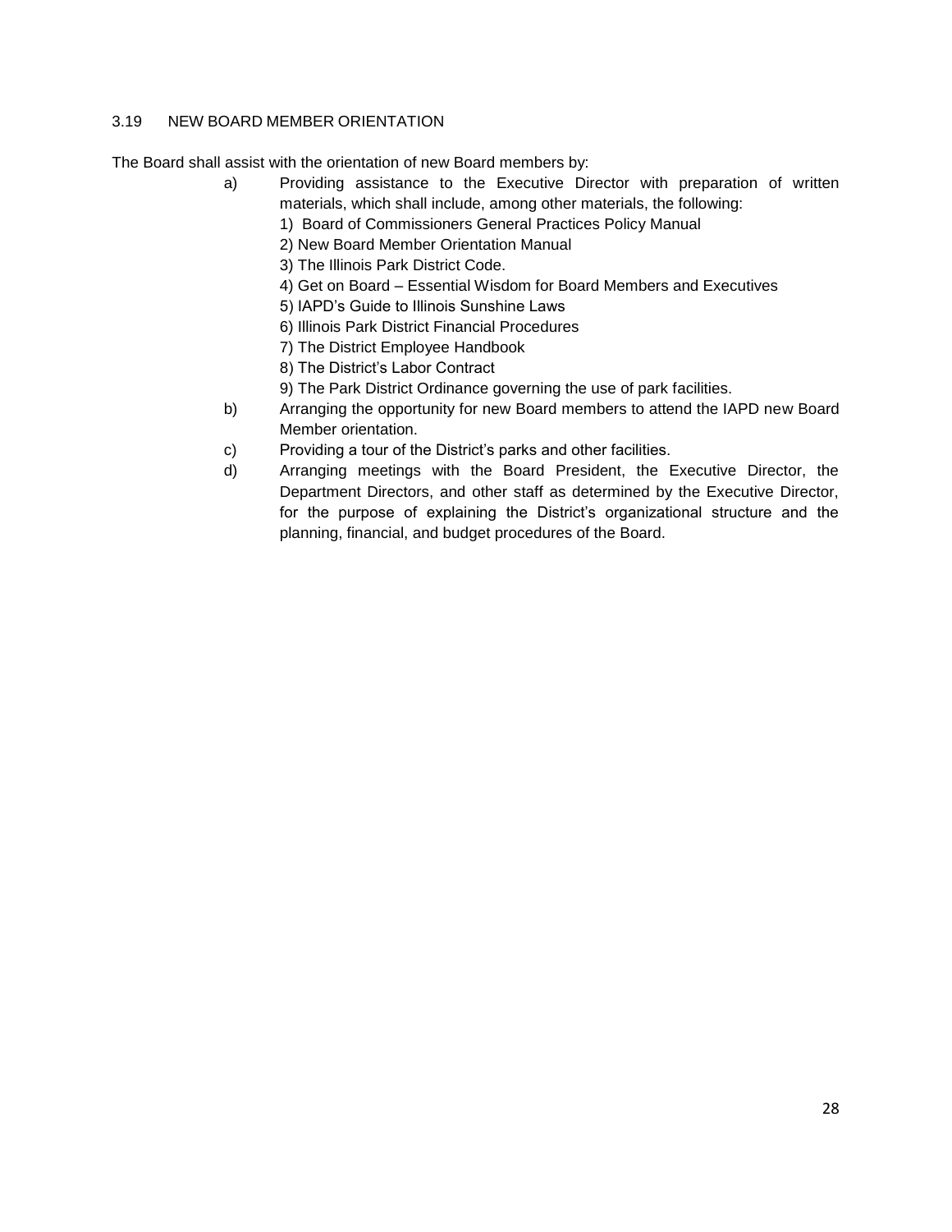### 3.19 NEW BOARD MEMBER ORIENTATION

The Board shall assist with the orientation of new Board members by:

a) Providing assistance to the Executive Director with preparation of written materials, which shall include, among other materials, the following:
   1) Board of Commissioners General Practices Policy Manual
   2) New Board Member Orientation Manual
   3) The Illinois Park District Code.
   4) Get on Board – Essential Wisdom for Board Members and Executives
   5) IAPD's Guide to Illinois Sunshine Laws
   6) Illinois Park District Financial Procedures
   7) The District Employee Handbook
   8) The District's Labor Contract
   9) The Park District Ordinance governing the use of park facilities.

b) Arranging the opportunity for new Board members to attend the IAPD new Board Member orientation.

c) Providing a tour of the District's parks and other facilities.

d) Arranging meetings with the Board President, the Executive Director, the Department Directors, and other staff as determined by the Executive Director, for the purpose of explaining the District's organizational structure and the planning, financial, and budget procedures of the Board.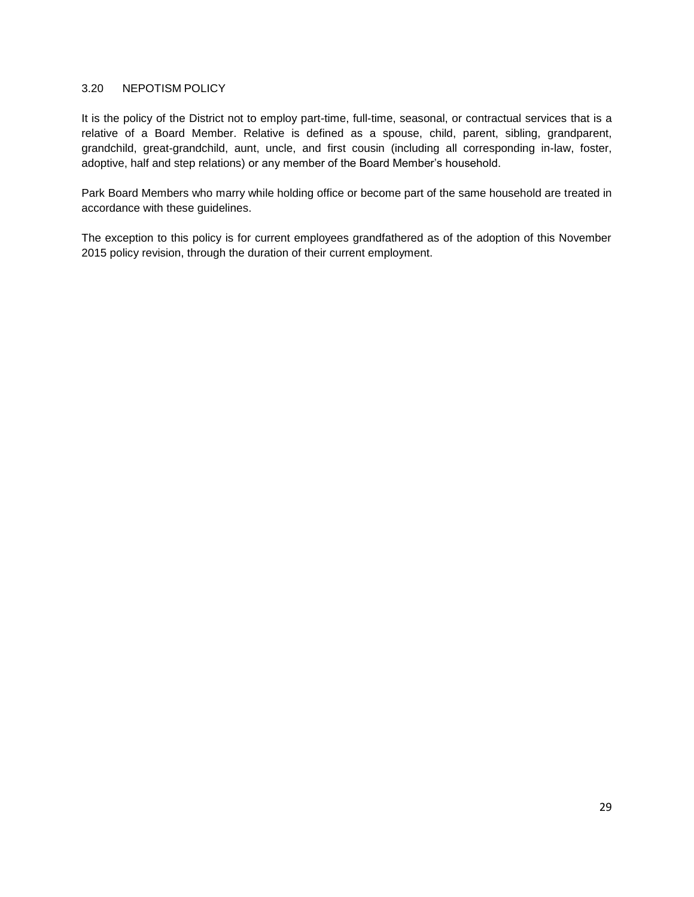### 3.20 NEPOTISM POLICY

It is the policy of the District not to employ part-time, full-time, seasonal, or contractual services that is a relative of a Board Member. Relative is defined as a spouse, child, parent, sibling, grandparent, grandchild, great-grandchild, aunt, uncle, and first cousin (including all corresponding in-law, foster, adoptive, half and step relations) or any member of the Board Member's household.

Park Board Members who marry while holding office or become part of the same household are treated in accordance with these guidelines.

The exception to this policy is for current employees grandfathered as of the adoption of this November 2015 policy revision, through the duration of their current employment.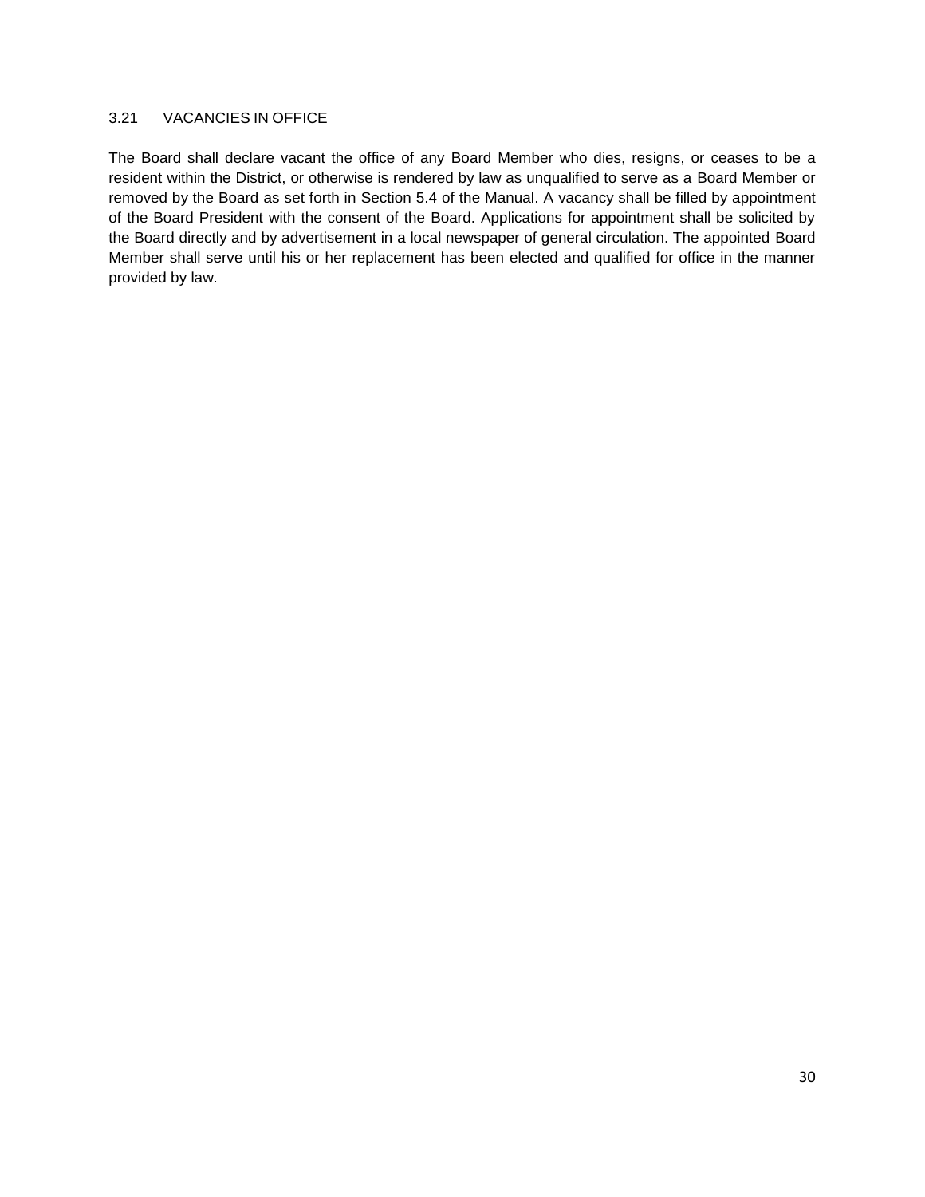### 3.21 VACANCIES IN OFFICE

The Board shall declare vacant the office of any Board Member who dies, resigns, or ceases to be a resident within the District, or otherwise is rendered by law as unqualified to serve as a Board Member or removed by the Board as set forth in Section 5.4 of the Manual. A vacancy shall be filled by appointment of the Board President with the consent of the Board. Applications for appointment shall be solicited by the Board directly and by advertisement in a local newspaper of general circulation. The appointed Board Member shall serve until his or her replacement has been elected and qualified for office in the manner provided by law.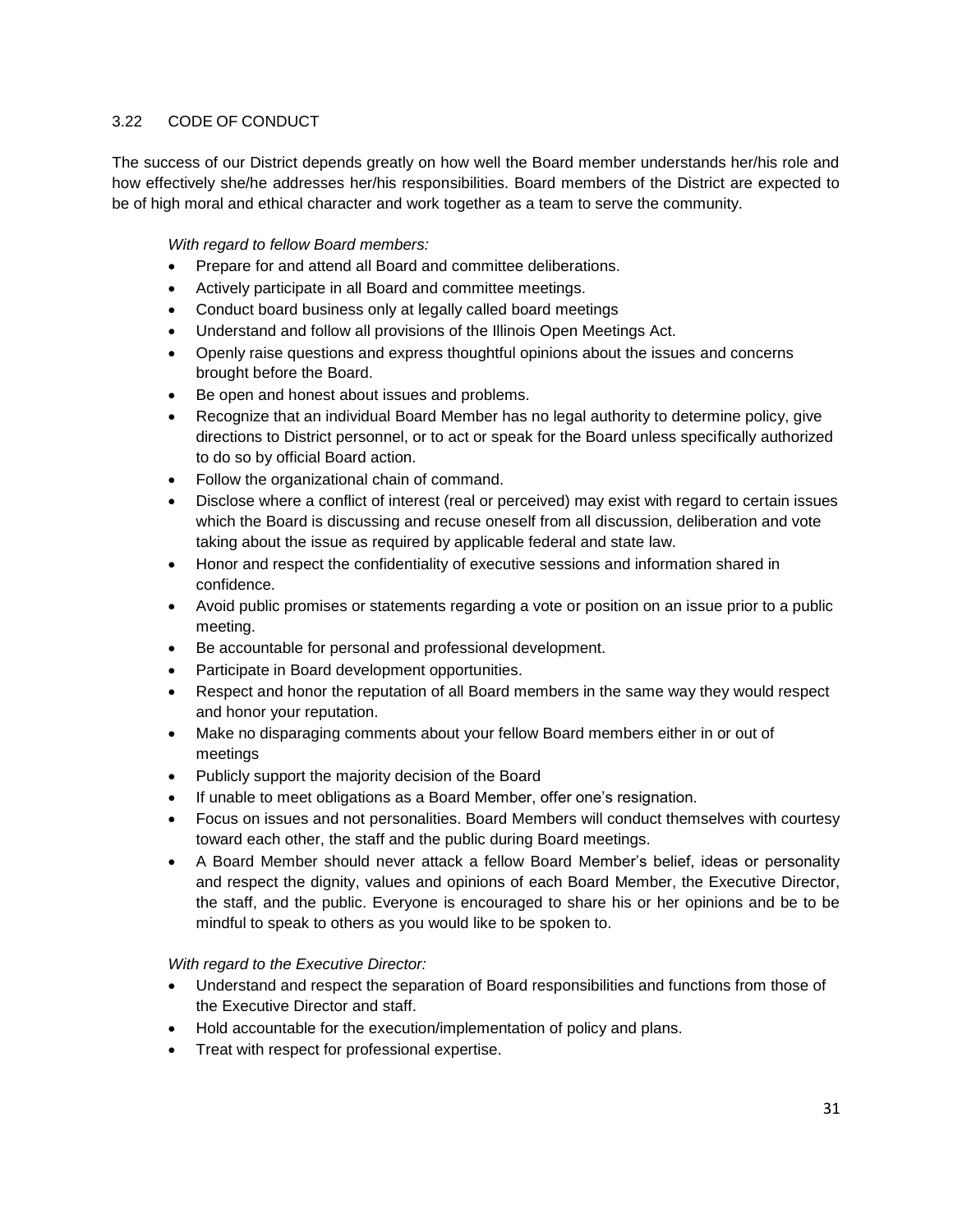### 3.22 CODE OF CONDUCT

The success of our District depends greatly on how well the Board member understands her/his role and how effectively she/he addresses her/his responsibilities. Board members of the District are expected to be of high moral and ethical character and work together as a team to serve the community.

*With regard to fellow Board members:*

- Prepare for and attend all Board and committee deliberations.
- Actively participate in all Board and committee meetings.
- Conduct board business only at legally called board meetings
- Understand and follow all provisions of the Illinois Open Meetings Act.
- Openly raise questions and express thoughtful opinions about the issues and concerns brought before the Board.
- Be open and honest about issues and problems.
- Recognize that an individual Board Member has no legal authority to determine policy, give directions to District personnel, or to act or speak for the Board unless specifically authorized to do so by official Board action.
- Follow the organizational chain of command.
- Disclose where a conflict of interest (real or perceived) may exist with regard to certain issues which the Board is discussing and recuse oneself from all discussion, deliberation and vote taking about the issue as required by applicable federal and state law.
- Honor and respect the confidentiality of executive sessions and information shared in confidence.
- Avoid public promises or statements regarding a vote or position on an issue prior to a public meeting.
- Be accountable for personal and professional development.
- Participate in Board development opportunities.
- Respect and honor the reputation of all Board members in the same way they would respect and honor your reputation.
- Make no disparaging comments about your fellow Board members either in or out of meetings
- Publicly support the majority decision of the Board
- If unable to meet obligations as a Board Member, offer one's resignation.
- Focus on issues and not personalities. Board Members will conduct themselves with courtesy toward each other, the staff and the public during Board meetings.
- A Board Member should never attack a fellow Board Member's belief, ideas or personality and respect the dignity, values and opinions of each Board Member, the Executive Director, the staff, and the public. Everyone is encouraged to share his or her opinions and be to be mindful to speak to others as you would like to be spoken to.

*With regard to the Executive Director:*

- Understand and respect the separation of Board responsibilities and functions from those of the Executive Director and staff.
- Hold accountable for the execution/implementation of policy and plans.
- Treat with respect for professional expertise.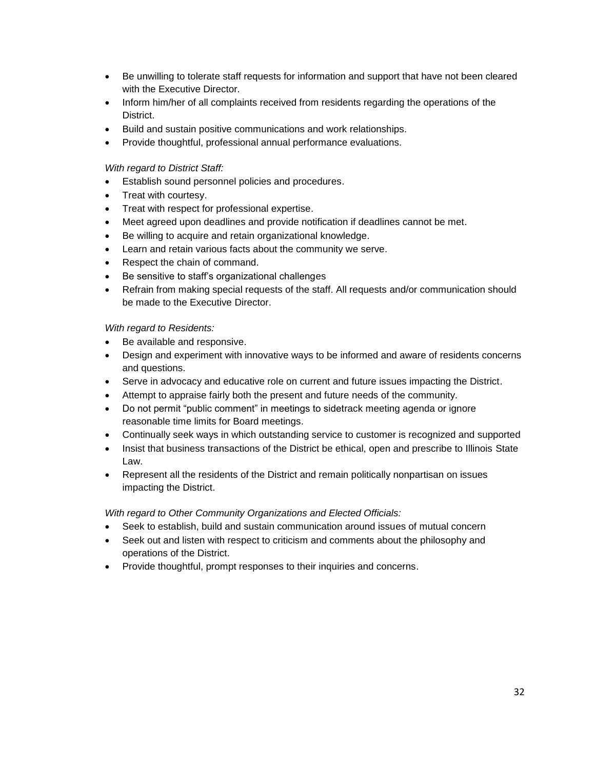- Be unwilling to tolerate staff requests for information and support that have not been cleared with the Executive Director.
- Inform him/her of all complaints received from residents regarding the operations of the District.
- Build and sustain positive communications and work relationships.
- Provide thoughtful, professional annual performance evaluations.

*With regard to District Staff:*

- Establish sound personnel policies and procedures.
- Treat with courtesy.
- Treat with respect for professional expertise.
- Meet agreed upon deadlines and provide notification if deadlines cannot be met.
- Be willing to acquire and retain organizational knowledge.
- Learn and retain various facts about the community we serve.
- Respect the chain of command.
- Be sensitive to staff's organizational challenges
- Refrain from making special requests of the staff. All requests and/or communication should be made to the Executive Director.

*With regard to Residents:*

- Be available and responsive.
- Design and experiment with innovative ways to be informed and aware of residents concerns and questions.
- Serve in advocacy and educative role on current and future issues impacting the District.
- Attempt to appraise fairly both the present and future needs of the community.
- Do not permit "public comment" in meetings to sidetrack meeting agenda or ignore reasonable time limits for Board meetings.
- Continually seek ways in which outstanding service to customer is recognized and supported
- Insist that business transactions of the District be ethical, open and prescribe to Illinois State Law.
- Represent all the residents of the District and remain politically nonpartisan on issues impacting the District.

*With regard to Other Community Organizations and Elected Officials:*

- Seek to establish, build and sustain communication around issues of mutual concern
- Seek out and listen with respect to criticism and comments about the philosophy and operations of the District.
- Provide thoughtful, prompt responses to their inquiries and concerns.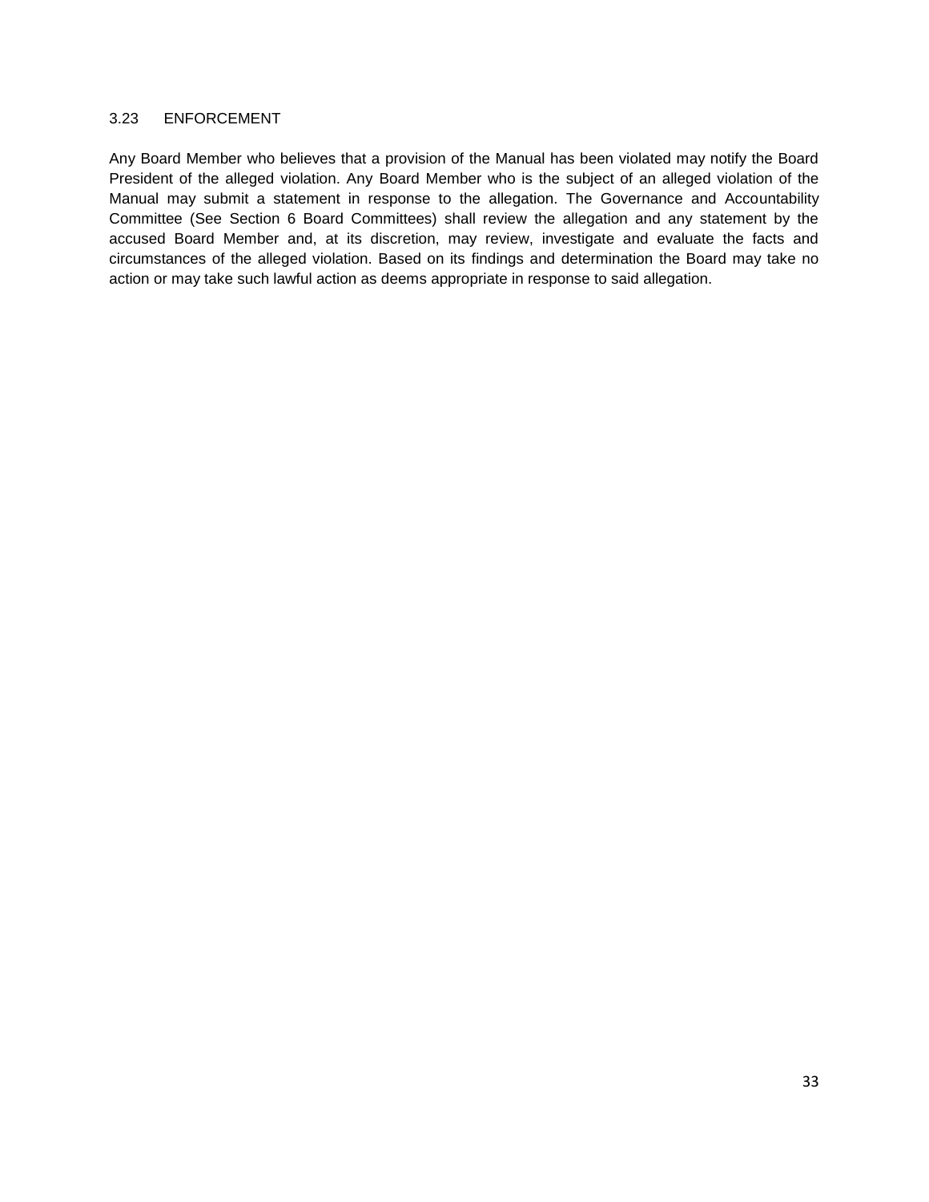### 3.23 ENFORCEMENT

Any Board Member who believes that a provision of the Manual has been violated may notify the Board President of the alleged violation. Any Board Member who is the subject of an alleged violation of the Manual may submit a statement in response to the allegation. The Governance and Accountability Committee (See Section 6 Board Committees) shall review the allegation and any statement by the accused Board Member and, at its discretion, may review, investigate and evaluate the facts and circumstances of the alleged violation. Based on its findings and determination the Board may take no action or may take such lawful action as deems appropriate in response to said allegation.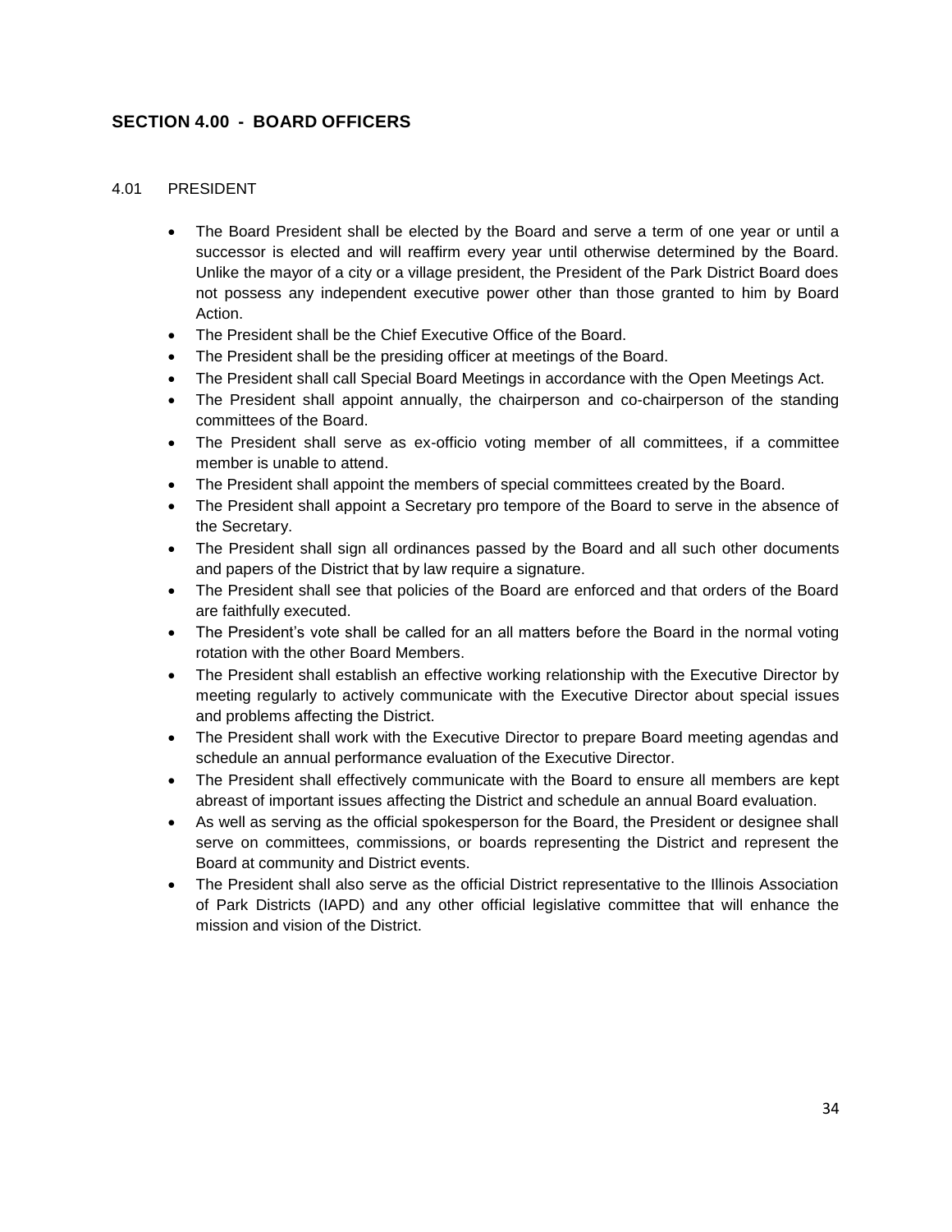## SECTION 4.00 - BOARD OFFICERS

### 4.01 PRESIDENT

- The Board President shall be elected by the Board and serve a term of one year or until a successor is elected and will reaffirm every year until otherwise determined by the Board. Unlike the mayor of a city or a village president, the President of the Park District Board does not possess any independent executive power other than those granted to him by Board Action.
- The President shall be the Chief Executive Office of the Board.
- The President shall be the presiding officer at meetings of the Board.
- The President shall call Special Board Meetings in accordance with the Open Meetings Act.
- The President shall appoint annually, the chairperson and co-chairperson of the standing committees of the Board.
- The President shall serve as ex-officio voting member of all committees, if a committee member is unable to attend.
- The President shall appoint the members of special committees created by the Board.
- The President shall appoint a Secretary pro tempore of the Board to serve in the absence of the Secretary.
- The President shall sign all ordinances passed by the Board and all such other documents and papers of the District that by law require a signature.
- The President shall see that policies of the Board are enforced and that orders of the Board are faithfully executed.
- The President's vote shall be called for an all matters before the Board in the normal voting rotation with the other Board Members.
- The President shall establish an effective working relationship with the Executive Director by meeting regularly to actively communicate with the Executive Director about special issues and problems affecting the District.
- The President shall work with the Executive Director to prepare Board meeting agendas and schedule an annual performance evaluation of the Executive Director.
- The President shall effectively communicate with the Board to ensure all members are kept abreast of important issues affecting the District and schedule an annual Board evaluation.
- As well as serving as the official spokesperson for the Board, the President or designee shall serve on committees, commissions, or boards representing the District and represent the Board at community and District events.
- The President shall also serve as the official District representative to the Illinois Association of Park Districts (IAPD) and any other official legislative committee that will enhance the mission and vision of the District.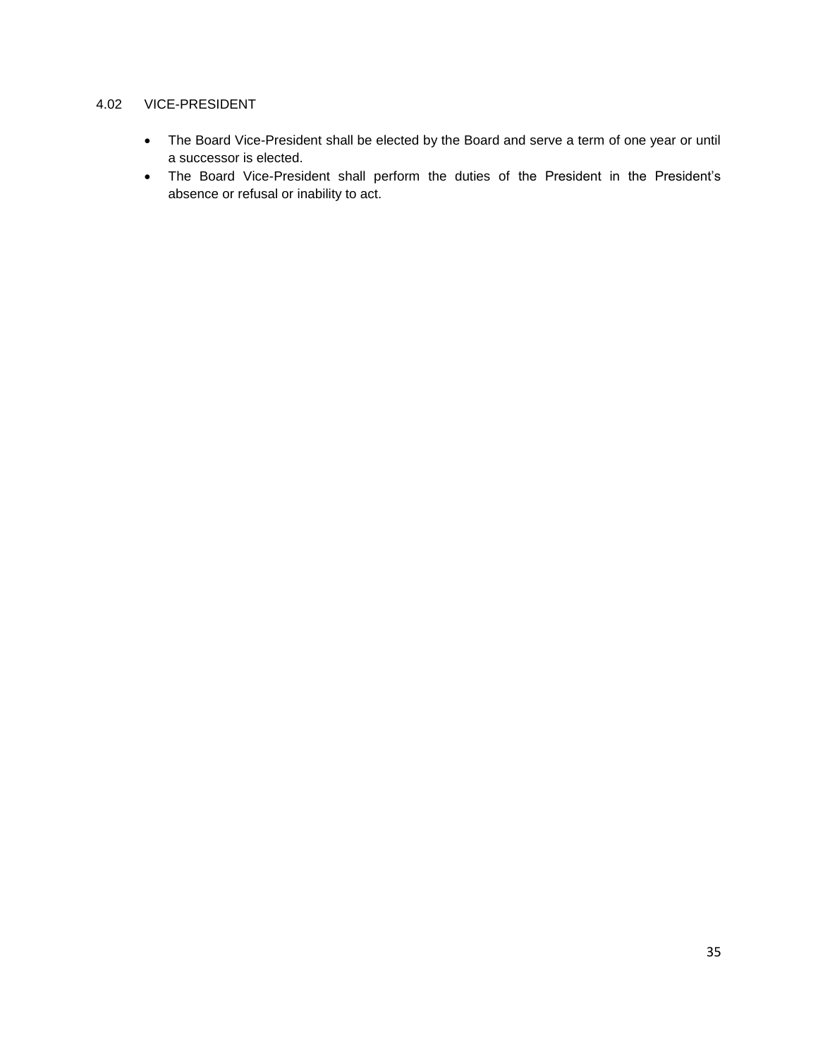### 4.02 VICE-PRESIDENT

- The Board Vice-President shall be elected by the Board and serve a term of one year or until a successor is elected.
- The Board Vice-President shall perform the duties of the President in the President's absence or refusal or inability to act.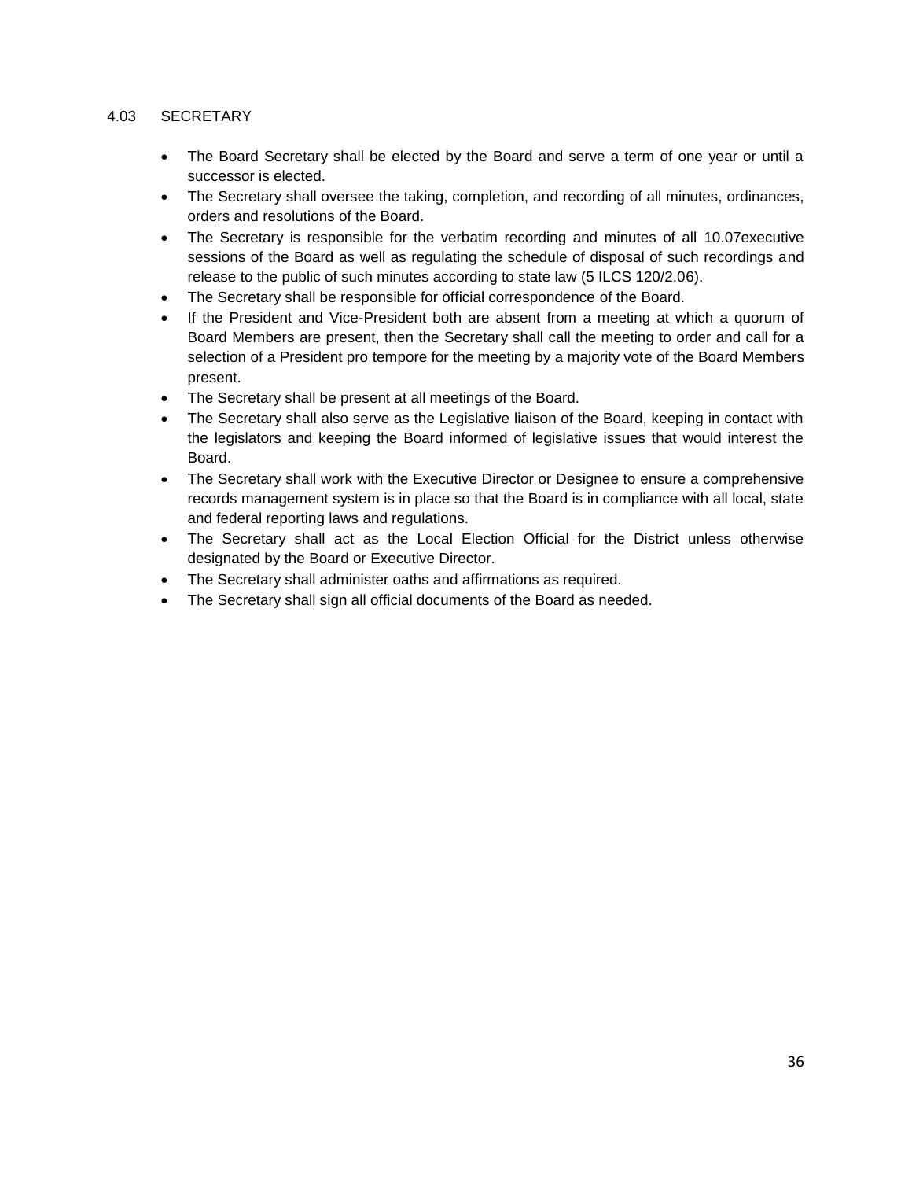### 4.03 SECRETARY

- The Board Secretary shall be elected by the Board and serve a term of one year or until a successor is elected.
- The Secretary shall oversee the taking, completion, and recording of all minutes, ordinances, orders and resolutions of the Board.
- The Secretary is responsible for the verbatim recording and minutes of all 10.07executive sessions of the Board as well as regulating the schedule of disposal of such recordings and release to the public of such minutes according to state law (5 ILCS 120/2.06).
- The Secretary shall be responsible for official correspondence of the Board.
- If the President and Vice-President both are absent from a meeting at which a quorum of Board Members are present, then the Secretary shall call the meeting to order and call for a selection of a President pro tempore for the meeting by a majority vote of the Board Members present.
- The Secretary shall be present at all meetings of the Board.
- The Secretary shall also serve as the Legislative liaison of the Board, keeping in contact with the legislators and keeping the Board informed of legislative issues that would interest the Board.
- The Secretary shall work with the Executive Director or Designee to ensure a comprehensive records management system is in place so that the Board is in compliance with all local, state and federal reporting laws and regulations.
- The Secretary shall act as the Local Election Official for the District unless otherwise designated by the Board or Executive Director.
- The Secretary shall administer oaths and affirmations as required.
- The Secretary shall sign all official documents of the Board as needed.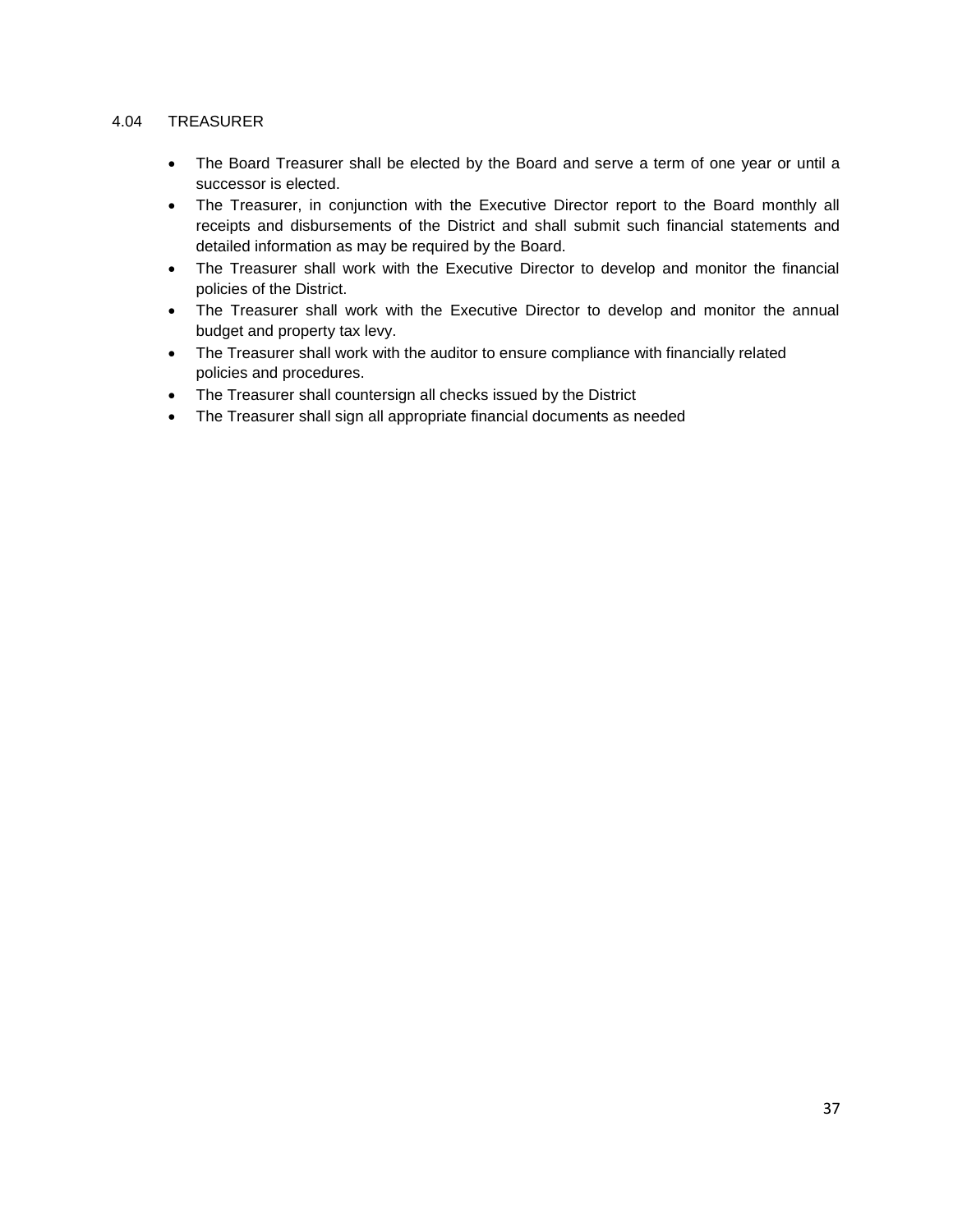## 4.04 TREASURER

- The Board Treasurer shall be elected by the Board and serve a term of one year or until a successor is elected.
- The Treasurer, in conjunction with the Executive Director report to the Board monthly all receipts and disbursements of the District and shall submit such financial statements and detailed information as may be required by the Board.
- The Treasurer shall work with the Executive Director to develop and monitor the financial policies of the District.
- The Treasurer shall work with the Executive Director to develop and monitor the annual budget and property tax levy.
- The Treasurer shall work with the auditor to ensure compliance with financially related policies and procedures.
- The Treasurer shall countersign all checks issued by the District
- The Treasurer shall sign all appropriate financial documents as needed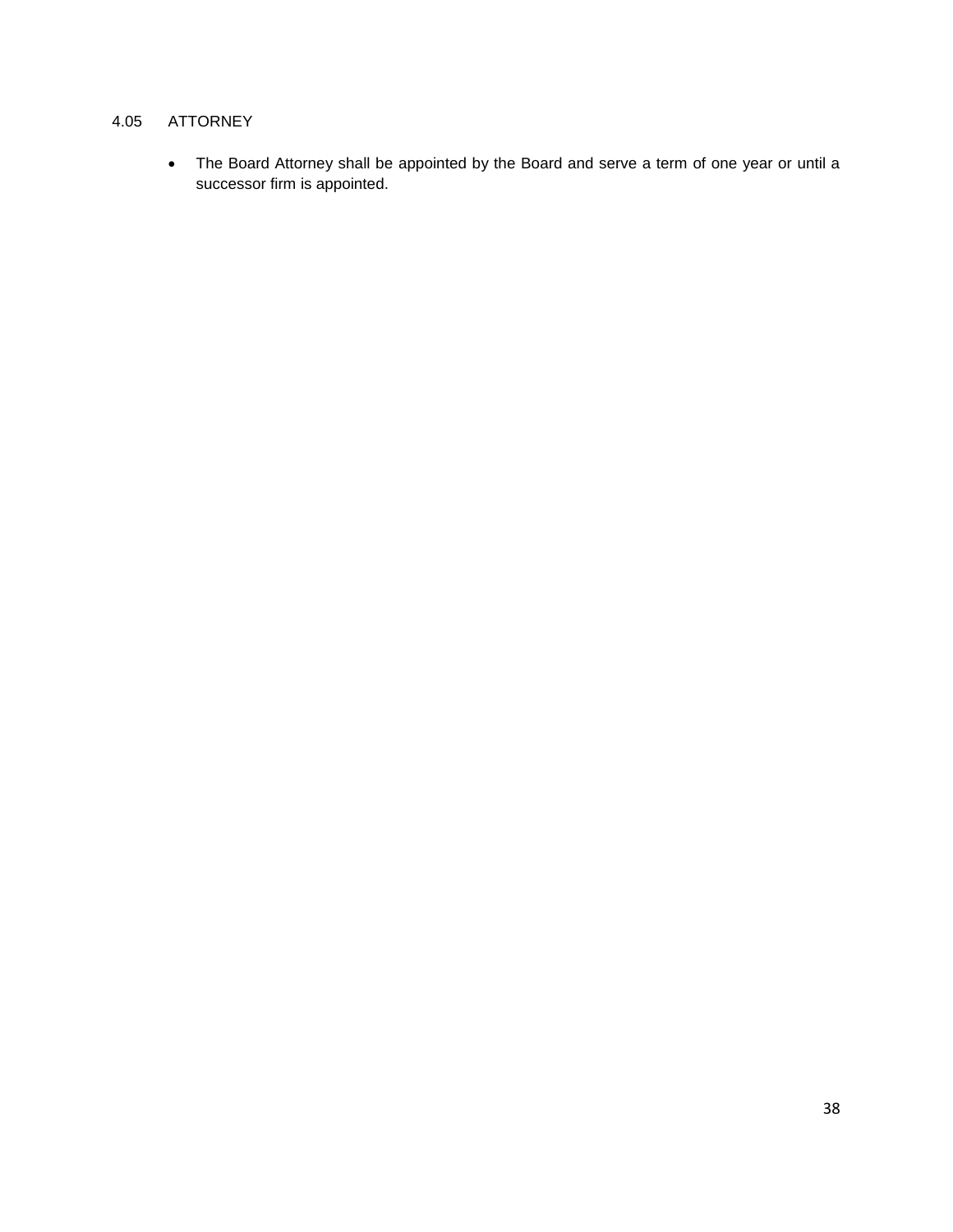## 4.05 ATTORNEY

- The Board Attorney shall be appointed by the Board and serve a term of one year or until a successor firm is appointed.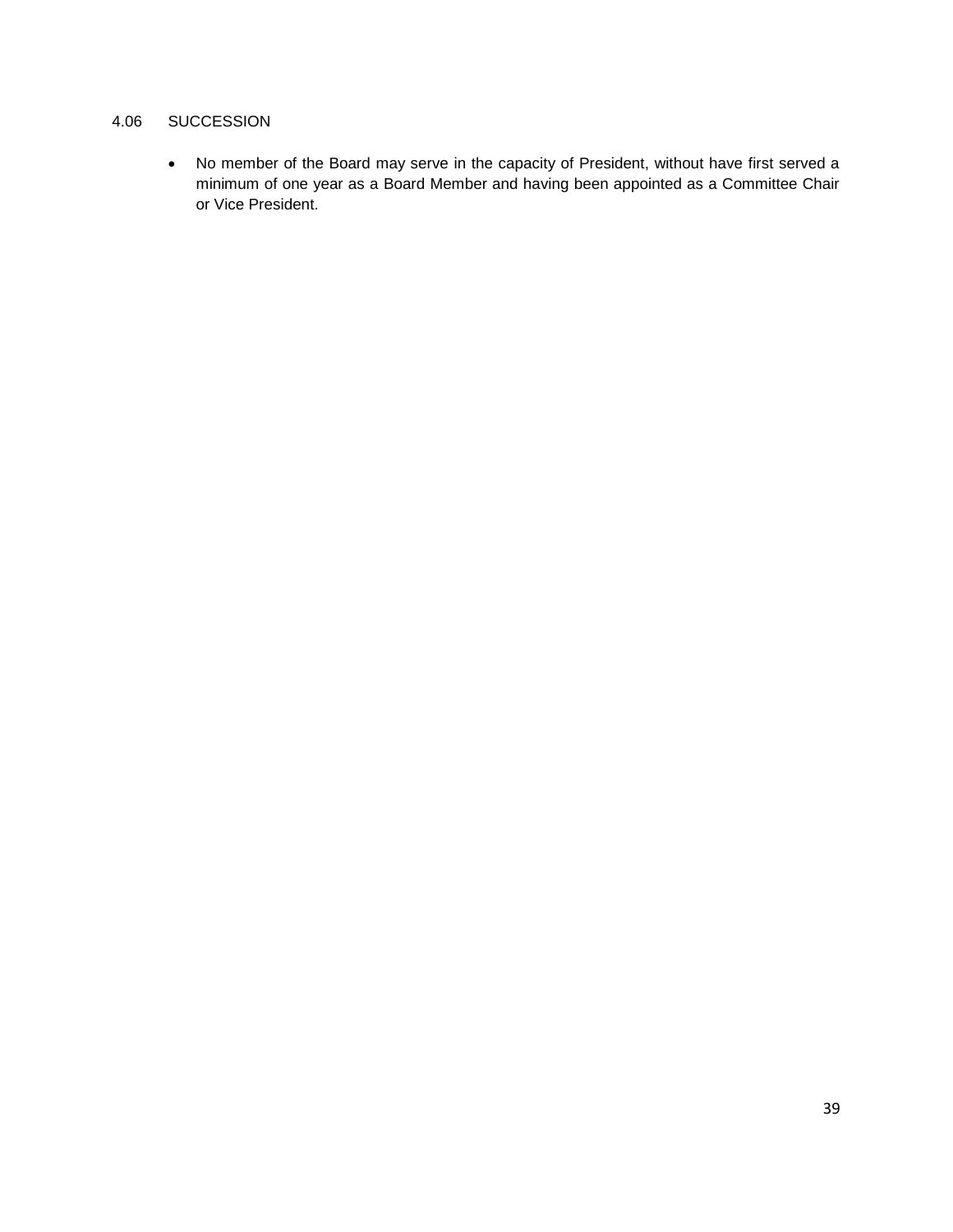## 4.06 SUCCESSION

- No member of the Board may serve in the capacity of President, without have first served a minimum of one year as a Board Member and having been appointed as a Committee Chair or Vice President.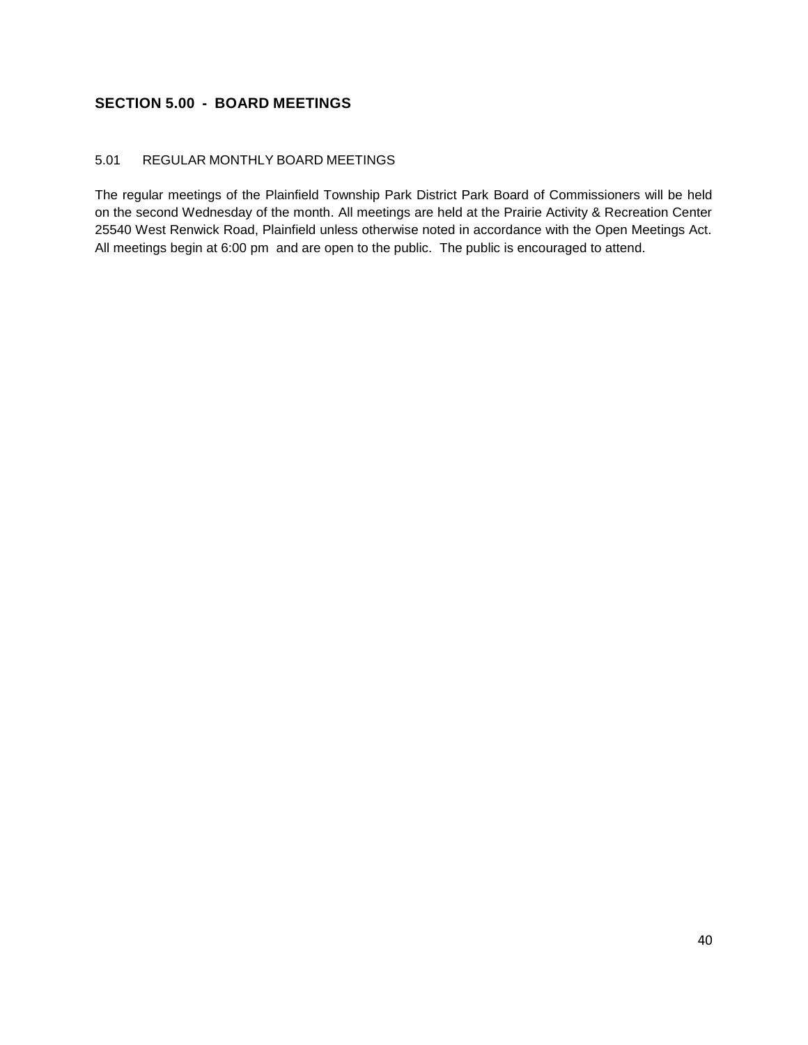## SECTION 5.00 - BOARD MEETINGS

### 5.01 REGULAR MONTHLY BOARD MEETINGS

The regular meetings of the Plainfield Township Park District Park Board of Commissioners will be held on the second Wednesday of the month. All meetings are held at the Prairie Activity & Recreation Center 25540 West Renwick Road, Plainfield unless otherwise noted in accordance with the Open Meetings Act. All meetings begin at 6:00 pm and are open to the public. The public is encouraged to attend.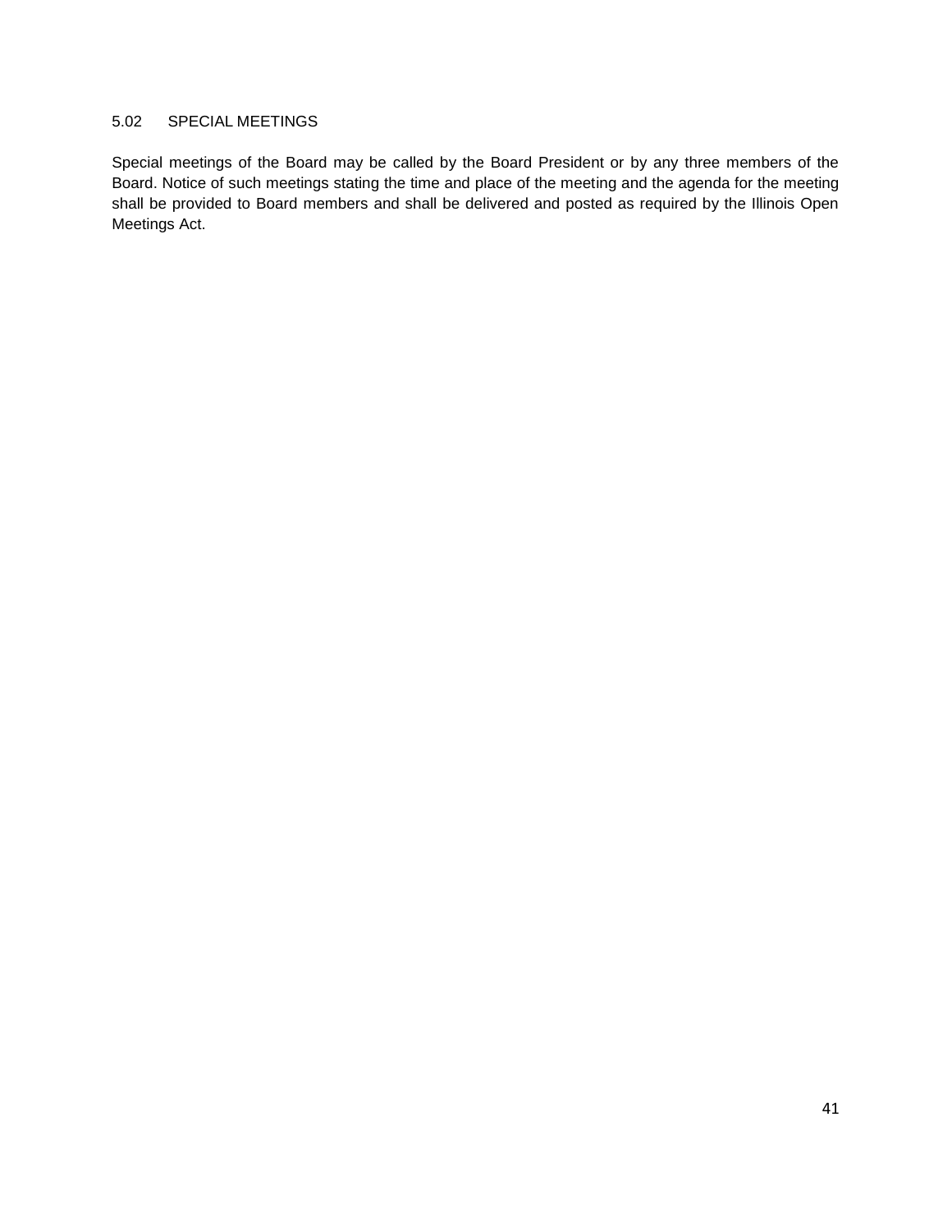### 5.02 SPECIAL MEETINGS

Special meetings of the Board may be called by the Board President or by any three members of the Board. Notice of such meetings stating the time and place of the meeting and the agenda for the meeting shall be provided to Board members and shall be delivered and posted as required by the Illinois Open Meetings Act.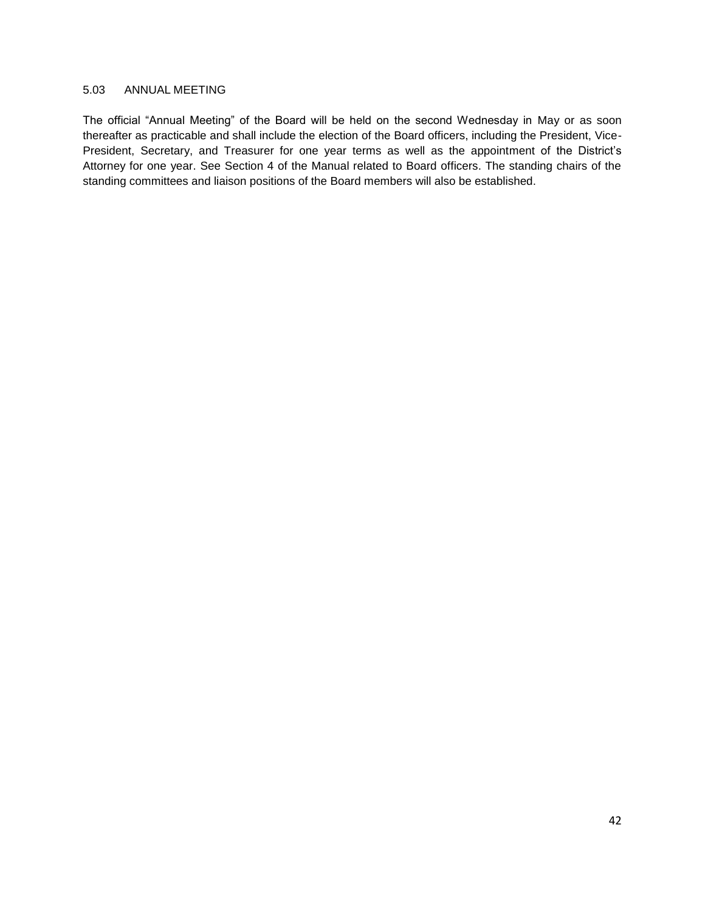### 5.03 ANNUAL MEETING

The official "Annual Meeting" of the Board will be held on the second Wednesday in May or as soon thereafter as practicable and shall include the election of the Board officers, including the President, Vice-President, Secretary, and Treasurer for one year terms as well as the appointment of the District's Attorney for one year. See Section 4 of the Manual related to Board officers. The standing chairs of the standing committees and liaison positions of the Board members will also be established.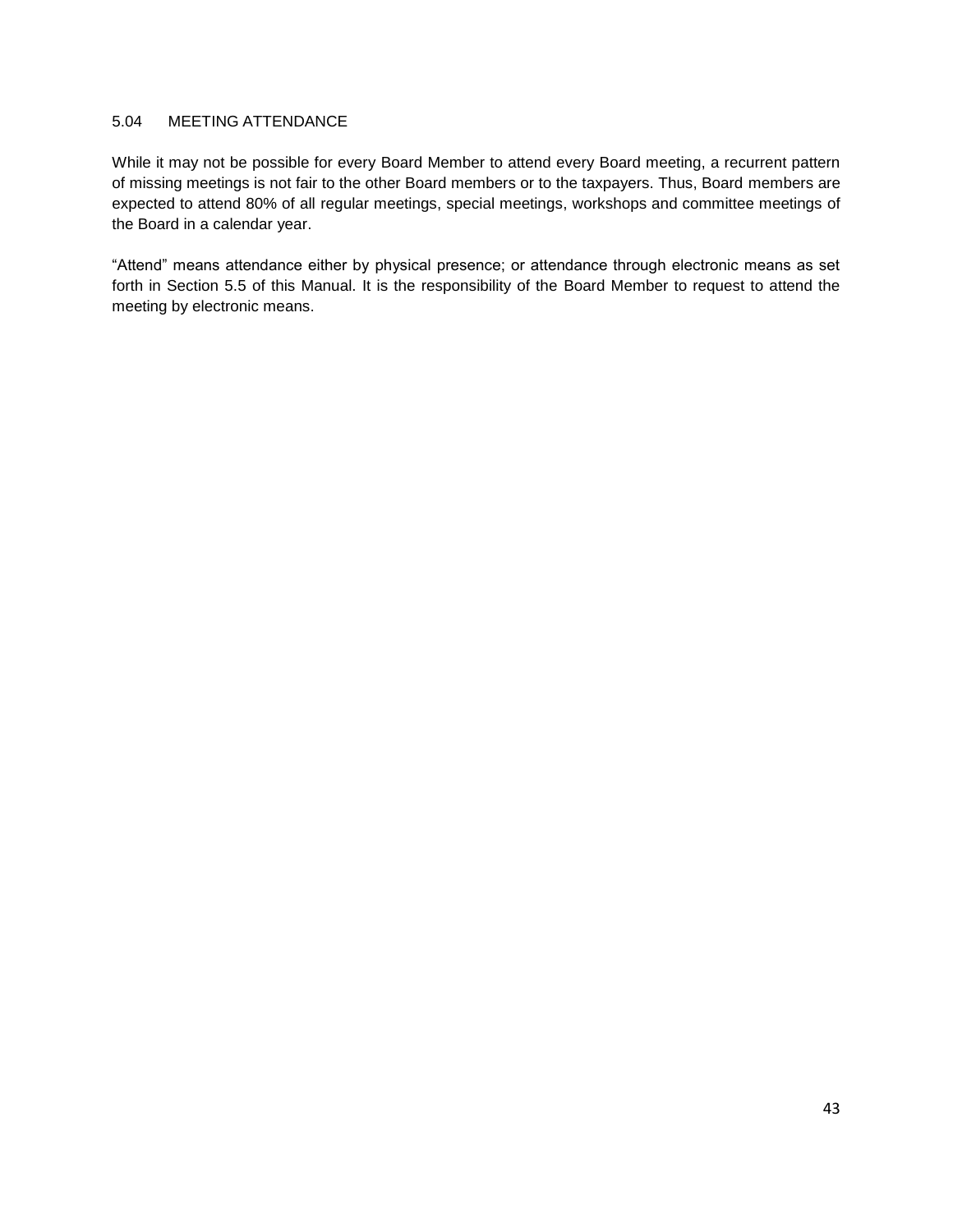## 5.04 MEETING ATTENDANCE

While it may not be possible for every Board Member to attend every Board meeting, a recurrent pattern of missing meetings is not fair to the other Board members or to the taxpayers. Thus, Board members are expected to attend 80% of all regular meetings, special meetings, workshops and committee meetings of the Board in a calendar year.

"Attend" means attendance either by physical presence; or attendance through electronic means as set forth in Section 5.5 of this Manual. It is the responsibility of the Board Member to request to attend the meeting by electronic means.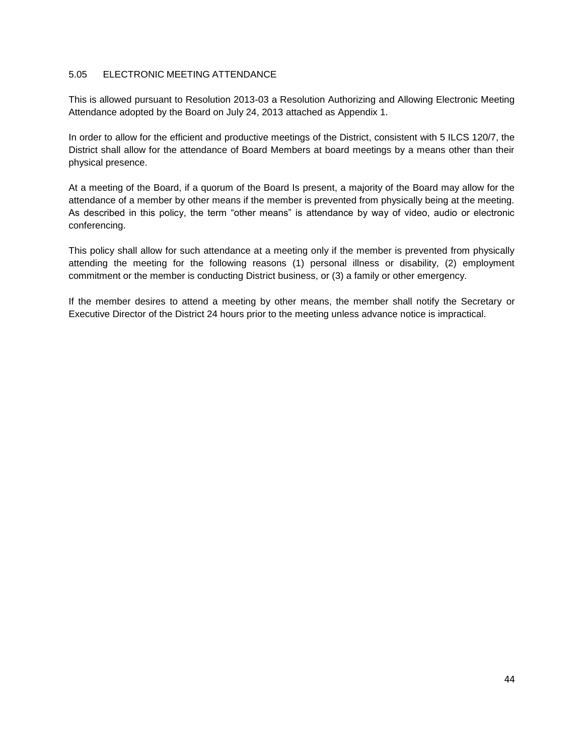### 5.05 ELECTRONIC MEETING ATTENDANCE

This is allowed pursuant to Resolution 2013-03 a Resolution Authorizing and Allowing Electronic Meeting Attendance adopted by the Board on July 24, 2013 attached as Appendix 1.

In order to allow for the efficient and productive meetings of the District, consistent with 5 ILCS 120/7, the District shall allow for the attendance of Board Members at board meetings by a means other than their physical presence.

At a meeting of the Board, if a quorum of the Board Is present, a majority of the Board may allow for the attendance of a member by other means if the member is prevented from physically being at the meeting. As described in this policy, the term “other means” is attendance by way of video, audio or electronic conferencing.

This policy shall allow for such attendance at a meeting only if the member is prevented from physically attending the meeting for the following reasons (1) personal illness or disability, (2) employment commitment or the member is conducting District business, or (3) a family or other emergency.

If the member desires to attend a meeting by other means, the member shall notify the Secretary or Executive Director of the District 24 hours prior to the meeting unless advance notice is impractical.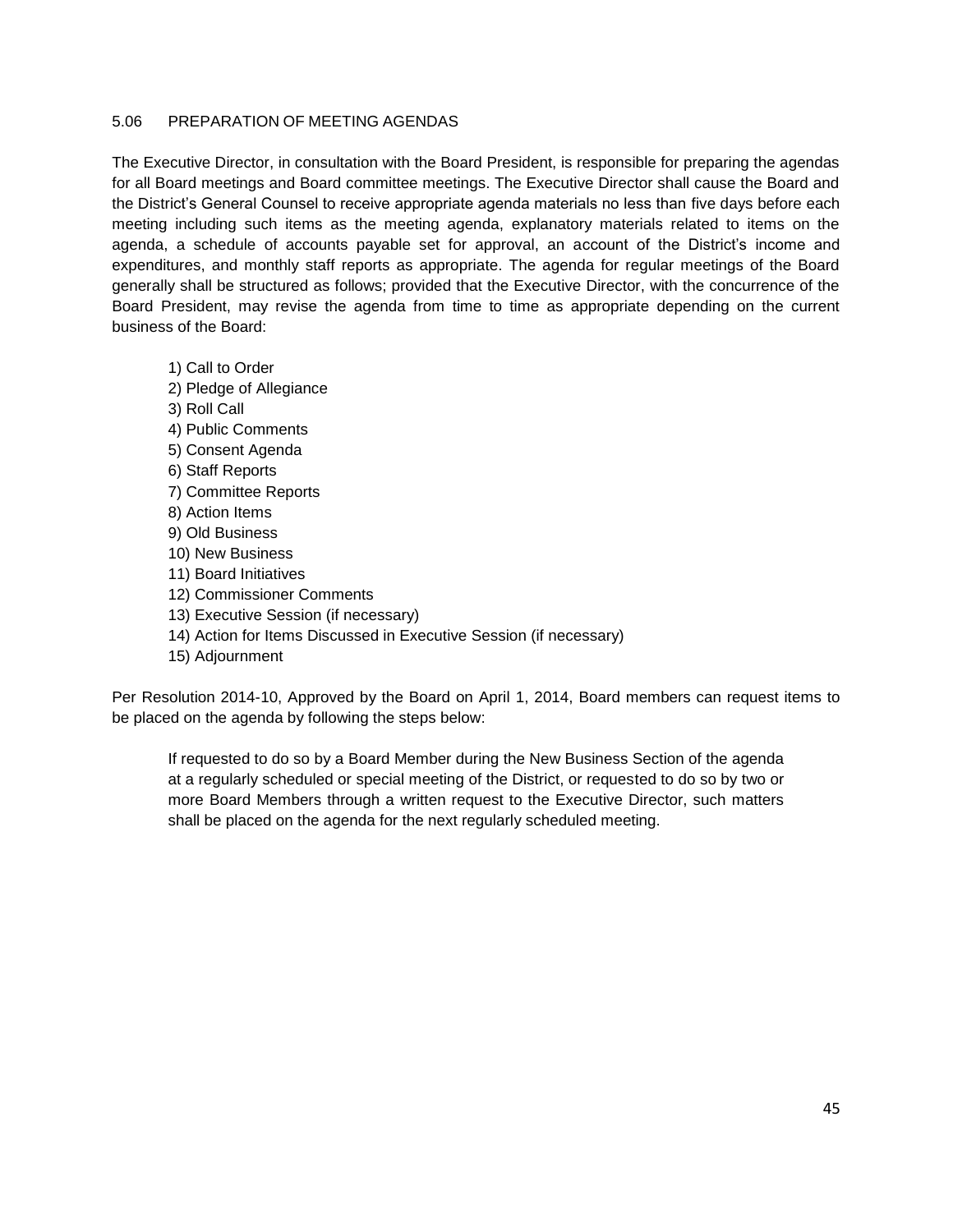### 5.06 PREPARATION OF MEETING AGENDAS

The Executive Director, in consultation with the Board President, is responsible for preparing the agendas for all Board meetings and Board committee meetings. The Executive Director shall cause the Board and the District's General Counsel to receive appropriate agenda materials no less than five days before each meeting including such items as the meeting agenda, explanatory materials related to items on the agenda, a schedule of accounts payable set for approval, an account of the District's income and expenditures, and monthly staff reports as appropriate. The agenda for regular meetings of the Board generally shall be structured as follows; provided that the Executive Director, with the concurrence of the Board President, may revise the agenda from time to time as appropriate depending on the current business of the Board:

1) Call to Order
2) Pledge of Allegiance
3) Roll Call
4) Public Comments
5) Consent Agenda
6) Staff Reports
7) Committee Reports
8) Action Items
9) Old Business
10) New Business
11) Board Initiatives
12) Commissioner Comments
13) Executive Session (if necessary)
14) Action for Items Discussed in Executive Session (if necessary)
15) Adjournment

Per Resolution 2014-10, Approved by the Board on April 1, 2014, Board members can request items to be placed on the agenda by following the steps below:

> If requested to do so by a Board Member during the New Business Section of the agenda at a regularly scheduled or special meeting of the District, or requested to do so by two or more Board Members through a written request to the Executive Director, such matters shall be placed on the agenda for the next regularly scheduled meeting.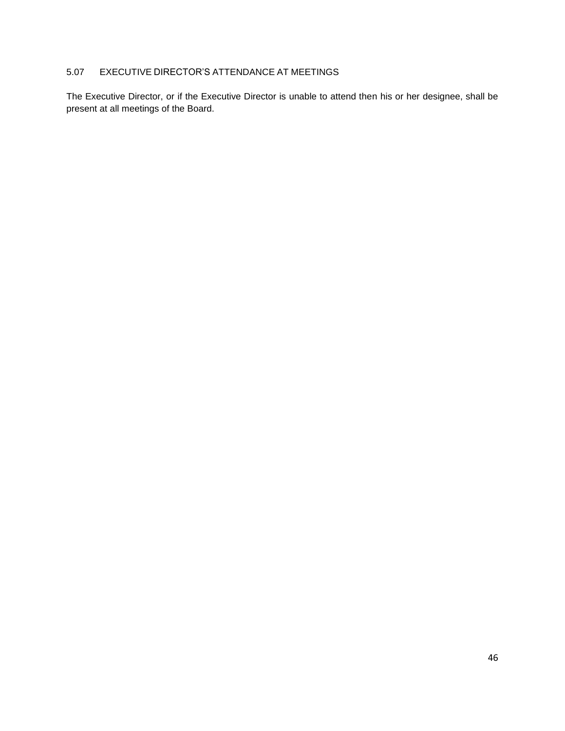### 5.07 EXECUTIVE DIRECTOR'S ATTENDANCE AT MEETINGS

The Executive Director, or if the Executive Director is unable to attend then his or her designee, shall be present at all meetings of the Board.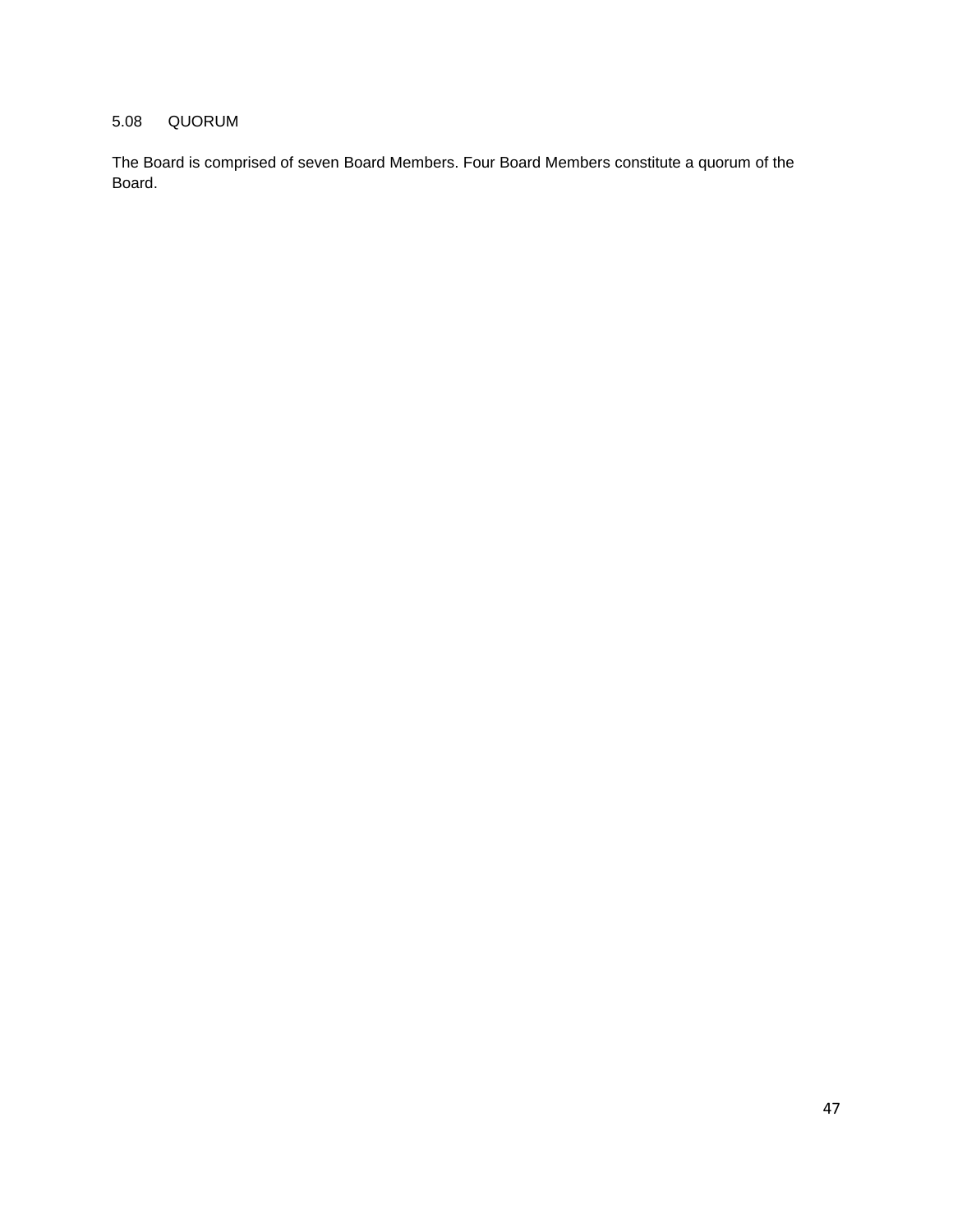## 5.08 QUORUM

The Board is comprised of seven Board Members. Four Board Members constitute a quorum of the Board.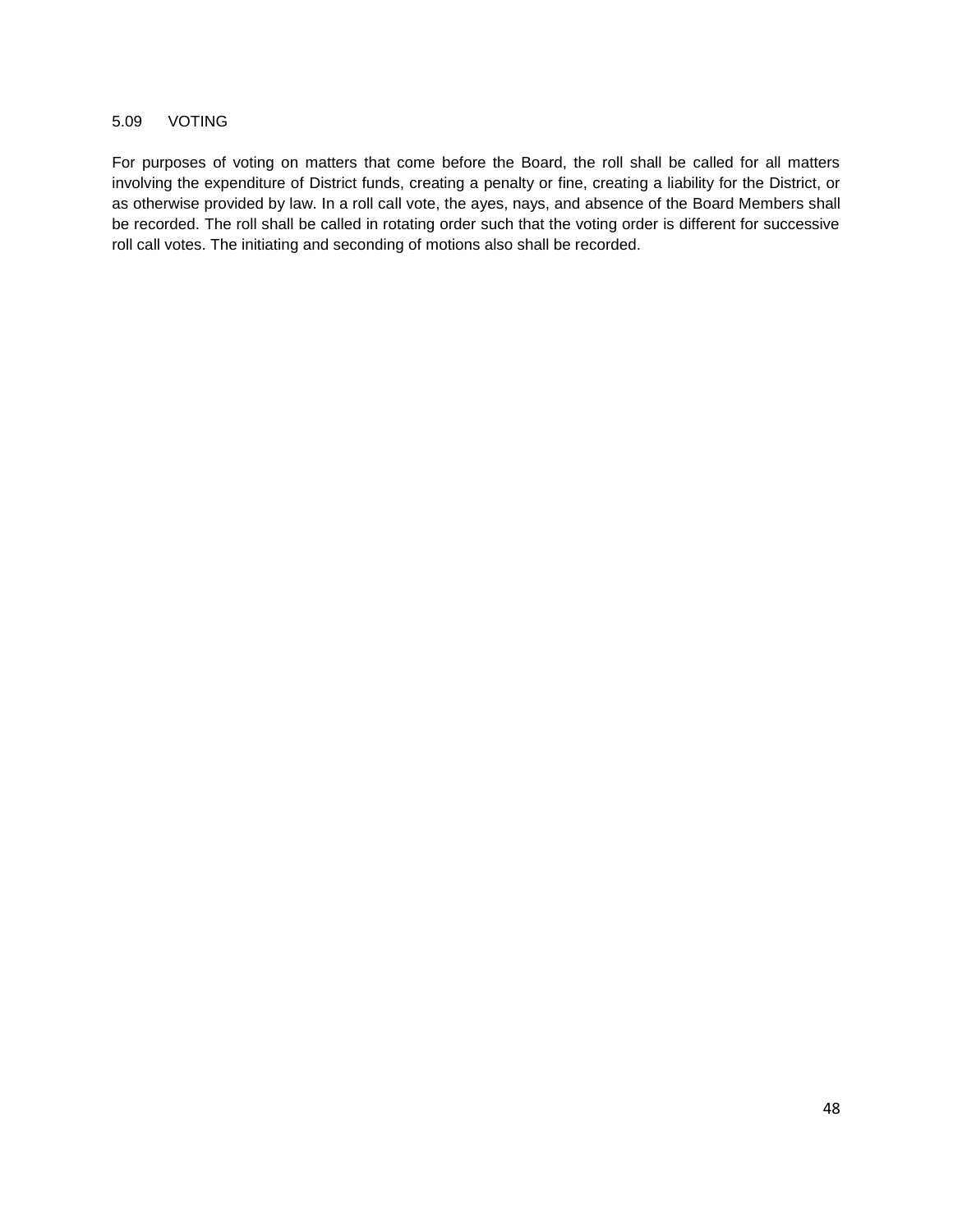### 5.09 VOTING

For purposes of voting on matters that come before the Board, the roll shall be called for all matters involving the expenditure of District funds, creating a penalty or fine, creating a liability for the District, or as otherwise provided by law. In a roll call vote, the ayes, nays, and absence of the Board Members shall be recorded. The roll shall be called in rotating order such that the voting order is different for successive roll call votes. The initiating and seconding of motions also shall be recorded.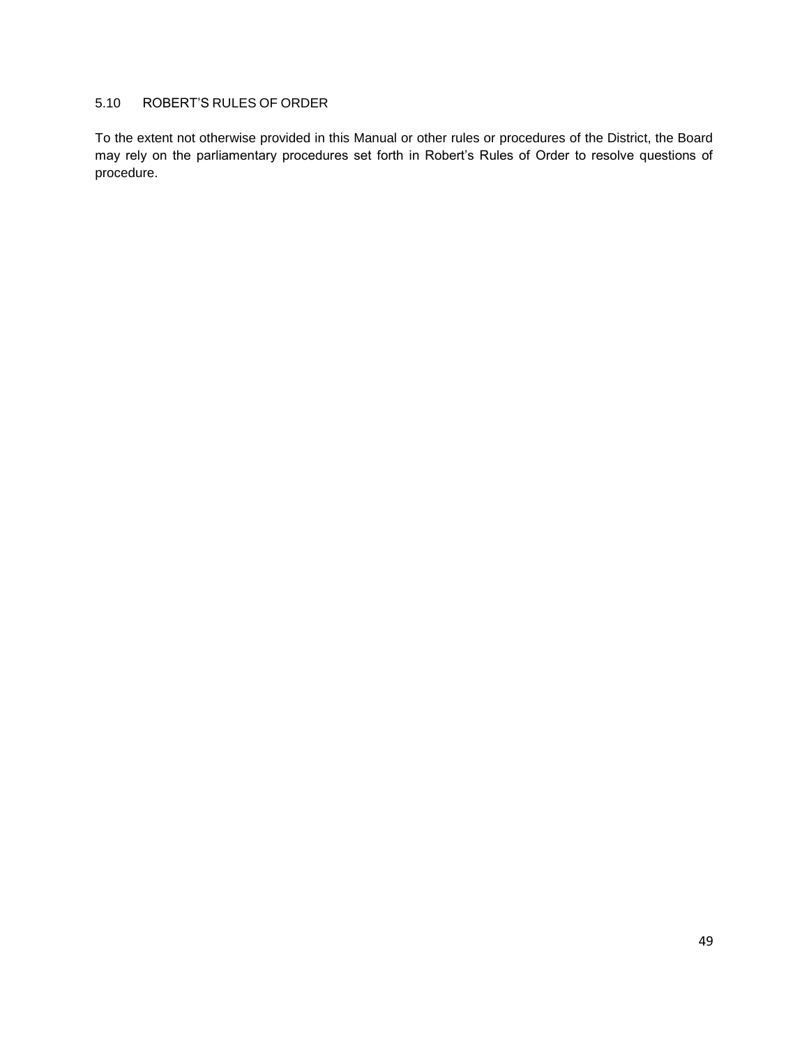### 5.10 ROBERT'S RULES OF ORDER

To the extent not otherwise provided in this Manual or other rules or procedures of the District, the Board may rely on the parliamentary procedures set forth in Robert's Rules of Order to resolve questions of procedure.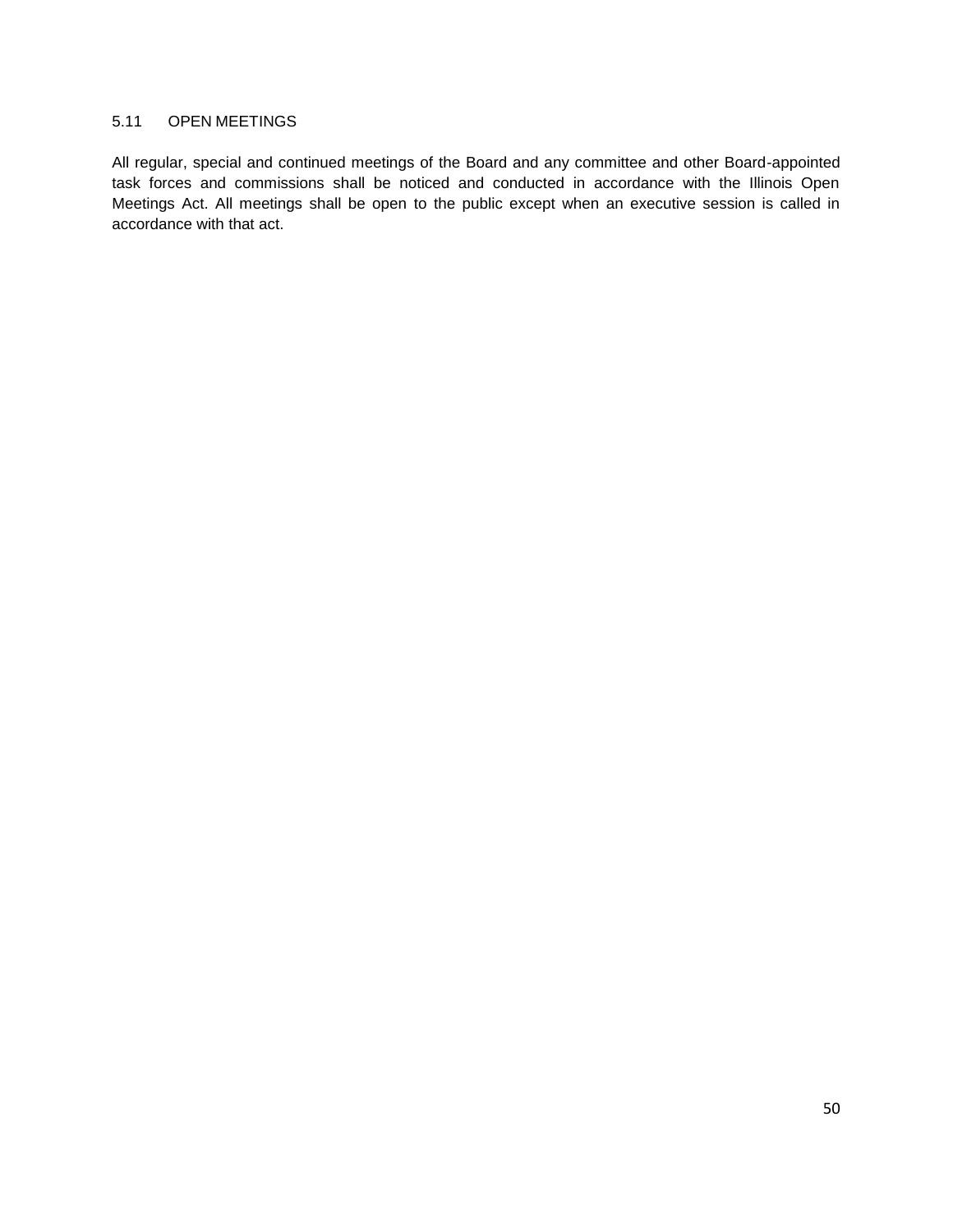### 5.11 OPEN MEETINGS

All regular, special and continued meetings of the Board and any committee and other Board-appointed task forces and commissions shall be noticed and conducted in accordance with the Illinois Open Meetings Act. All meetings shall be open to the public except when an executive session is called in accordance with that act.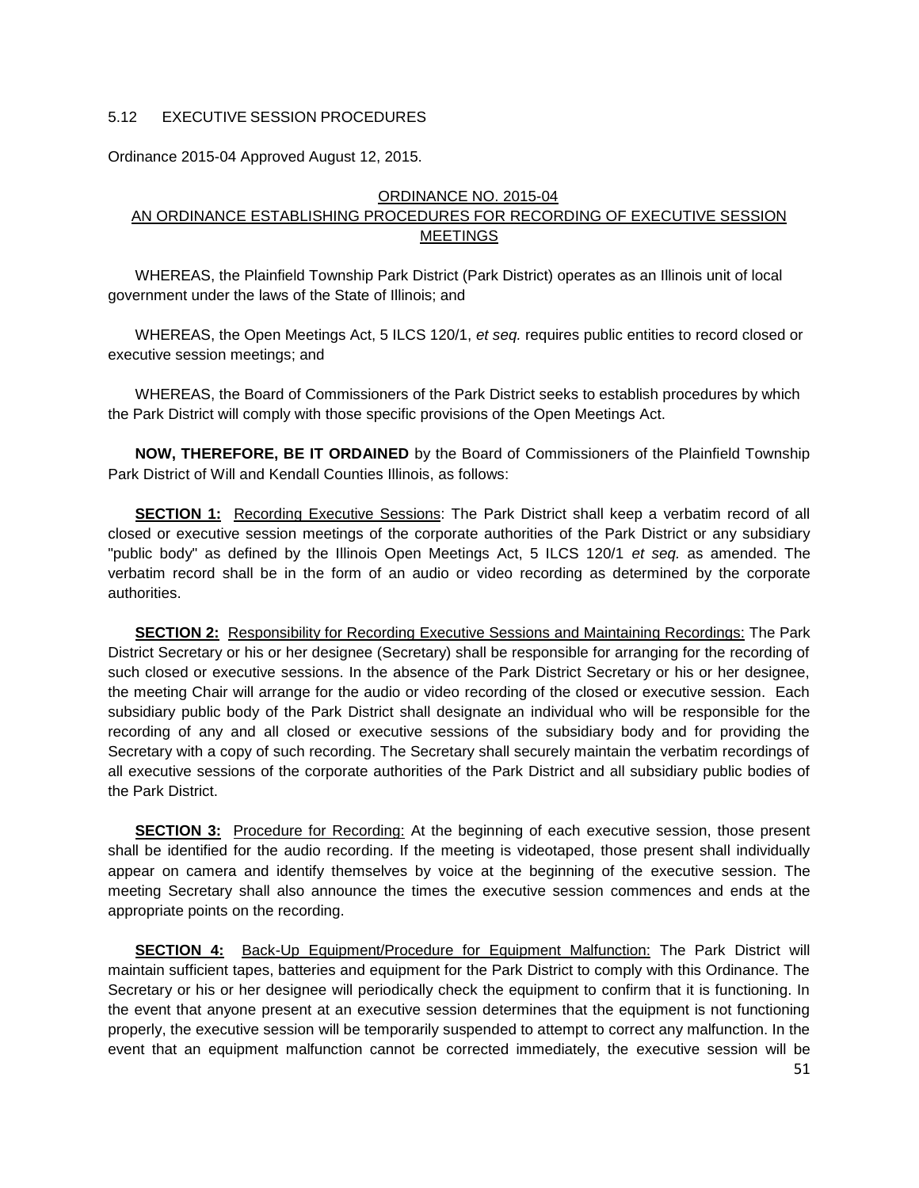## 5.12 EXECUTIVE SESSION PROCEDURES

Ordinance 2015-04 Approved August 12, 2015.

### ORDINANCE NO. 2015-04
### AN ORDINANCE ESTABLISHING PROCEDURES FOR RECORDING OF EXECUTIVE SESSION MEETINGS

WHEREAS, the Plainfield Township Park District (Park District) operates as an Illinois unit of local government under the laws of the State of Illinois; and

WHEREAS, the Open Meetings Act, 5 ILCS 120/1, *et seq.* requires public entities to record closed or executive session meetings; and

WHEREAS, the Board of Commissioners of the Park District seeks to establish procedures by which the Park District will comply with those specific provisions of the Open Meetings Act.

**NOW, THEREFORE, BE IT ORDAINED** by the Board of Commissioners of the Plainfield Township Park District of Will and Kendall Counties Illinois, as follows:

**SECTION 1:** Recording Executive Sessions: The Park District shall keep a verbatim record of all closed or executive session meetings of the corporate authorities of the Park District or any subsidiary "public body" as defined by the Illinois Open Meetings Act, 5 ILCS 120/1 *et seq.* as amended. The verbatim record shall be in the form of an audio or video recording as determined by the corporate authorities.

**SECTION 2:** Responsibility for Recording Executive Sessions and Maintaining Recordings: The Park District Secretary or his or her designee (Secretary) shall be responsible for arranging for the recording of such closed or executive sessions. In the absence of the Park District Secretary or his or her designee, the meeting Chair will arrange for the audio or video recording of the closed or executive session. Each subsidiary public body of the Park District shall designate an individual who will be responsible for the recording of any and all closed or executive sessions of the subsidiary body and for providing the Secretary with a copy of such recording. The Secretary shall securely maintain the verbatim recordings of all executive sessions of the corporate authorities of the Park District and all subsidiary public bodies of the Park District.

**SECTION 3:** Procedure for Recording: At the beginning of each executive session, those present shall be identified for the audio recording. If the meeting is videotaped, those present shall individually appear on camera and identify themselves by voice at the beginning of the executive session. The meeting Secretary shall also announce the times the executive session commences and ends at the appropriate points on the recording.

**SECTION 4:** Back-Up Equipment/Procedure for Equipment Malfunction: The Park District will maintain sufficient tapes, batteries and equipment for the Park District to comply with this Ordinance. The Secretary or his or her designee will periodically check the equipment to confirm that it is functioning. In the event that anyone present at an executive session determines that the equipment is not functioning properly, the executive session will be temporarily suspended to attempt to correct any malfunction. In the event that an equipment malfunction cannot be corrected immediately, the executive session will be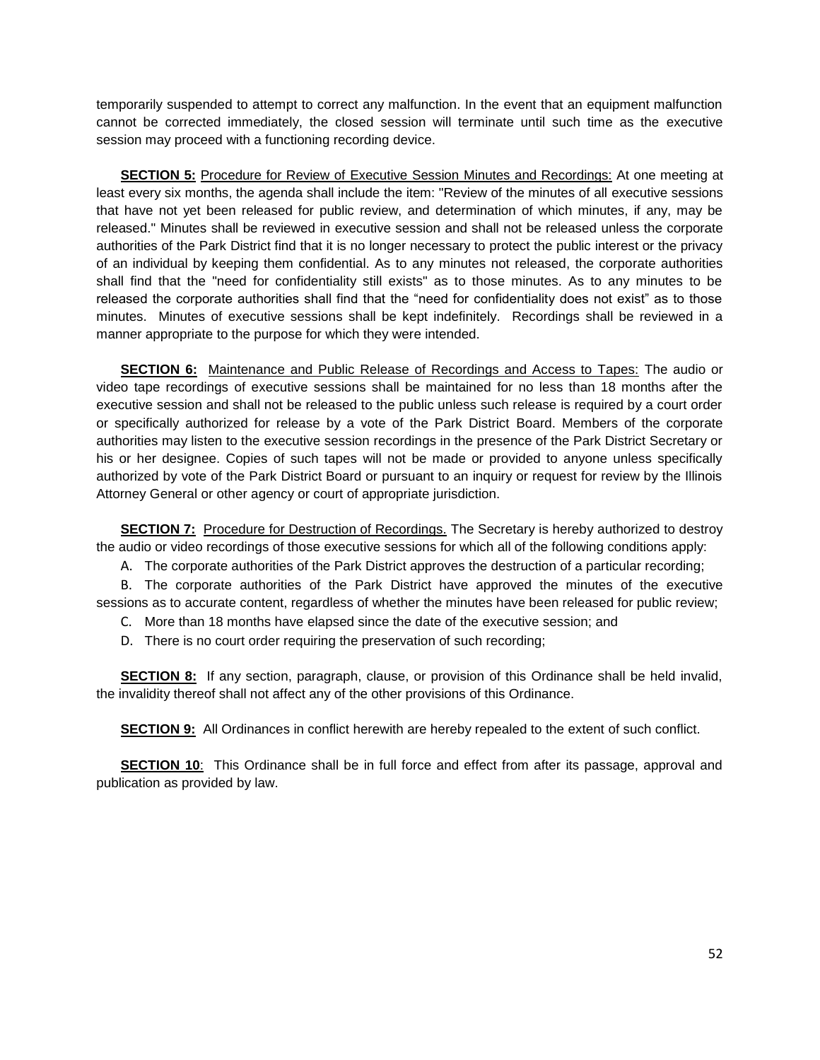temporarily suspended to attempt to correct any malfunction. In the event that an equipment malfunction cannot be corrected immediately, the closed session will terminate until such time as the executive session may proceed with a functioning recording device.

**SECTION 5:** Procedure for Review of Executive Session Minutes and Recordings: At one meeting at least every six months, the agenda shall include the item: "Review of the minutes of all executive sessions that have not yet been released for public review, and determination of which minutes, if any, may be released." Minutes shall be reviewed in executive session and shall not be released unless the corporate authorities of the Park District find that it is no longer necessary to protect the public interest or the privacy of an individual by keeping them confidential. As to any minutes not released, the corporate authorities shall find that the "need for confidentiality still exists" as to those minutes. As to any minutes to be released the corporate authorities shall find that the "need for confidentiality does not exist" as to those minutes. Minutes of executive sessions shall be kept indefinitely. Recordings shall be reviewed in a manner appropriate to the purpose for which they were intended.

**SECTION 6:** Maintenance and Public Release of Recordings and Access to Tapes: The audio or video tape recordings of executive sessions shall be maintained for no less than 18 months after the executive session and shall not be released to the public unless such release is required by a court order or specifically authorized for release by a vote of the Park District Board. Members of the corporate authorities may listen to the executive session recordings in the presence of the Park District Secretary or his or her designee. Copies of such tapes will not be made or provided to anyone unless specifically authorized by vote of the Park District Board or pursuant to an inquiry or request for review by the Illinois Attorney General or other agency or court of appropriate jurisdiction.

**SECTION 7:** Procedure for Destruction of Recordings. The Secretary is hereby authorized to destroy the audio or video recordings of those executive sessions for which all of the following conditions apply:

A. The corporate authorities of the Park District approves the destruction of a particular recording;

B. The corporate authorities of the Park District have approved the minutes of the executive sessions as to accurate content, regardless of whether the minutes have been released for public review;

C. More than 18 months have elapsed since the date of the executive session; and

D. There is no court order requiring the preservation of such recording;

**SECTION 8:** If any section, paragraph, clause, or provision of this Ordinance shall be held invalid, the invalidity thereof shall not affect any of the other provisions of this Ordinance.

**SECTION 9:** All Ordinances in conflict herewith are hereby repealed to the extent of such conflict.

**SECTION 10**: This Ordinance shall be in full force and effect from after its passage, approval and publication as provided by law.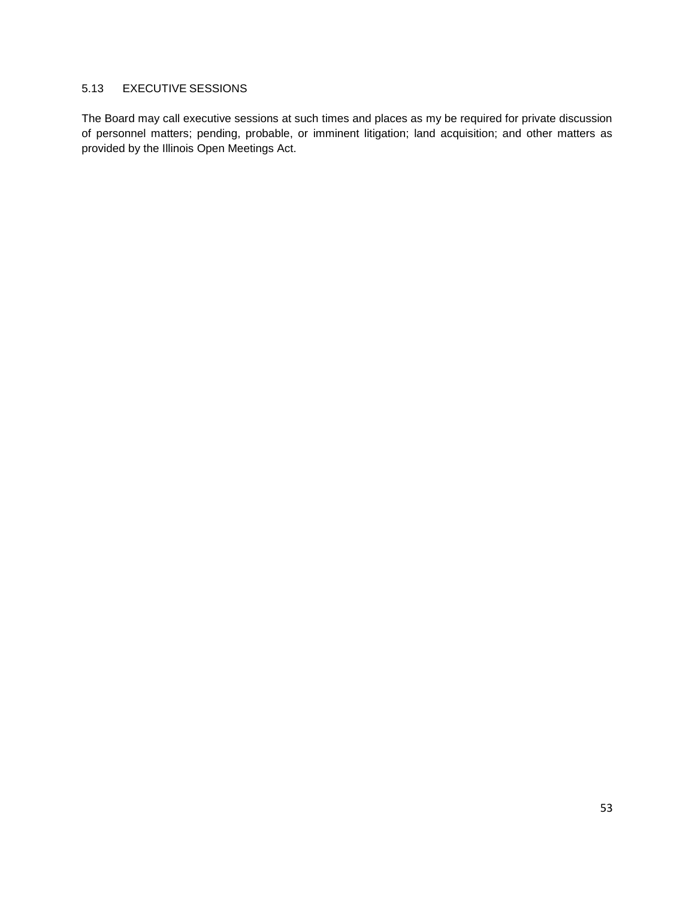### 5.13 EXECUTIVE SESSIONS

The Board may call executive sessions at such times and places as my be required for private discussion of personnel matters; pending, probable, or imminent litigation; land acquisition; and other matters as provided by the Illinois Open Meetings Act.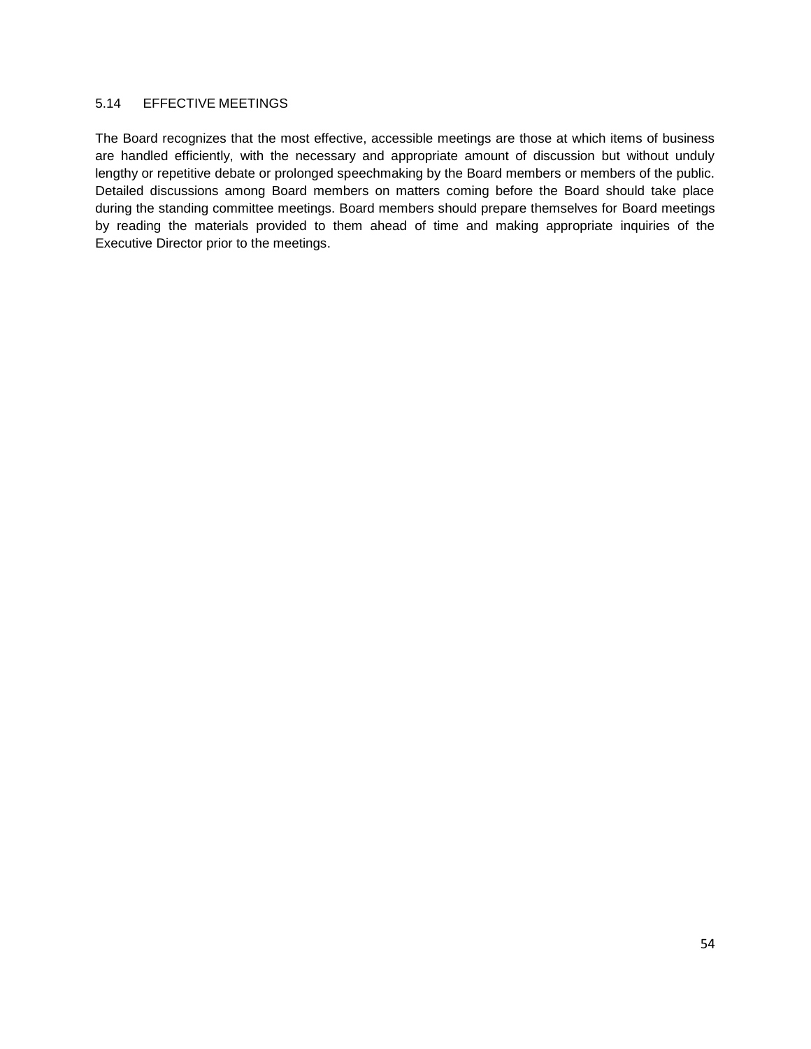### 5.14 EFFECTIVE MEETINGS

The Board recognizes that the most effective, accessible meetings are those at which items of business are handled efficiently, with the necessary and appropriate amount of discussion but without unduly lengthy or repetitive debate or prolonged speechmaking by the Board members or members of the public. Detailed discussions among Board members on matters coming before the Board should take place during the standing committee meetings. Board members should prepare themselves for Board meetings by reading the materials provided to them ahead of time and making appropriate inquiries of the Executive Director prior to the meetings.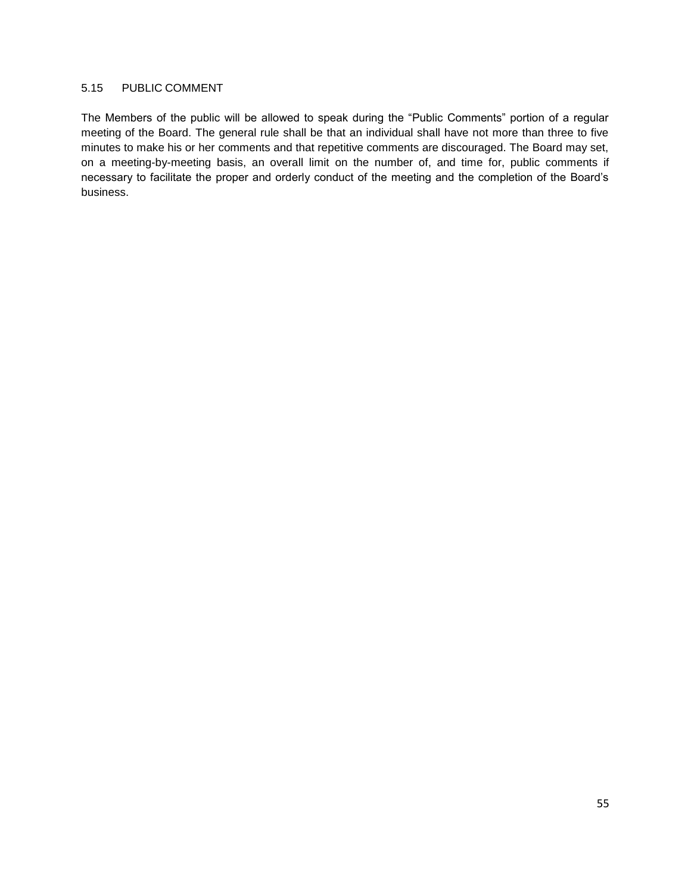### 5.15 PUBLIC COMMENT

The Members of the public will be allowed to speak during the "Public Comments" portion of a regular meeting of the Board. The general rule shall be that an individual shall have not more than three to five minutes to make his or her comments and that repetitive comments are discouraged. The Board may set, on a meeting-by-meeting basis, an overall limit on the number of, and time for, public comments if necessary to facilitate the proper and orderly conduct of the meeting and the completion of the Board's business.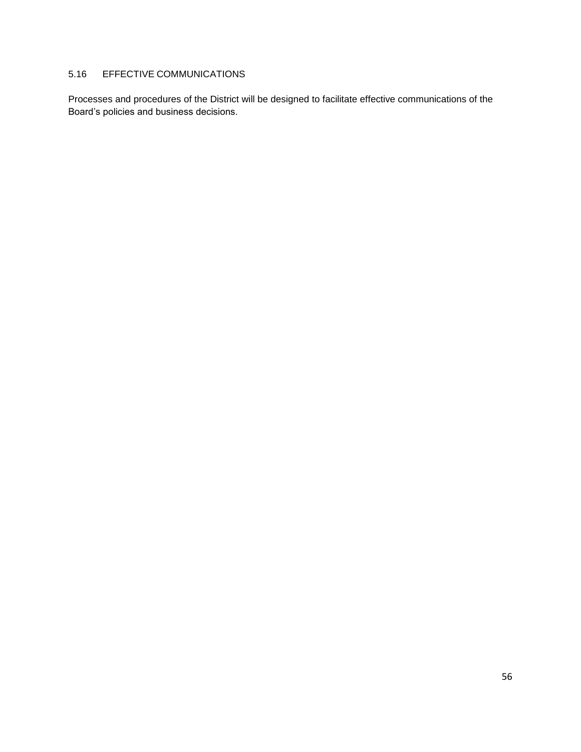## 5.16 EFFECTIVE COMMUNICATIONS

Processes and procedures of the District will be designed to facilitate effective communications of the Board’s policies and business decisions.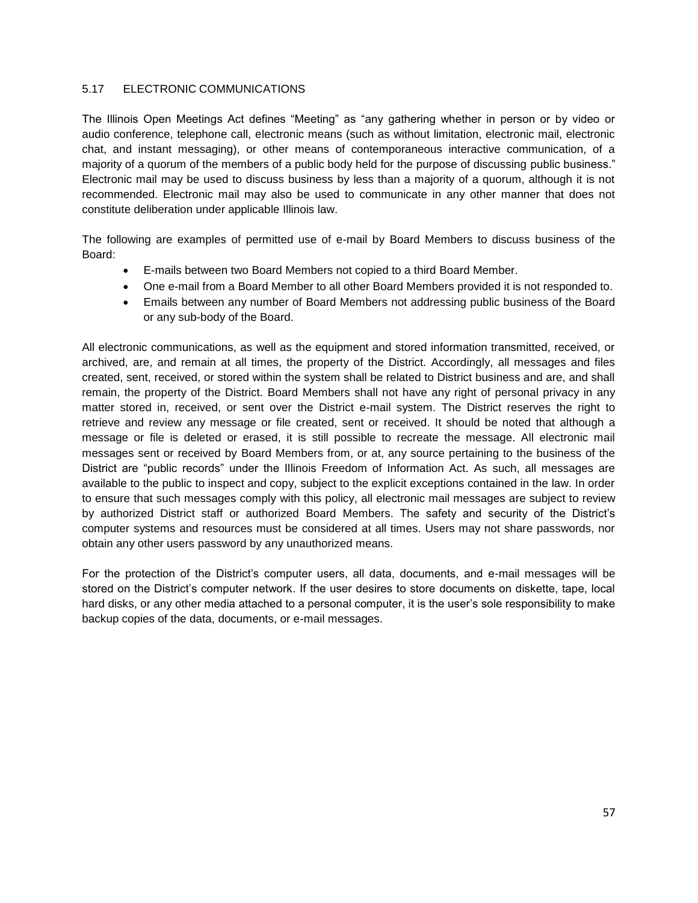## 5.17 ELECTRONIC COMMUNICATIONS

The Illinois Open Meetings Act defines "Meeting" as "any gathering whether in person or by video or audio conference, telephone call, electronic means (such as without limitation, electronic mail, electronic chat, and instant messaging), or other means of contemporaneous interactive communication, of a majority of a quorum of the members of a public body held for the purpose of discussing public business." Electronic mail may be used to discuss business by less than a majority of a quorum, although it is not recommended. Electronic mail may also be used to communicate in any other manner that does not constitute deliberation under applicable Illinois law.

The following are examples of permitted use of e-mail by Board Members to discuss business of the Board:

- E-mails between two Board Members not copied to a third Board Member.
- One e-mail from a Board Member to all other Board Members provided it is not responded to.
- Emails between any number of Board Members not addressing public business of the Board or any sub-body of the Board.

All electronic communications, as well as the equipment and stored information transmitted, received, or archived, are, and remain at all times, the property of the District. Accordingly, all messages and files created, sent, received, or stored within the system shall be related to District business and are, and shall remain, the property of the District. Board Members shall not have any right of personal privacy in any matter stored in, received, or sent over the District e-mail system. The District reserves the right to retrieve and review any message or file created, sent or received. It should be noted that although a message or file is deleted or erased, it is still possible to recreate the message. All electronic mail messages sent or received by Board Members from, or at, any source pertaining to the business of the District are "public records" under the Illinois Freedom of Information Act. As such, all messages are available to the public to inspect and copy, subject to the explicit exceptions contained in the law. In order to ensure that such messages comply with this policy, all electronic mail messages are subject to review by authorized District staff or authorized Board Members. The safety and security of the District's computer systems and resources must be considered at all times. Users may not share passwords, nor obtain any other users password by any unauthorized means.

For the protection of the District's computer users, all data, documents, and e-mail messages will be stored on the District's computer network. If the user desires to store documents on diskette, tape, local hard disks, or any other media attached to a personal computer, it is the user's sole responsibility to make backup copies of the data, documents, or e-mail messages.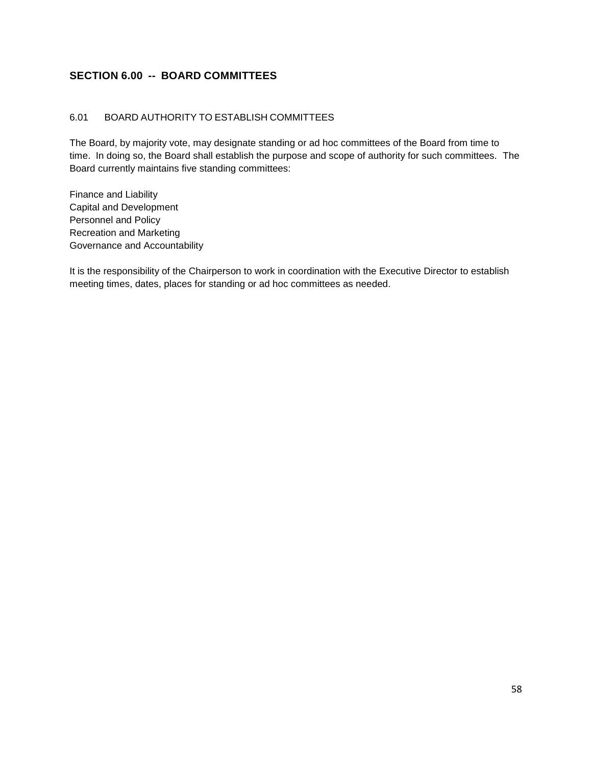## SECTION 6.00 -- BOARD COMMITTEES

### 6.01 BOARD AUTHORITY TO ESTABLISH COMMITTEES

The Board, by majority vote, may designate standing or ad hoc committees of the Board from time to time. In doing so, the Board shall establish the purpose and scope of authority for such committees. The Board currently maintains five standing committees:

Finance and Liability
Capital and Development
Personnel and Policy
Recreation and Marketing
Governance and Accountability

It is the responsibility of the Chairperson to work in coordination with the Executive Director to establish meeting times, dates, places for standing or ad hoc committees as needed.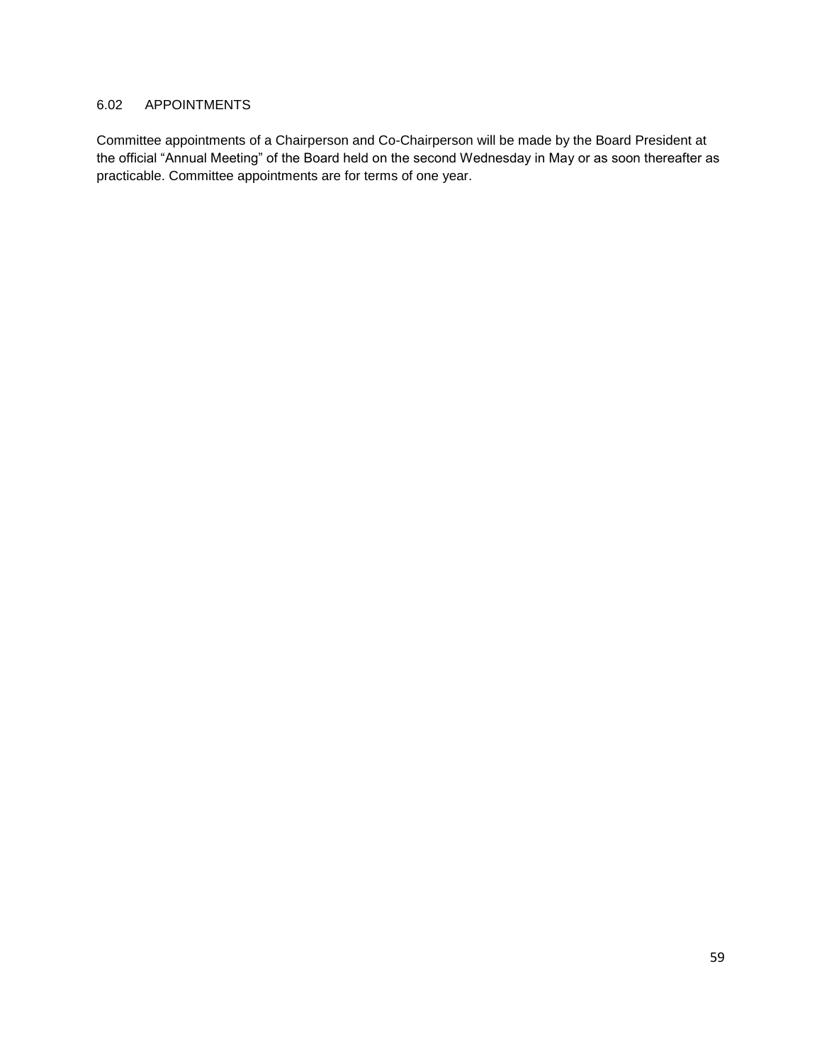### 6.02 APPOINTMENTS

Committee appointments of a Chairperson and Co-Chairperson will be made by the Board President at the official "Annual Meeting" of the Board held on the second Wednesday in May or as soon thereafter as practicable. Committee appointments are for terms of one year.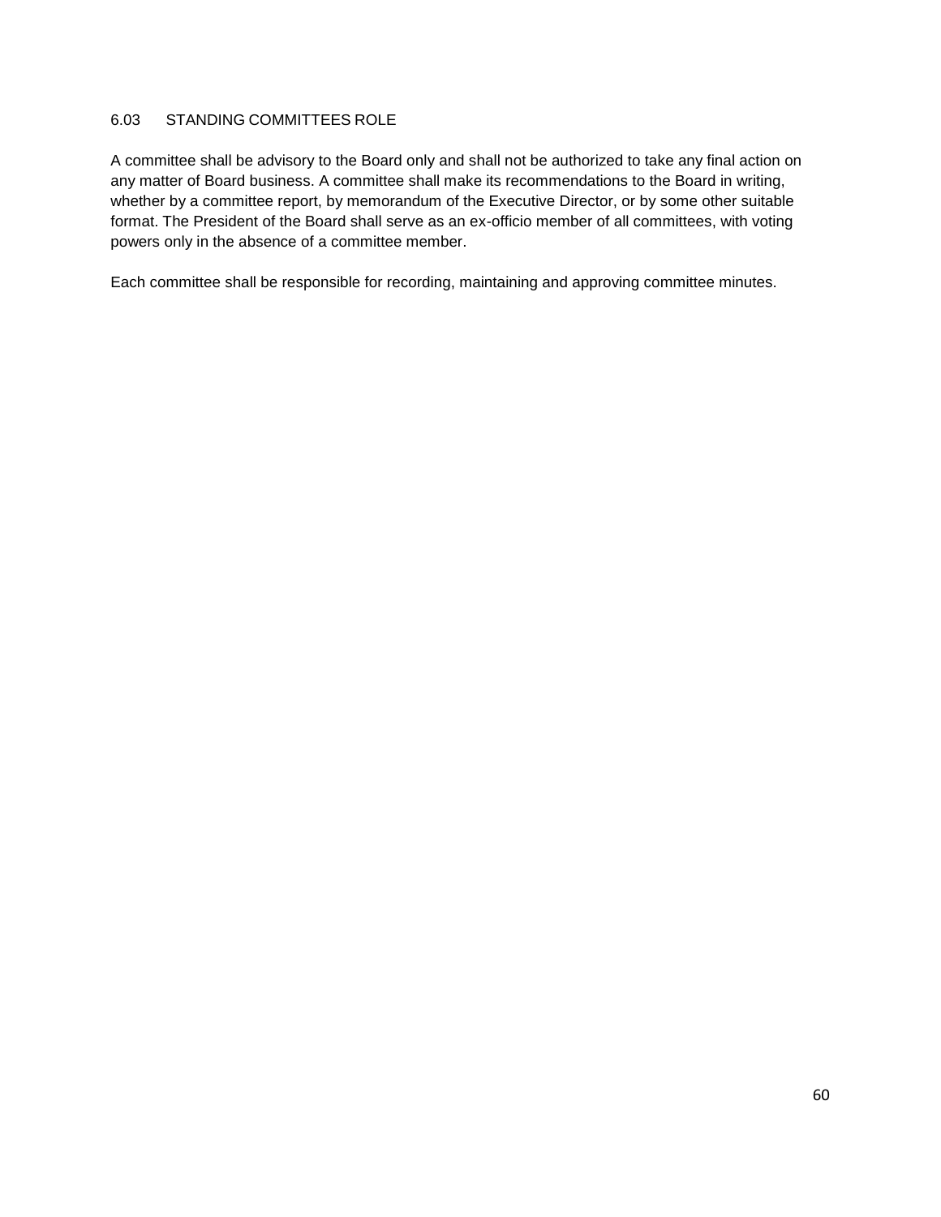### 6.03 STANDING COMMITTEES ROLE

A committee shall be advisory to the Board only and shall not be authorized to take any final action on any matter of Board business. A committee shall make its recommendations to the Board in writing, whether by a committee report, by memorandum of the Executive Director, or by some other suitable format. The President of the Board shall serve as an ex-officio member of all committees, with voting powers only in the absence of a committee member.

Each committee shall be responsible for recording, maintaining and approving committee minutes.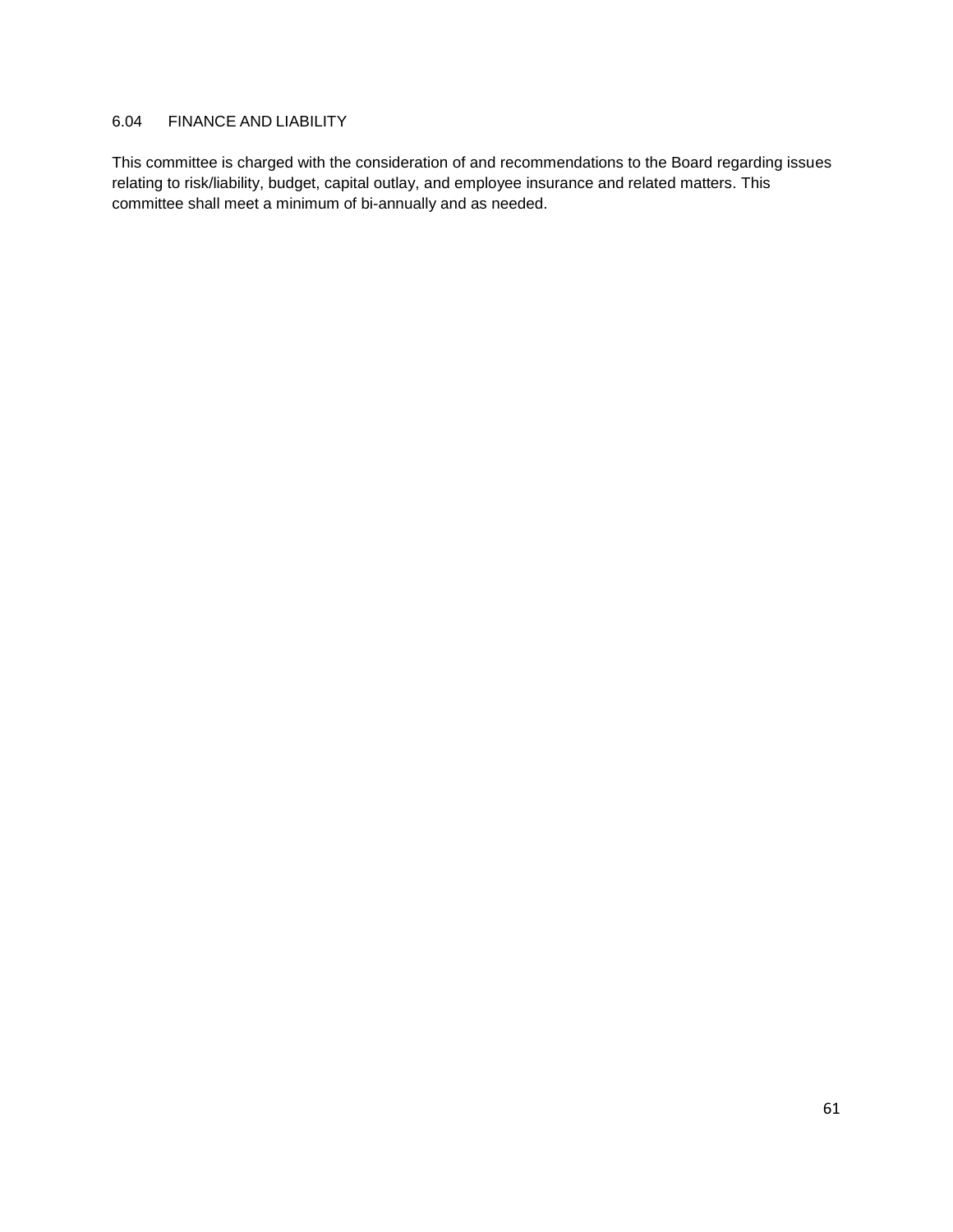### 6.04 FINANCE AND LIABILITY

This committee is charged with the consideration of and recommendations to the Board regarding issues relating to risk/liability, budget, capital outlay, and employee insurance and related matters. This committee shall meet a minimum of bi-annually and as needed.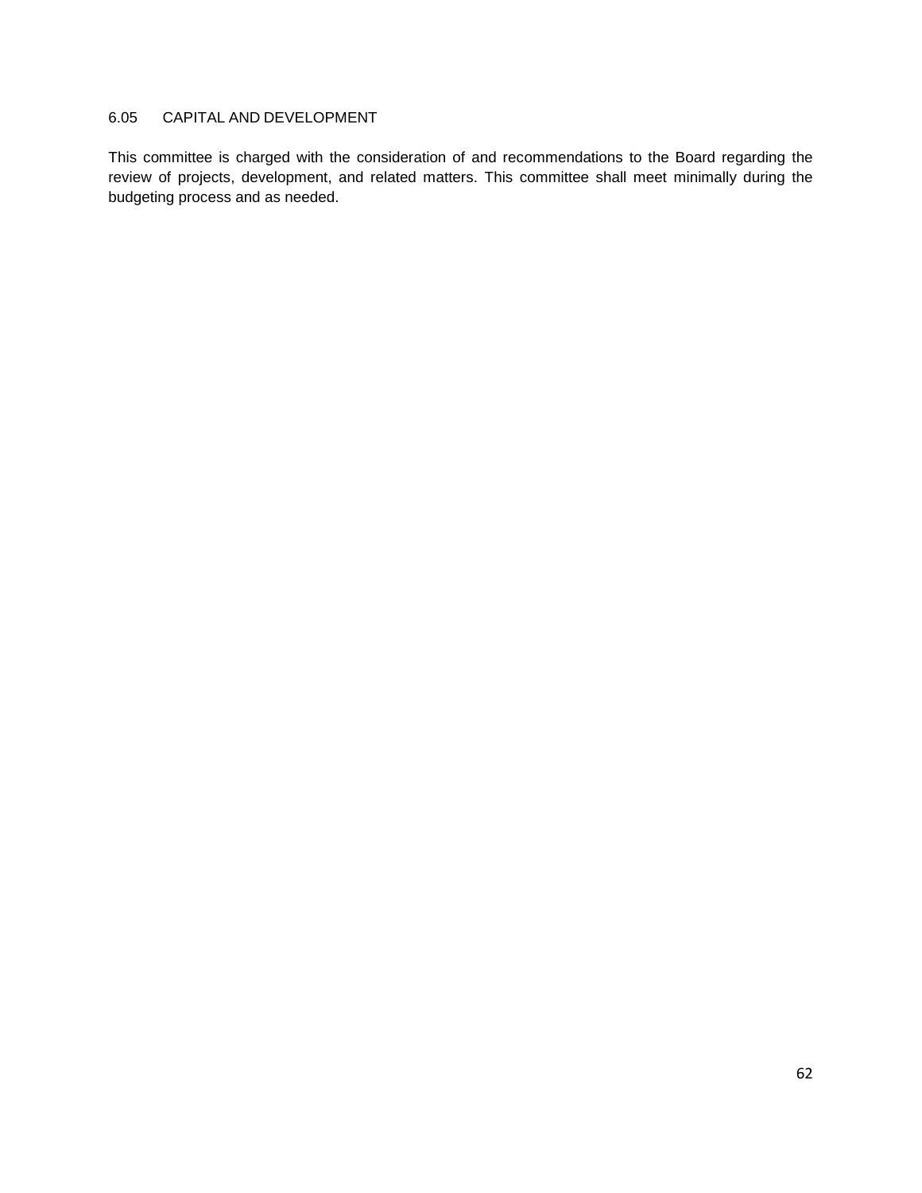### 6.05 CAPITAL AND DEVELOPMENT

This committee is charged with the consideration of and recommendations to the Board regarding the review of projects, development, and related matters. This committee shall meet minimally during the budgeting process and as needed.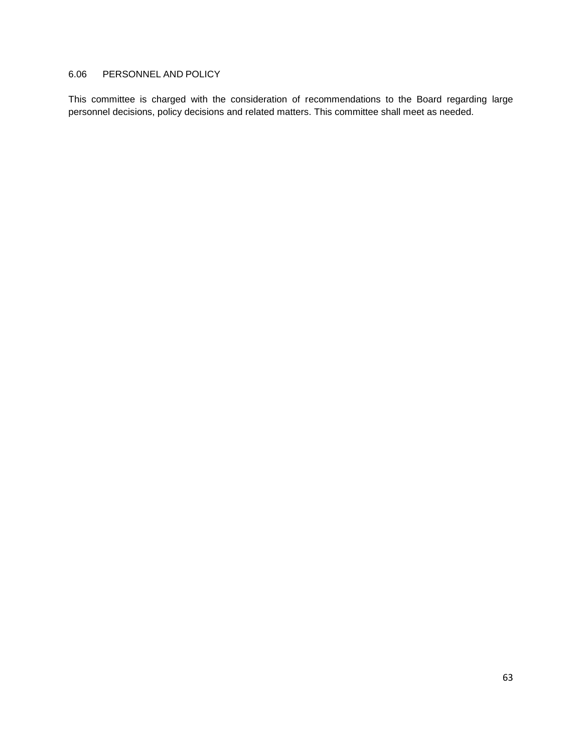### 6.06 PERSONNEL AND POLICY

This committee is charged with the consideration of recommendations to the Board regarding large personnel decisions, policy decisions and related matters. This committee shall meet as needed.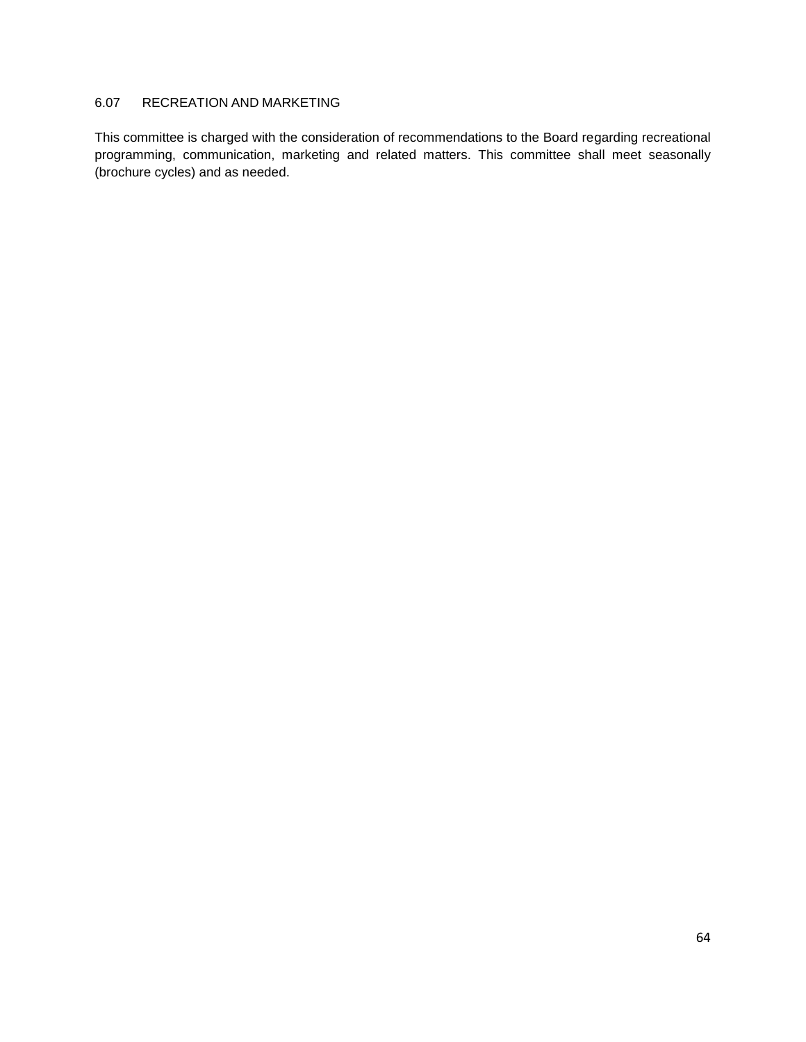### 6.07 RECREATION AND MARKETING

This committee is charged with the consideration of recommendations to the Board regarding recreational programming, communication, marketing and related matters. This committee shall meet seasonally (brochure cycles) and as needed.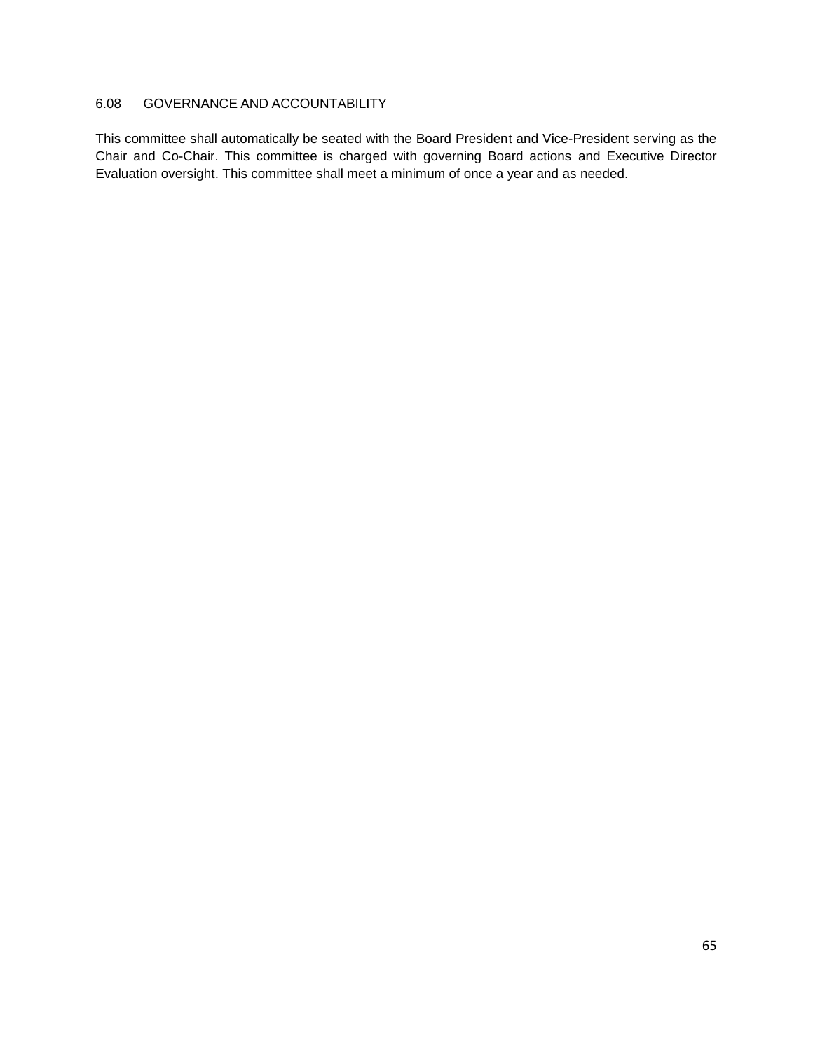### 6.08 GOVERNANCE AND ACCOUNTABILITY

This committee shall automatically be seated with the Board President and Vice-President serving as the Chair and Co-Chair. This committee is charged with governing Board actions and Executive Director Evaluation oversight. This committee shall meet a minimum of once a year and as needed.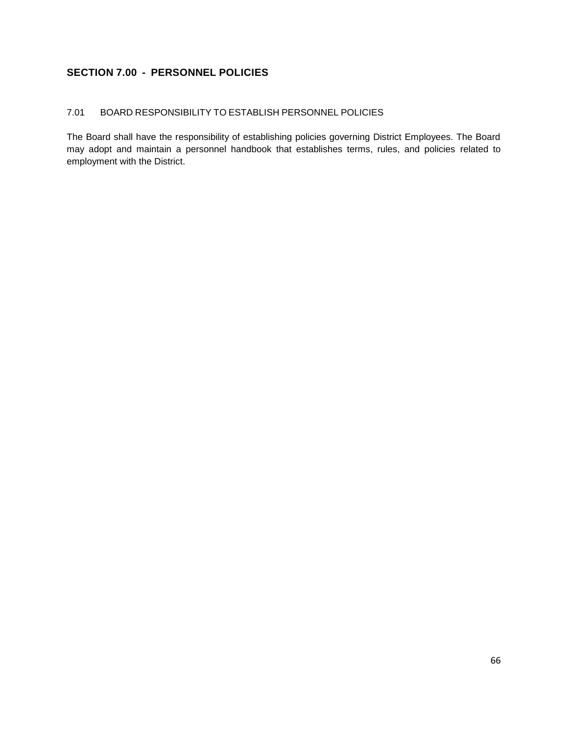## SECTION 7.00 - PERSONNEL POLICIES

### 7.01 BOARD RESPONSIBILITY TO ESTABLISH PERSONNEL POLICIES

The Board shall have the responsibility of establishing policies governing District Employees. The Board may adopt and maintain a personnel handbook that establishes terms, rules, and policies related to employment with the District.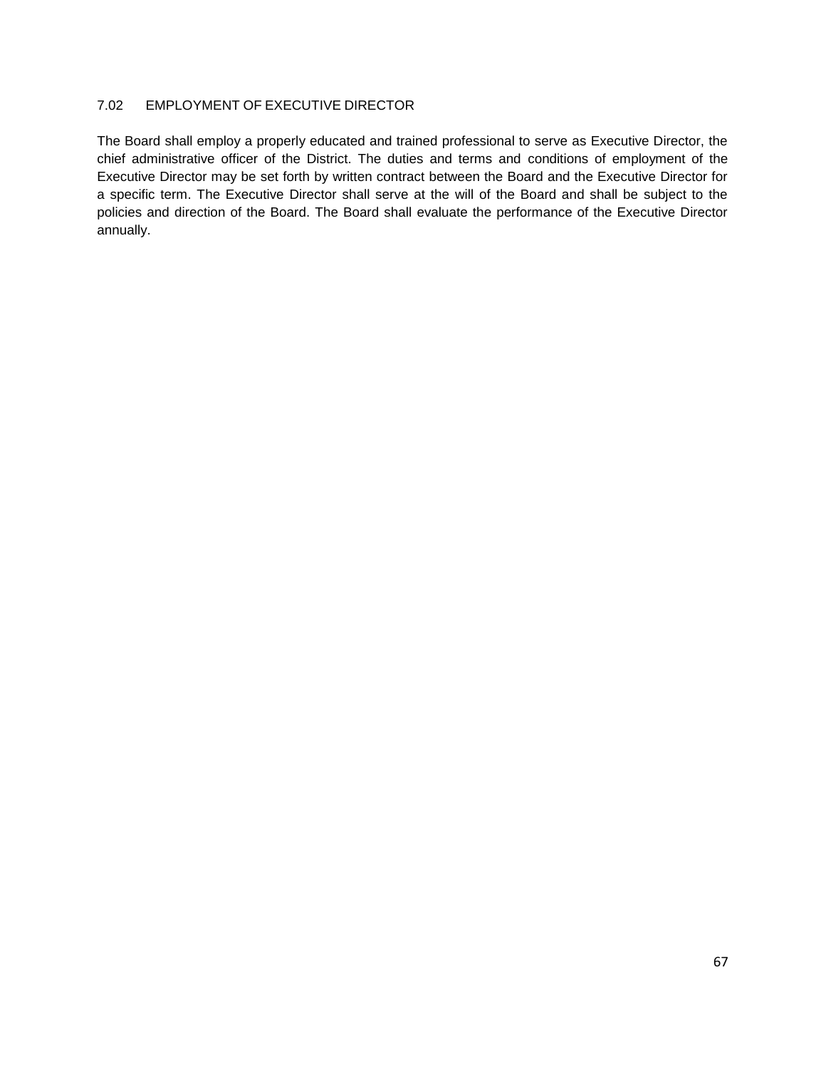## 7.02 EMPLOYMENT OF EXECUTIVE DIRECTOR

The Board shall employ a properly educated and trained professional to serve as Executive Director, the chief administrative officer of the District. The duties and terms and conditions of employment of the Executive Director may be set forth by written contract between the Board and the Executive Director for a specific term. The Executive Director shall serve at the will of the Board and shall be subject to the policies and direction of the Board. The Board shall evaluate the performance of the Executive Director annually.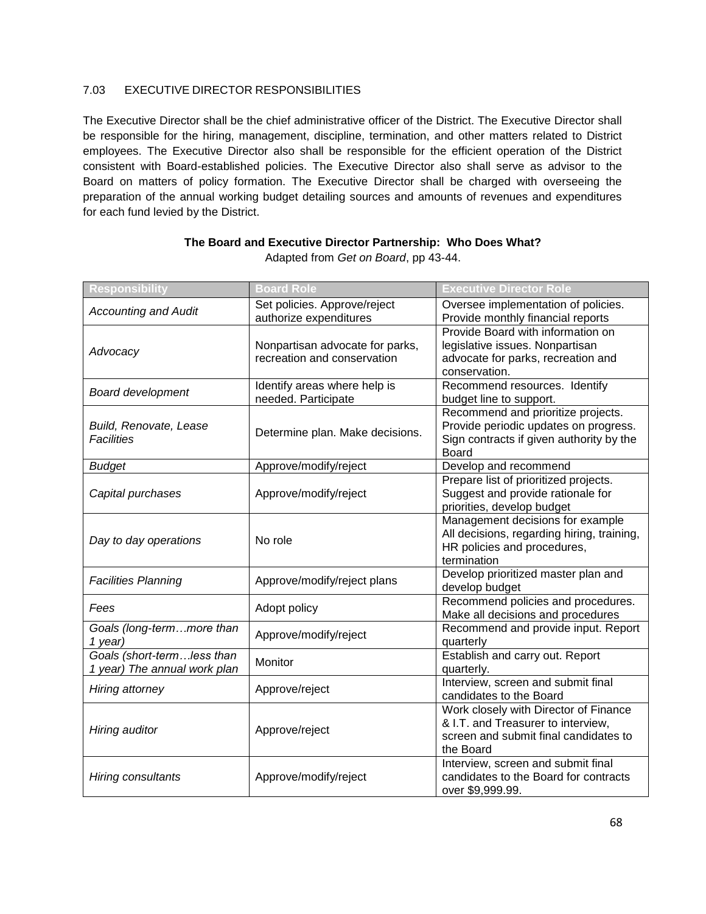## 7.03 EXECUTIVE DIRECTOR RESPONSIBILITIES

The Executive Director shall be the chief administrative officer of the District. The Executive Director shall be responsible for the hiring, management, discipline, termination, and other matters related to District employees. The Executive Director also shall be responsible for the efficient operation of the District consistent with Board-established policies. The Executive Director also shall serve as advisor to the Board on matters of policy formation. The Executive Director shall be charged with overseeing the preparation of the annual working budget detailing sources and amounts of revenues and expenditures for each fund levied by the District.

**The Board and Executive Director Partnership: Who Does What?**

Adapted from *Get on Board*, pp 43-44.

| Responsibility | Board Role | Executive Director Role |
|---|---|---|
| *Accounting and Audit* | Set policies. Approve/reject authorize expenditures | Oversee implementation of policies. Provide monthly financial reports |
| *Advocacy* | Nonpartisan advocate for parks, recreation and conservation | Provide Board with information on legislative issues. Nonpartisan advocate for parks, recreation and conservation. |
| *Board development* | Identify areas where help is needed. Participate | Recommend resources. Identify budget line to support. |
| *Build, Renovate, Lease Facilities* | Determine plan. Make decisions. | Recommend and prioritize projects. Provide periodic updates on progress. Sign contracts if given authority by the Board |
| *Budget* | Approve/modify/reject | Develop and recommend |
| *Capital purchases* | Approve/modify/reject | Prepare list of prioritized projects. Suggest and provide rationale for priorities, develop budget |
| *Day to day operations* | No role | Management decisions for example All decisions, regarding hiring, training, HR policies and procedures, termination |
| *Facilities Planning* | Approve/modify/reject plans | Develop prioritized master plan and develop budget |
| *Fees* | Adopt policy | Recommend policies and procedures. Make all decisions and procedures |
| *Goals (long-term…more than 1 year)* | Approve/modify/reject | Recommend and provide input. Report quarterly |
| *Goals (short-term…less than 1 year) The annual work plan* | Monitor | Establish and carry out. Report quarterly. |
| *Hiring attorney* | Approve/reject | Interview, screen and submit final candidates to the Board |
| *Hiring auditor* | Approve/reject | Work closely with Director of Finance & I.T. and Treasurer to interview, screen and submit final candidates to the Board |
| *Hiring consultants* | Approve/modify/reject | Interview, screen and submit final candidates to the Board for contracts over $9,999.99. |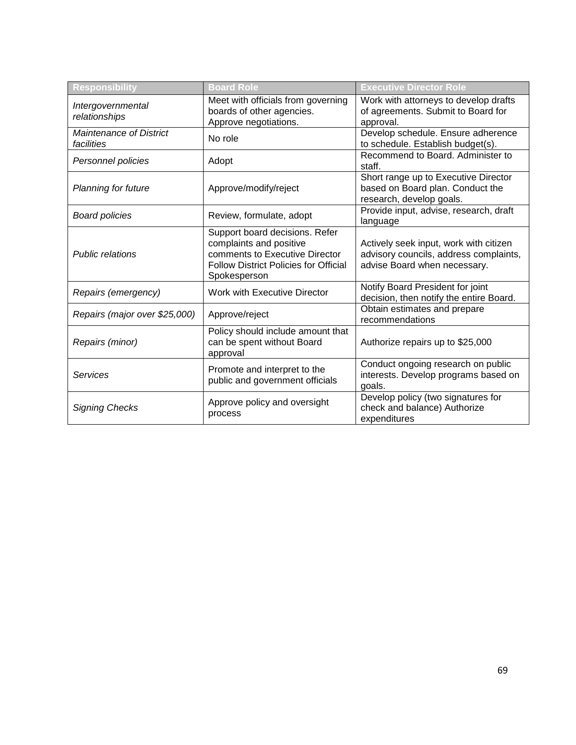| Responsibility | Board Role | Executive Director Role |
|---|---|---|
| *Intergovernmental relationships* | Meet with officials from governing boards of other agencies. Approve negotiations. | Work with attorneys to develop drafts of agreements. Submit to Board for approval. |
| *Maintenance of District facilities* | No role | Develop schedule. Ensure adherence to schedule. Establish budget(s). |
| *Personnel policies* | Adopt | Recommend to Board. Administer to staff. |
| *Planning for future* | Approve/modify/reject | Short range up to Executive Director based on Board plan. Conduct the research, develop goals. |
| *Board policies* | Review, formulate, adopt | Provide input, advise, research, draft language |
| *Public relations* | Support board decisions. Refer complaints and positive comments to Executive Director Follow District Policies for Official Spokesperson | Actively seek input, work with citizen advisory councils, address complaints, advise Board when necessary. |
| *Repairs (emergency)* | Work with Executive Director | Notify Board President for joint decision, then notify the entire Board. |
| *Repairs (major over $25,000)* | Approve/reject | Obtain estimates and prepare recommendations |
| *Repairs (minor)* | Policy should include amount that can be spent without Board approval | Authorize repairs up to $25,000 |
| *Services* | Promote and interpret to the public and government officials | Conduct ongoing research on public interests. Develop programs based on goals. |
| *Signing Checks* | Approve policy and oversight process | Develop policy (two signatures for check and balance) Authorize expenditures |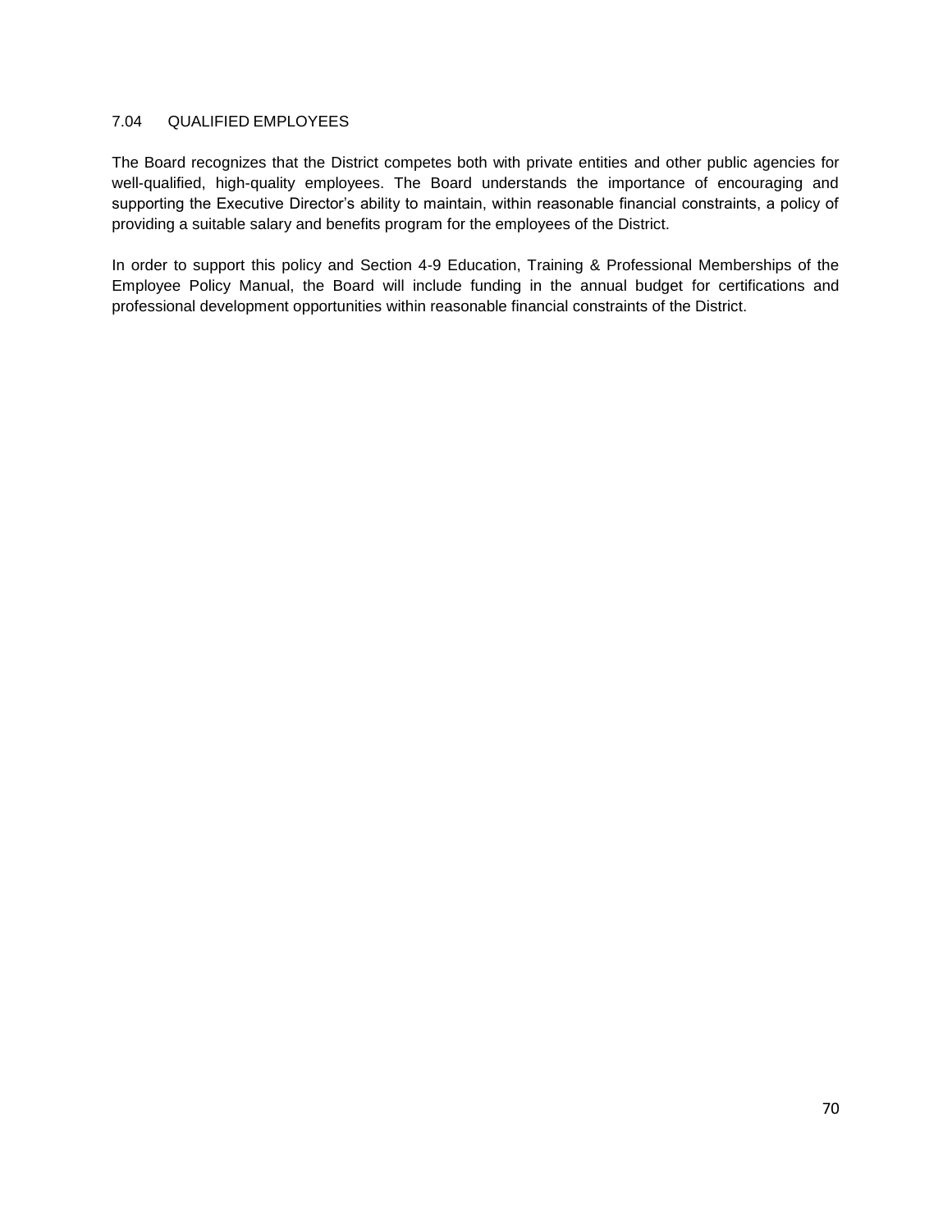## 7.04 QUALIFIED EMPLOYEES

The Board recognizes that the District competes both with private entities and other public agencies for well-qualified, high-quality employees. The Board understands the importance of encouraging and supporting the Executive Director's ability to maintain, within reasonable financial constraints, a policy of providing a suitable salary and benefits program for the employees of the District.

In order to support this policy and Section 4-9 Education, Training & Professional Memberships of the Employee Policy Manual, the Board will include funding in the annual budget for certifications and professional development opportunities within reasonable financial constraints of the District.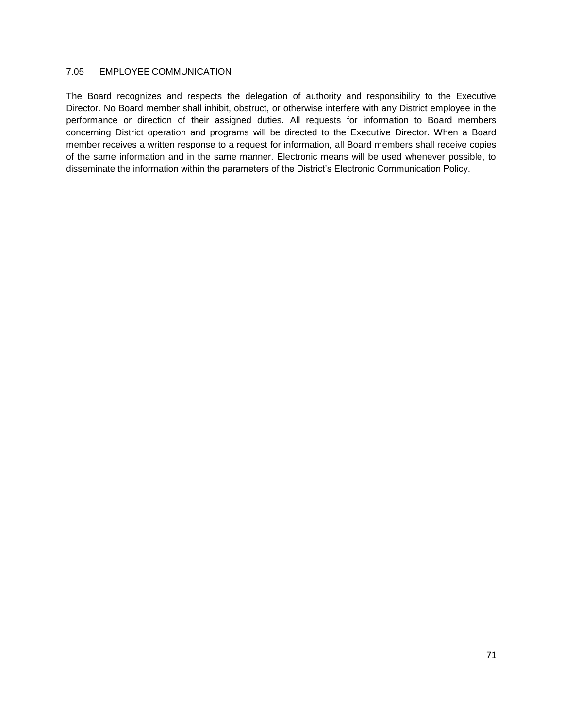### 7.05 EMPLOYEE COMMUNICATION

The Board recognizes and respects the delegation of authority and responsibility to the Executive Director. No Board member shall inhibit, obstruct, or otherwise interfere with any District employee in the performance or direction of their assigned duties. All requests for information to Board members concerning District operation and programs will be directed to the Executive Director. When a Board member receives a written response to a request for information, <u>all</u> Board members shall receive copies of the same information and in the same manner. Electronic means will be used whenever possible, to disseminate the information within the parameters of the District's Electronic Communication Policy.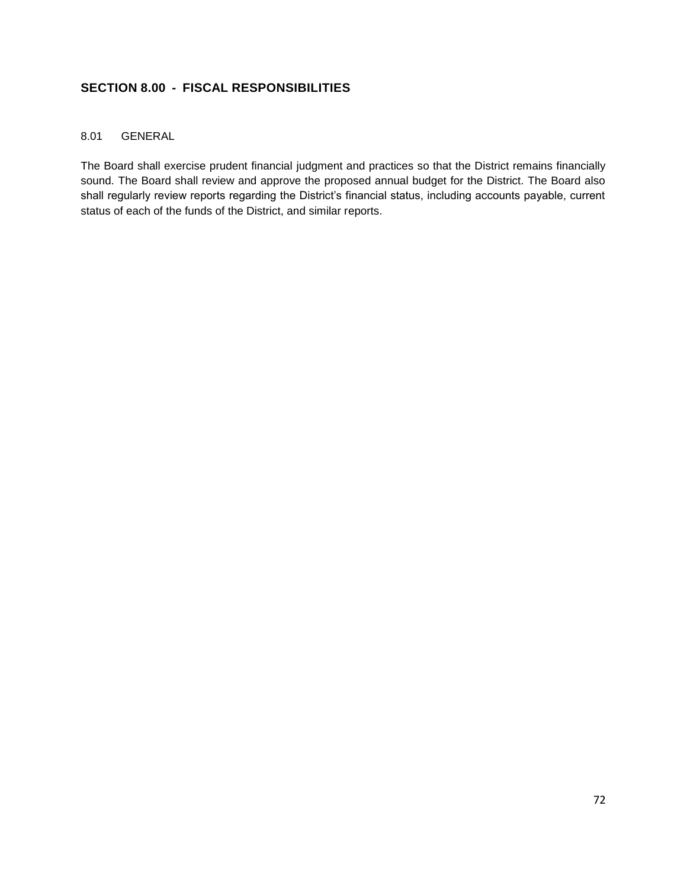## SECTION 8.00 - FISCAL RESPONSIBILITIES

### 8.01 GENERAL

The Board shall exercise prudent financial judgment and practices so that the District remains financially sound. The Board shall review and approve the proposed annual budget for the District. The Board also shall regularly review reports regarding the District's financial status, including accounts payable, current status of each of the funds of the District, and similar reports.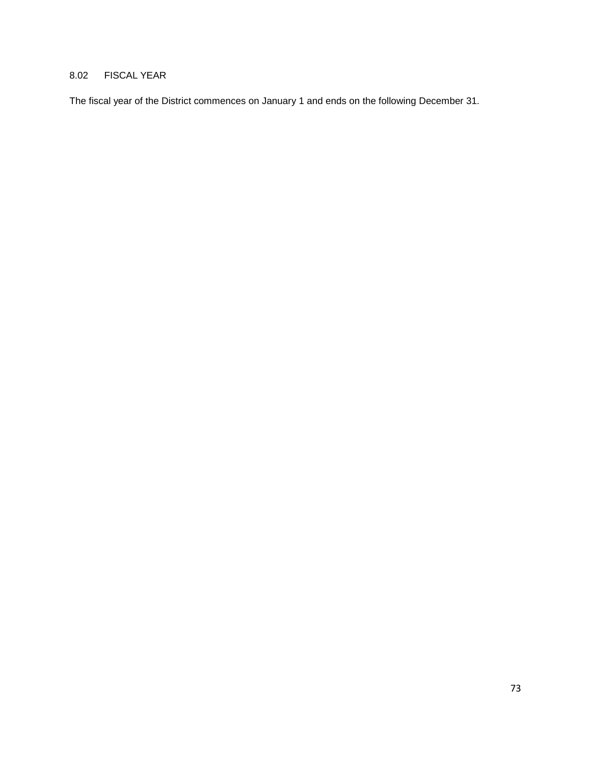## 8.02 FISCAL YEAR

The fiscal year of the District commences on January 1 and ends on the following December 31.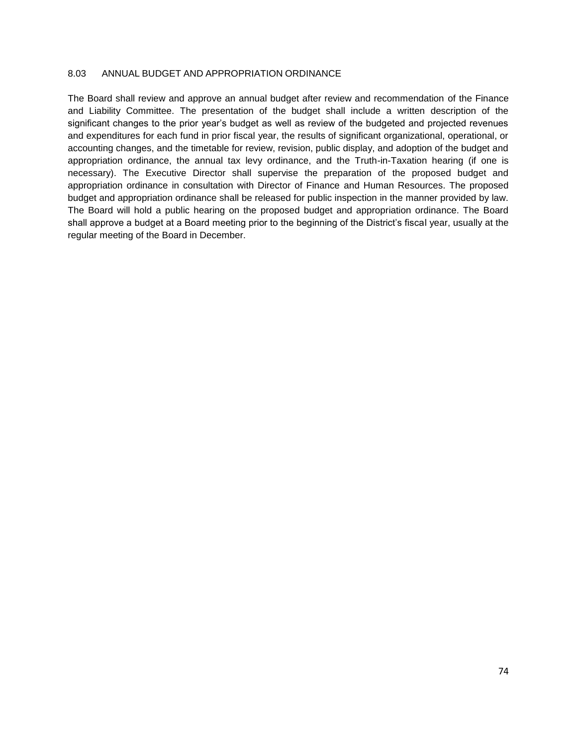### 8.03 ANNUAL BUDGET AND APPROPRIATION ORDINANCE

The Board shall review and approve an annual budget after review and recommendation of the Finance and Liability Committee. The presentation of the budget shall include a written description of the significant changes to the prior year's budget as well as review of the budgeted and projected revenues and expenditures for each fund in prior fiscal year, the results of significant organizational, operational, or accounting changes, and the timetable for review, revision, public display, and adoption of the budget and appropriation ordinance, the annual tax levy ordinance, and the Truth-in-Taxation hearing (if one is necessary). The Executive Director shall supervise the preparation of the proposed budget and appropriation ordinance in consultation with Director of Finance and Human Resources. The proposed budget and appropriation ordinance shall be released for public inspection in the manner provided by law. The Board will hold a public hearing on the proposed budget and appropriation ordinance. The Board shall approve a budget at a Board meeting prior to the beginning of the District's fiscal year, usually at the regular meeting of the Board in December.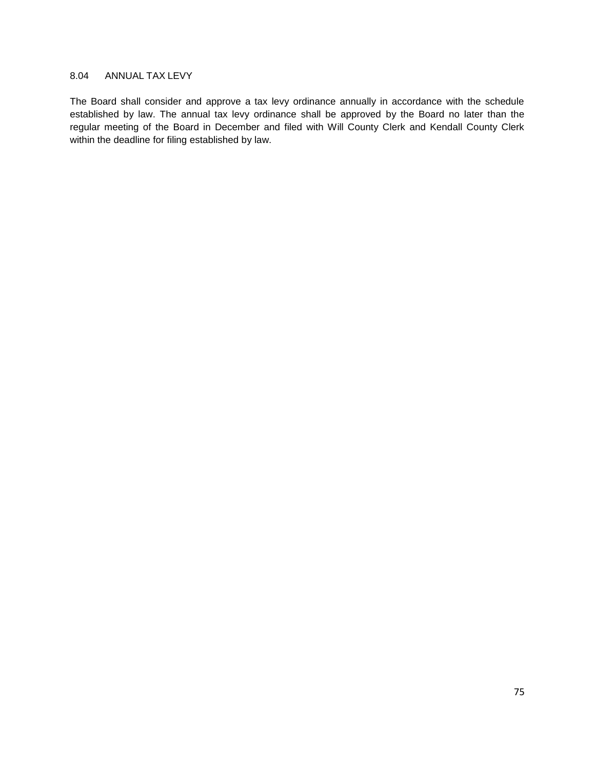## 8.04 ANNUAL TAX LEVY

The Board shall consider and approve a tax levy ordinance annually in accordance with the schedule established by law. The annual tax levy ordinance shall be approved by the Board no later than the regular meeting of the Board in December and filed with Will County Clerk and Kendall County Clerk within the deadline for filing established by law.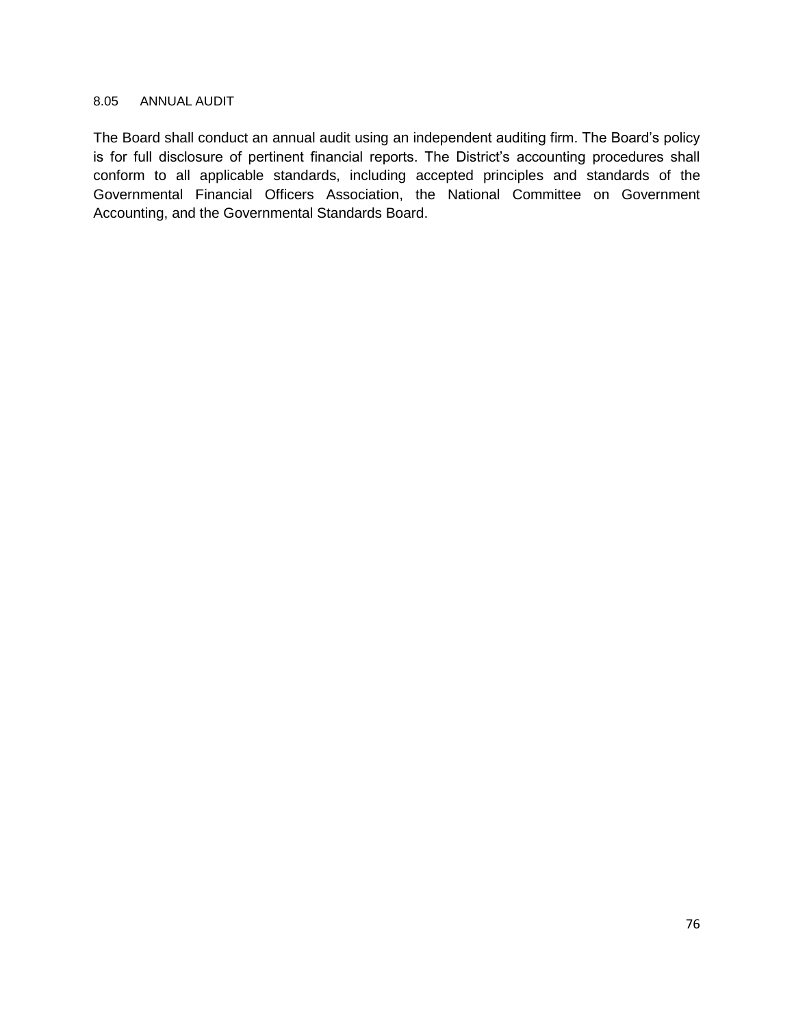## 8.05 ANNUAL AUDIT

The Board shall conduct an annual audit using an independent auditing firm. The Board's policy is for full disclosure of pertinent financial reports. The District's accounting procedures shall conform to all applicable standards, including accepted principles and standards of the Governmental Financial Officers Association, the National Committee on Government Accounting, and the Governmental Standards Board.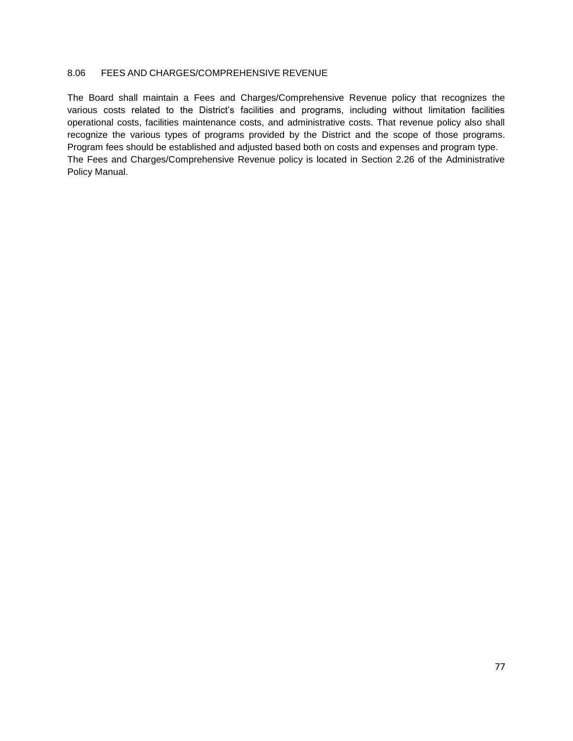### 8.06 FEES AND CHARGES/COMPREHENSIVE REVENUE

The Board shall maintain a Fees and Charges/Comprehensive Revenue policy that recognizes the various costs related to the District's facilities and programs, including without limitation facilities operational costs, facilities maintenance costs, and administrative costs. That revenue policy also shall recognize the various types of programs provided by the District and the scope of those programs. Program fees should be established and adjusted based both on costs and expenses and program type.

The Fees and Charges/Comprehensive Revenue policy is located in Section 2.26 of the Administrative Policy Manual.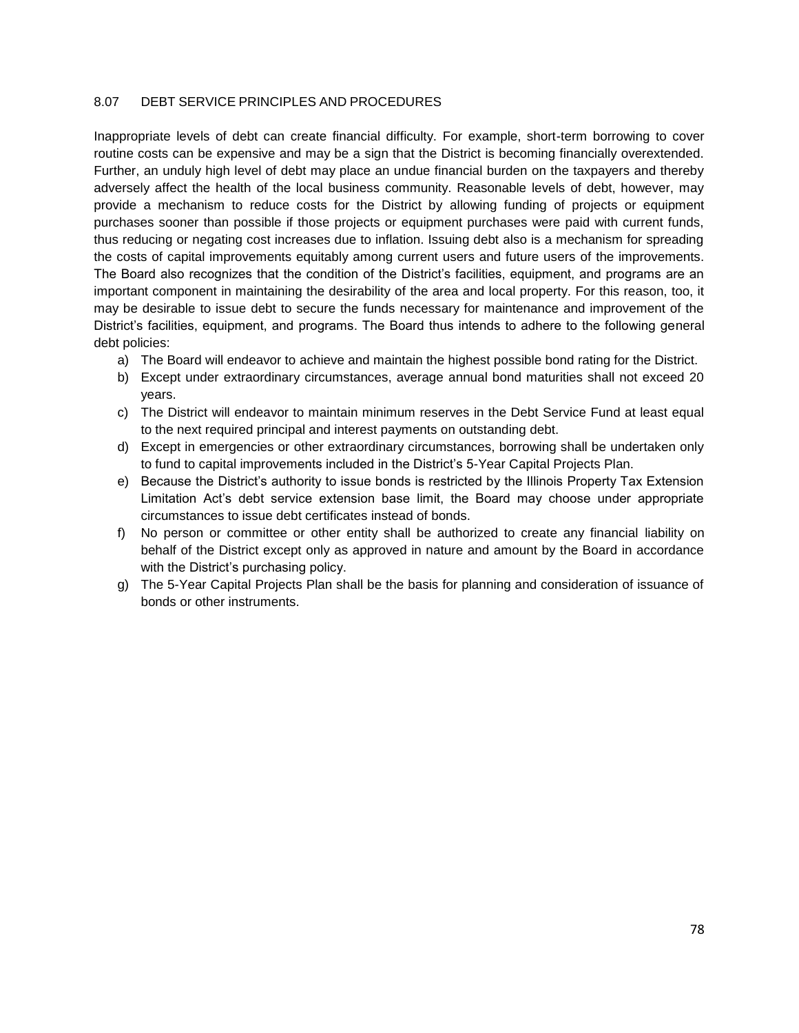## 8.07 DEBT SERVICE PRINCIPLES AND PROCEDURES

Inappropriate levels of debt can create financial difficulty. For example, short-term borrowing to cover routine costs can be expensive and may be a sign that the District is becoming financially overextended. Further, an unduly high level of debt may place an undue financial burden on the taxpayers and thereby adversely affect the health of the local business community. Reasonable levels of debt, however, may provide a mechanism to reduce costs for the District by allowing funding of projects or equipment purchases sooner than possible if those projects or equipment purchases were paid with current funds, thus reducing or negating cost increases due to inflation. Issuing debt also is a mechanism for spreading the costs of capital improvements equitably among current users and future users of the improvements. The Board also recognizes that the condition of the District's facilities, equipment, and programs are an important component in maintaining the desirability of the area and local property. For this reason, too, it may be desirable to issue debt to secure the funds necessary for maintenance and improvement of the District's facilities, equipment, and programs. The Board thus intends to adhere to the following general debt policies:

a) The Board will endeavor to achieve and maintain the highest possible bond rating for the District.
b) Except under extraordinary circumstances, average annual bond maturities shall not exceed 20 years.
c) The District will endeavor to maintain minimum reserves in the Debt Service Fund at least equal to the next required principal and interest payments on outstanding debt.
d) Except in emergencies or other extraordinary circumstances, borrowing shall be undertaken only to fund to capital improvements included in the District's 5-Year Capital Projects Plan.
e) Because the District's authority to issue bonds is restricted by the Illinois Property Tax Extension Limitation Act's debt service extension base limit, the Board may choose under appropriate circumstances to issue debt certificates instead of bonds.
f) No person or committee or other entity shall be authorized to create any financial liability on behalf of the District except only as approved in nature and amount by the Board in accordance with the District's purchasing policy.
g) The 5-Year Capital Projects Plan shall be the basis for planning and consideration of issuance of bonds or other instruments.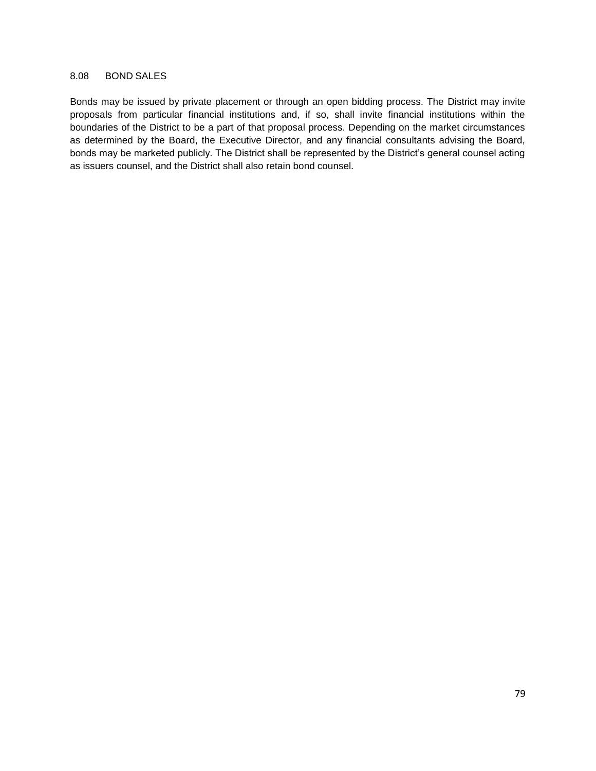### 8.08 BOND SALES

Bonds may be issued by private placement or through an open bidding process. The District may invite proposals from particular financial institutions and, if so, shall invite financial institutions within the boundaries of the District to be a part of that proposal process. Depending on the market circumstances as determined by the Board, the Executive Director, and any financial consultants advising the Board, bonds may be marketed publicly. The District shall be represented by the District's general counsel acting as issuers counsel, and the District shall also retain bond counsel.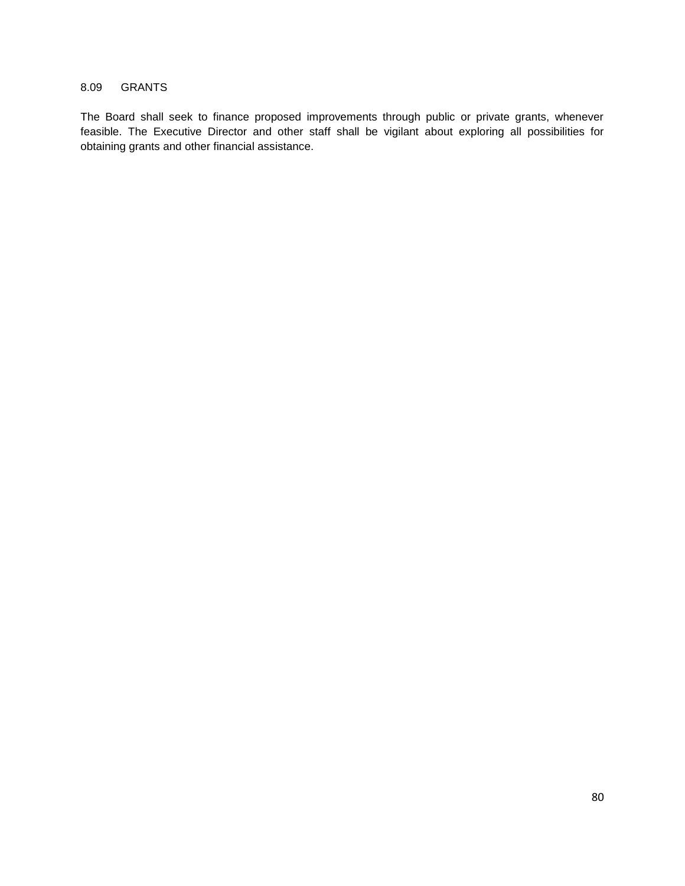## 8.09 GRANTS

The Board shall seek to finance proposed improvements through public or private grants, whenever feasible. The Executive Director and other staff shall be vigilant about exploring all possibilities for obtaining grants and other financial assistance.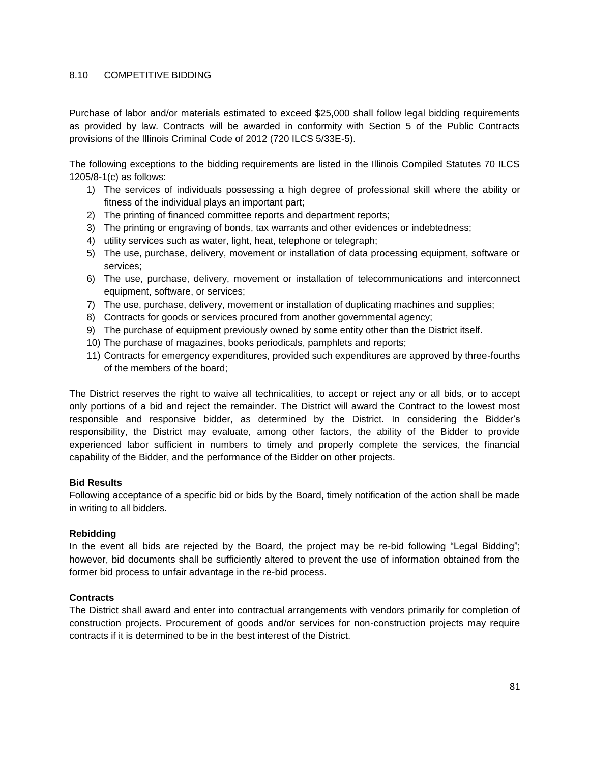## 8.10 COMPETITIVE BIDDING

Purchase of labor and/or materials estimated to exceed $25,000 shall follow legal bidding requirements as provided by law. Contracts will be awarded in conformity with Section 5 of the Public Contracts provisions of the Illinois Criminal Code of 2012 (720 ILCS 5/33E-5).

The following exceptions to the bidding requirements are listed in the Illinois Compiled Statutes 70 ILCS 1205/8-1(c) as follows:

1) The services of individuals possessing a high degree of professional skill where the ability or fitness of the individual plays an important part;
2) The printing of financed committee reports and department reports;
3) The printing or engraving of bonds, tax warrants and other evidences or indebtedness;
4) utility services such as water, light, heat, telephone or telegraph;
5) The use, purchase, delivery, movement or installation of data processing equipment, software or services;
6) The use, purchase, delivery, movement or installation of telecommunications and interconnect equipment, software, or services;
7) The use, purchase, delivery, movement or installation of duplicating machines and supplies;
8) Contracts for goods or services procured from another governmental agency;
9) The purchase of equipment previously owned by some entity other than the District itself.
10) The purchase of magazines, books periodicals, pamphlets and reports;
11) Contracts for emergency expenditures, provided such expenditures are approved by three-fourths of the members of the board;

The District reserves the right to waive all technicalities, to accept or reject any or all bids, or to accept only portions of a bid and reject the remainder. The District will award the Contract to the lowest most responsible and responsive bidder, as determined by the District. In considering the Bidder's responsibility, the District may evaluate, among other factors, the ability of the Bidder to provide experienced labor sufficient in numbers to timely and properly complete the services, the financial capability of the Bidder, and the performance of the Bidder on other projects.

**Bid Results**

Following acceptance of a specific bid or bids by the Board, timely notification of the action shall be made in writing to all bidders.

**Rebidding**

In the event all bids are rejected by the Board, the project may be re-bid following "Legal Bidding"; however, bid documents shall be sufficiently altered to prevent the use of information obtained from the former bid process to unfair advantage in the re-bid process.

**Contracts**

The District shall award and enter into contractual arrangements with vendors primarily for completion of construction projects. Procurement of goods and/or services for non-construction projects may require contracts if it is determined to be in the best interest of the District.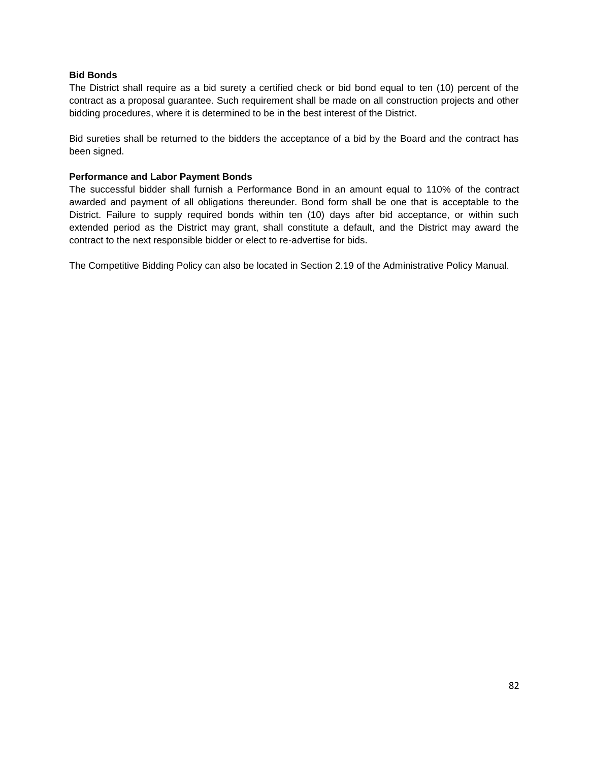**Bid Bonds**

The District shall require as a bid surety a certified check or bid bond equal to ten (10) percent of the contract as a proposal guarantee. Such requirement shall be made on all construction projects and other bidding procedures, where it is determined to be in the best interest of the District.

Bid sureties shall be returned to the bidders the acceptance of a bid by the Board and the contract has been signed.

**Performance and Labor Payment Bonds**

The successful bidder shall furnish a Performance Bond in an amount equal to 110% of the contract awarded and payment of all obligations thereunder. Bond form shall be one that is acceptable to the District. Failure to supply required bonds within ten (10) days after bid acceptance, or within such extended period as the District may grant, shall constitute a default, and the District may award the contract to the next responsible bidder or elect to re-advertise for bids.

The Competitive Bidding Policy can also be located in Section 2.19 of the Administrative Policy Manual.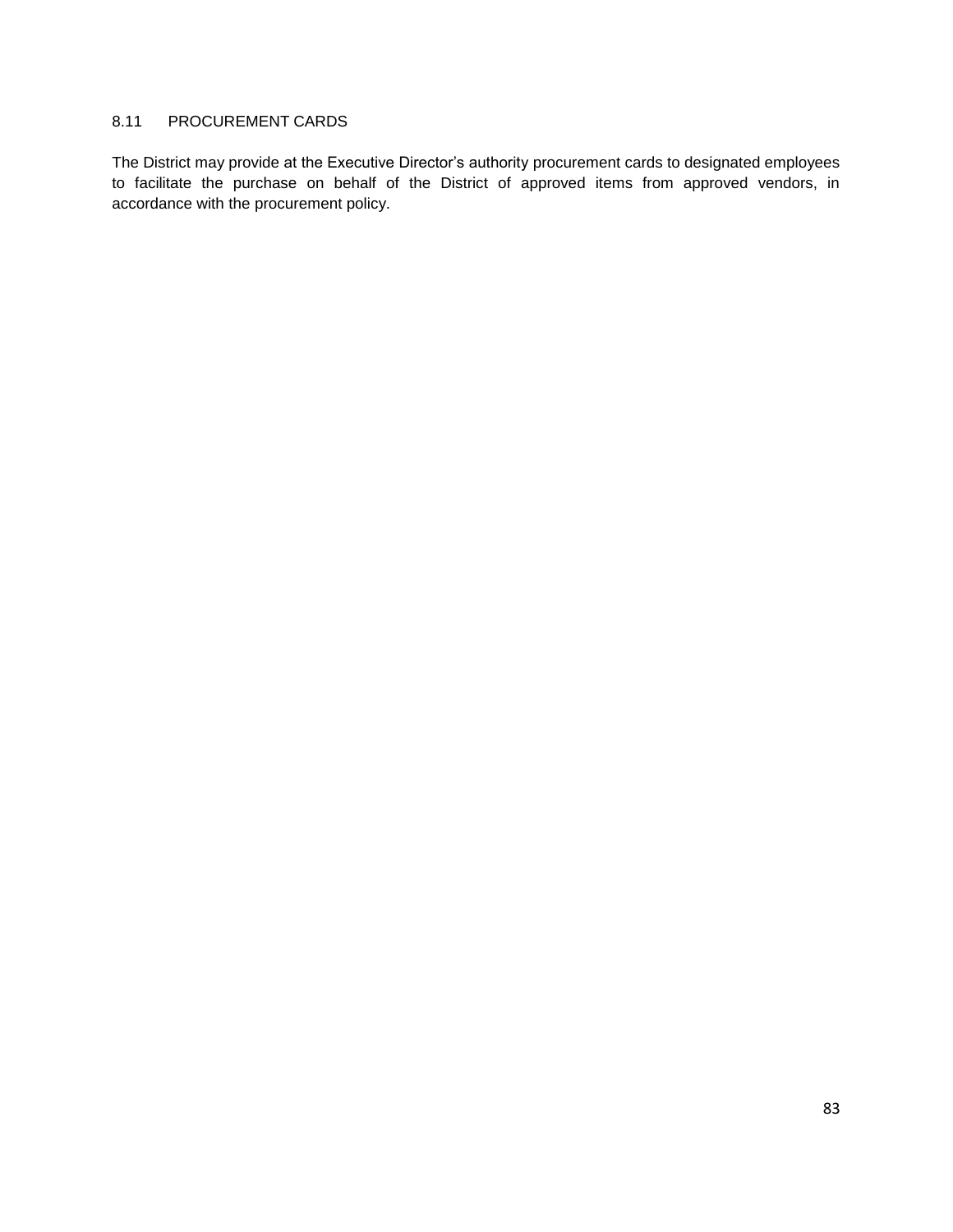### 8.11 PROCUREMENT CARDS

The District may provide at the Executive Director's authority procurement cards to designated employees to facilitate the purchase on behalf of the District of approved items from approved vendors, in accordance with the procurement policy.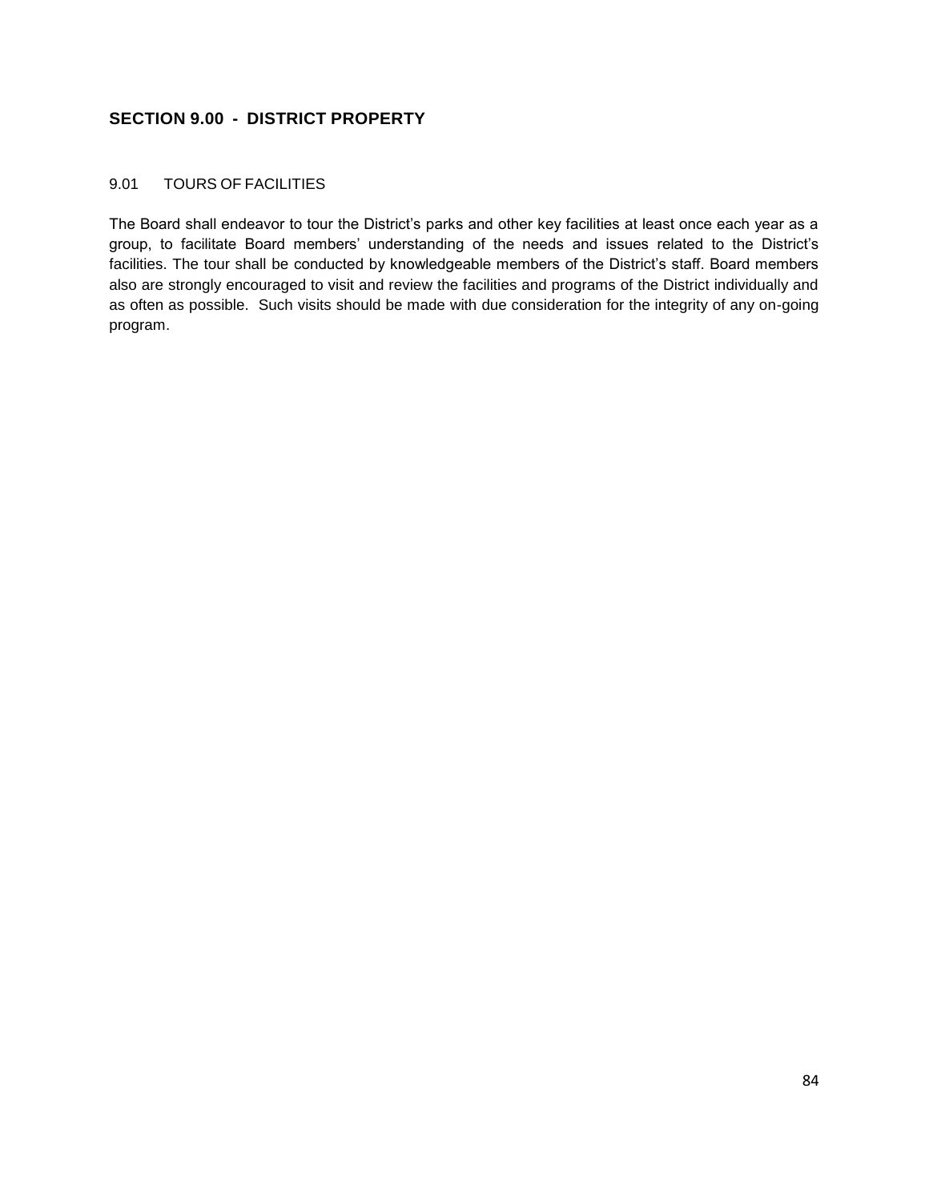## SECTION 9.00 - DISTRICT PROPERTY

### 9.01 TOURS OF FACILITIES

The Board shall endeavor to tour the District's parks and other key facilities at least once each year as a group, to facilitate Board members' understanding of the needs and issues related to the District's facilities. The tour shall be conducted by knowledgeable members of the District's staff. Board members also are strongly encouraged to visit and review the facilities and programs of the District individually and as often as possible. Such visits should be made with due consideration for the integrity of any on-going program.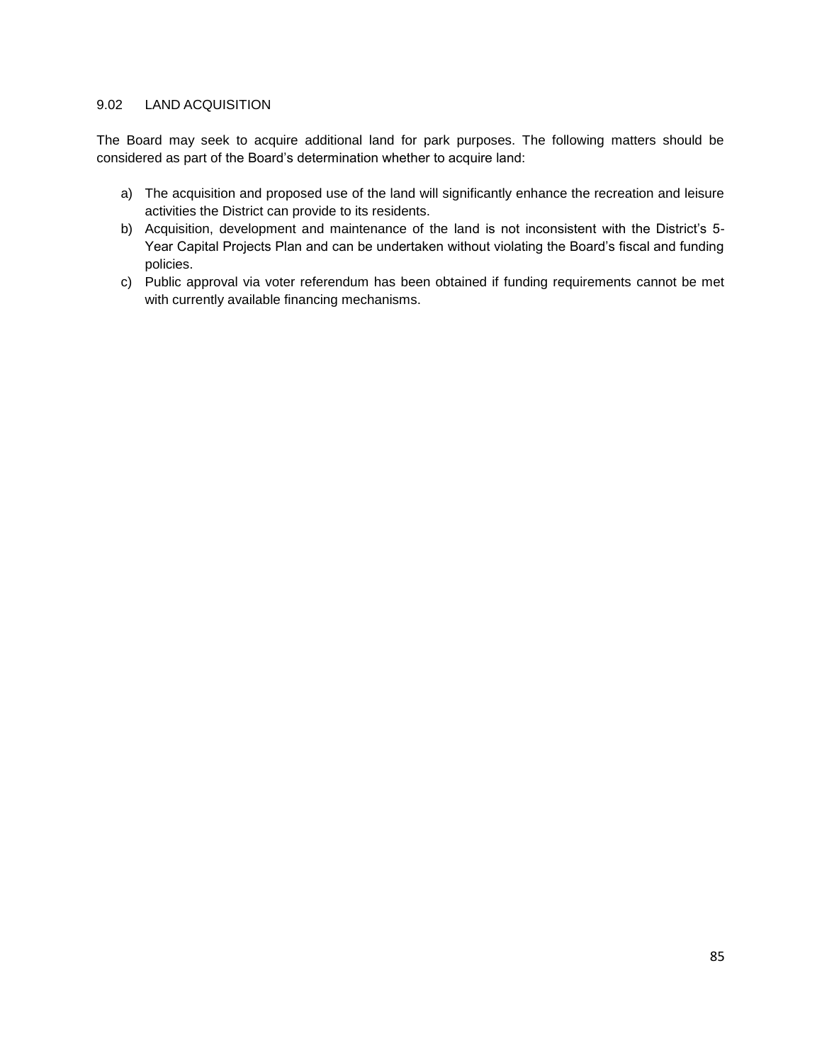## 9.02 LAND ACQUISITION

The Board may seek to acquire additional land for park purposes. The following matters should be considered as part of the Board's determination whether to acquire land:

a) The acquisition and proposed use of the land will significantly enhance the recreation and leisure activities the District can provide to its residents.
b) Acquisition, development and maintenance of the land is not inconsistent with the District's 5-Year Capital Projects Plan and can be undertaken without violating the Board's fiscal and funding policies.
c) Public approval via voter referendum has been obtained if funding requirements cannot be met with currently available financing mechanisms.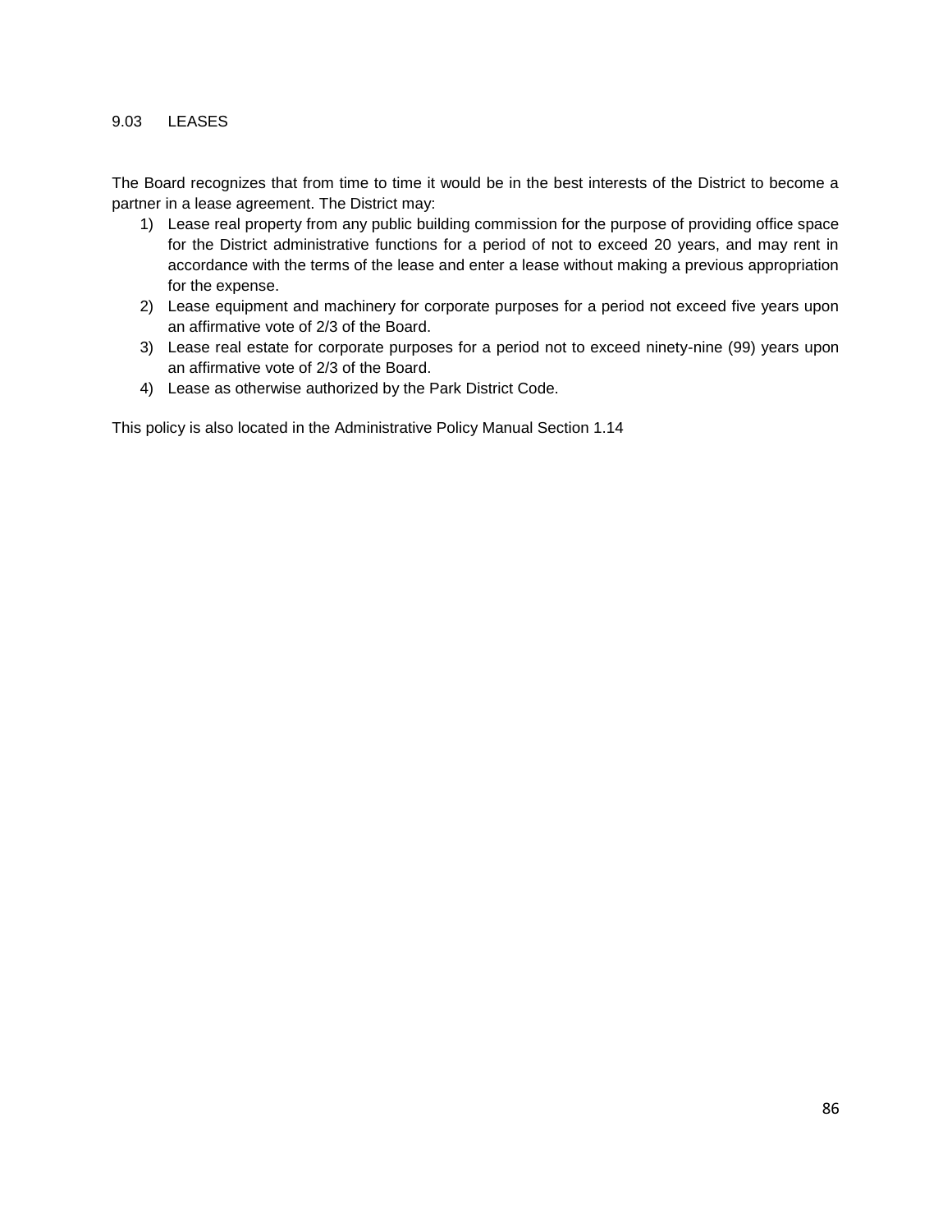## 9.03 LEASES

The Board recognizes that from time to time it would be in the best interests of the District to become a partner in a lease agreement. The District may:

1) Lease real property from any public building commission for the purpose of providing office space for the District administrative functions for a period of not to exceed 20 years, and may rent in accordance with the terms of the lease and enter a lease without making a previous appropriation for the expense.
2) Lease equipment and machinery for corporate purposes for a period not exceed five years upon an affirmative vote of 2/3 of the Board.
3) Lease real estate for corporate purposes for a period not to exceed ninety-nine (99) years upon an affirmative vote of 2/3 of the Board.
4) Lease as otherwise authorized by the Park District Code.

This policy is also located in the Administrative Policy Manual Section 1.14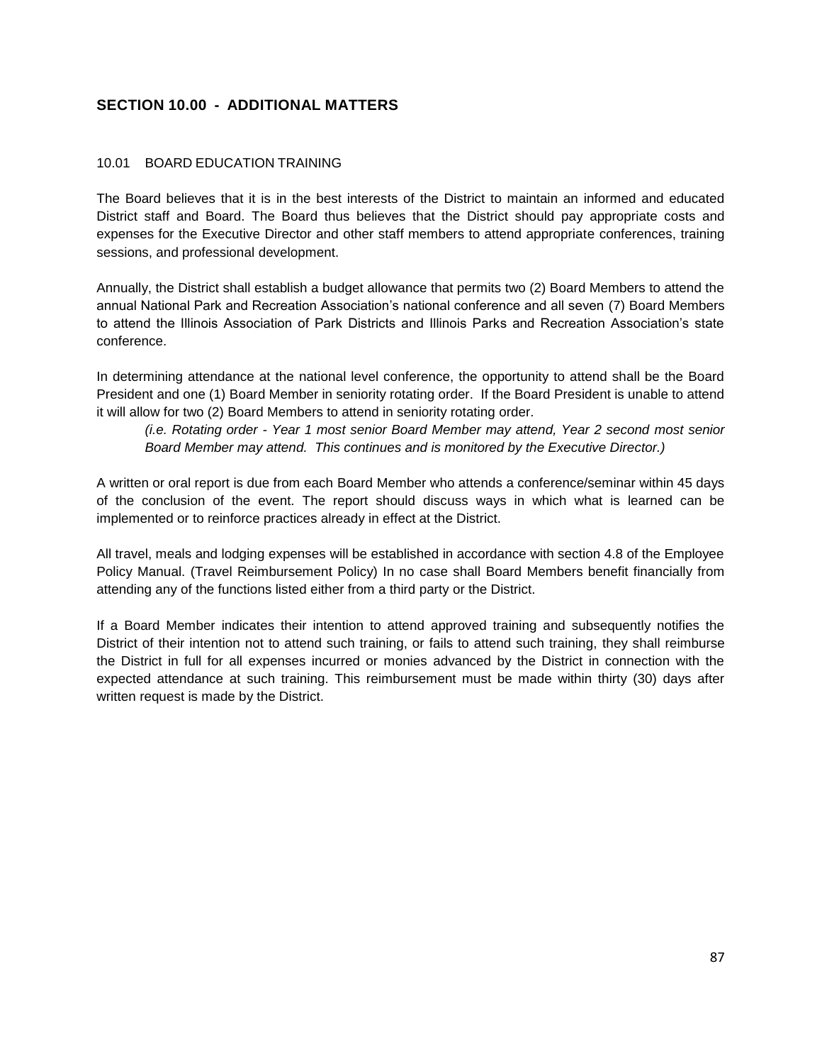## SECTION 10.00 - ADDITIONAL MATTERS

### 10.01 BOARD EDUCATION TRAINING

The Board believes that it is in the best interests of the District to maintain an informed and educated District staff and Board. The Board thus believes that the District should pay appropriate costs and expenses for the Executive Director and other staff members to attend appropriate conferences, training sessions, and professional development.

Annually, the District shall establish a budget allowance that permits two (2) Board Members to attend the annual National Park and Recreation Association's national conference and all seven (7) Board Members to attend the Illinois Association of Park Districts and Illinois Parks and Recreation Association's state conference.

In determining attendance at the national level conference, the opportunity to attend shall be the Board President and one (1) Board Member in seniority rotating order. If the Board President is unable to attend it will allow for two (2) Board Members to attend in seniority rotating order.

> *(i.e. Rotating order - Year 1 most senior Board Member may attend, Year 2 second most senior Board Member may attend. This continues and is monitored by the Executive Director.)*

A written or oral report is due from each Board Member who attends a conference/seminar within 45 days of the conclusion of the event. The report should discuss ways in which what is learned can be implemented or to reinforce practices already in effect at the District.

All travel, meals and lodging expenses will be established in accordance with section 4.8 of the Employee Policy Manual. (Travel Reimbursement Policy) In no case shall Board Members benefit financially from attending any of the functions listed either from a third party or the District.

If a Board Member indicates their intention to attend approved training and subsequently notifies the District of their intention not to attend such training, or fails to attend such training, they shall reimburse the District in full for all expenses incurred or monies advanced by the District in connection with the expected attendance at such training. This reimbursement must be made within thirty (30) days after written request is made by the District.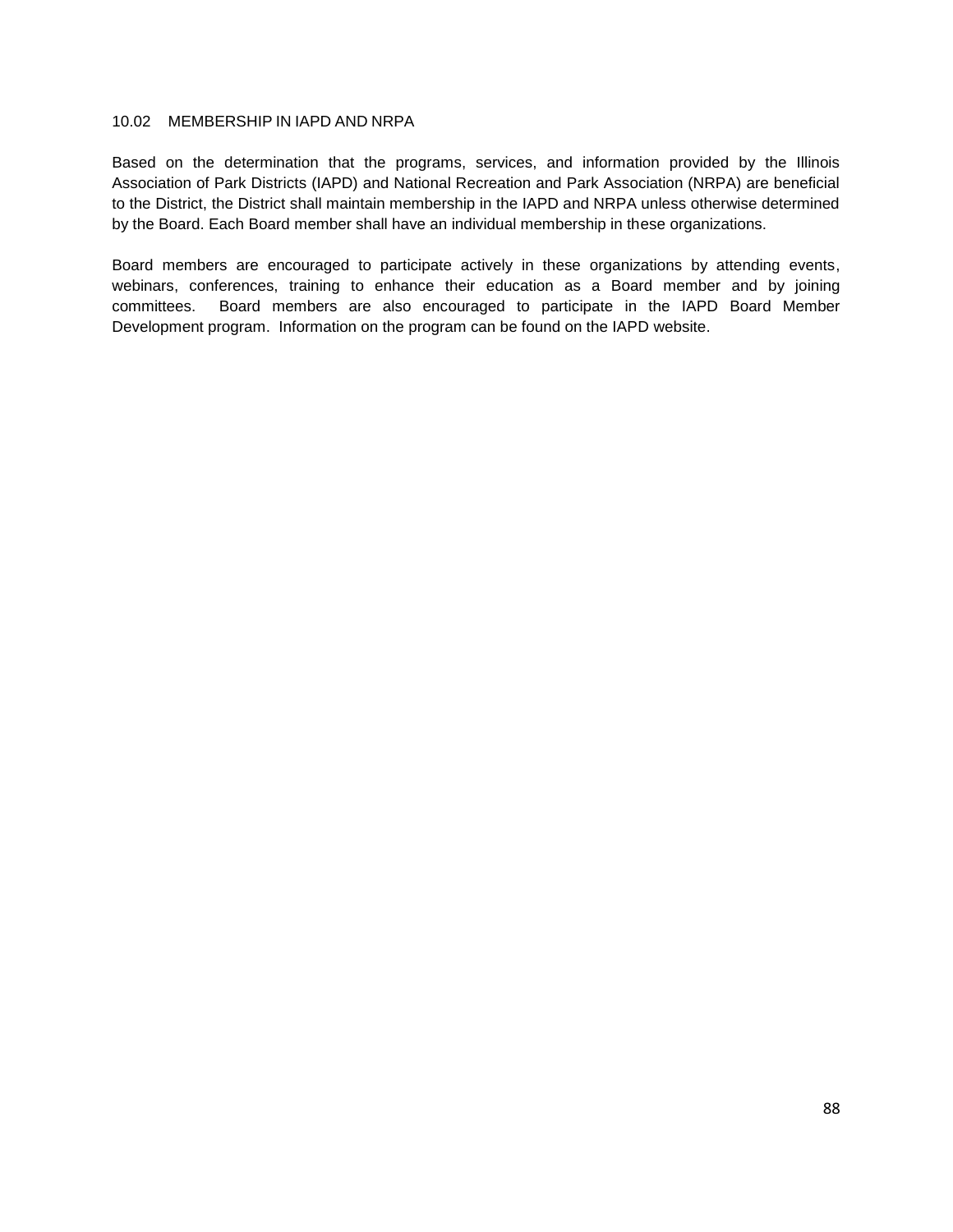## 10.02 MEMBERSHIP IN IAPD AND NRPA

Based on the determination that the programs, services, and information provided by the Illinois Association of Park Districts (IAPD) and National Recreation and Park Association (NRPA) are beneficial to the District, the District shall maintain membership in the IAPD and NRPA unless otherwise determined by the Board. Each Board member shall have an individual membership in these organizations.

Board members are encouraged to participate actively in these organizations by attending events, webinars, conferences, training to enhance their education as a Board member and by joining committees. Board members are also encouraged to participate in the IAPD Board Member Development program. Information on the program can be found on the IAPD website.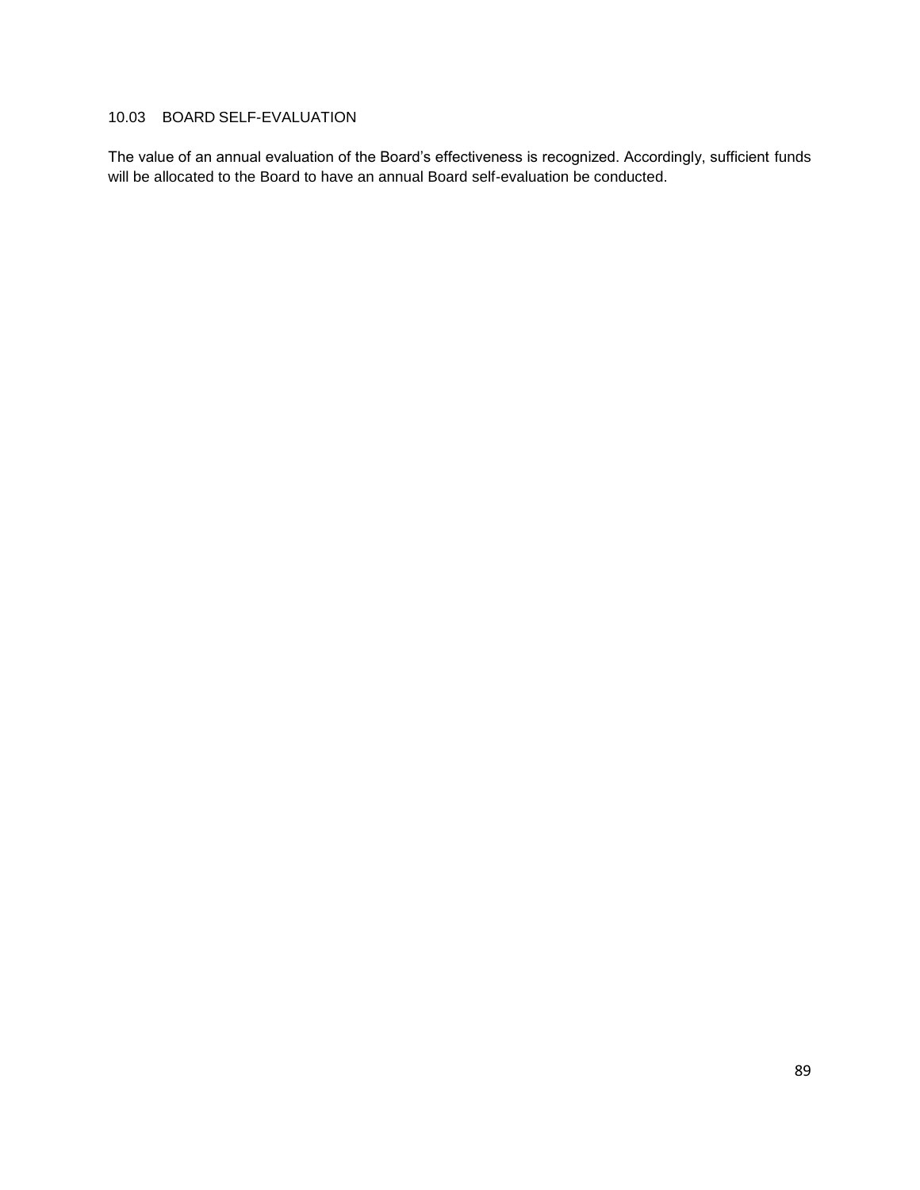## 10.03 BOARD SELF-EVALUATION

The value of an annual evaluation of the Board's effectiveness is recognized. Accordingly, sufficient funds will be allocated to the Board to have an annual Board self-evaluation be conducted.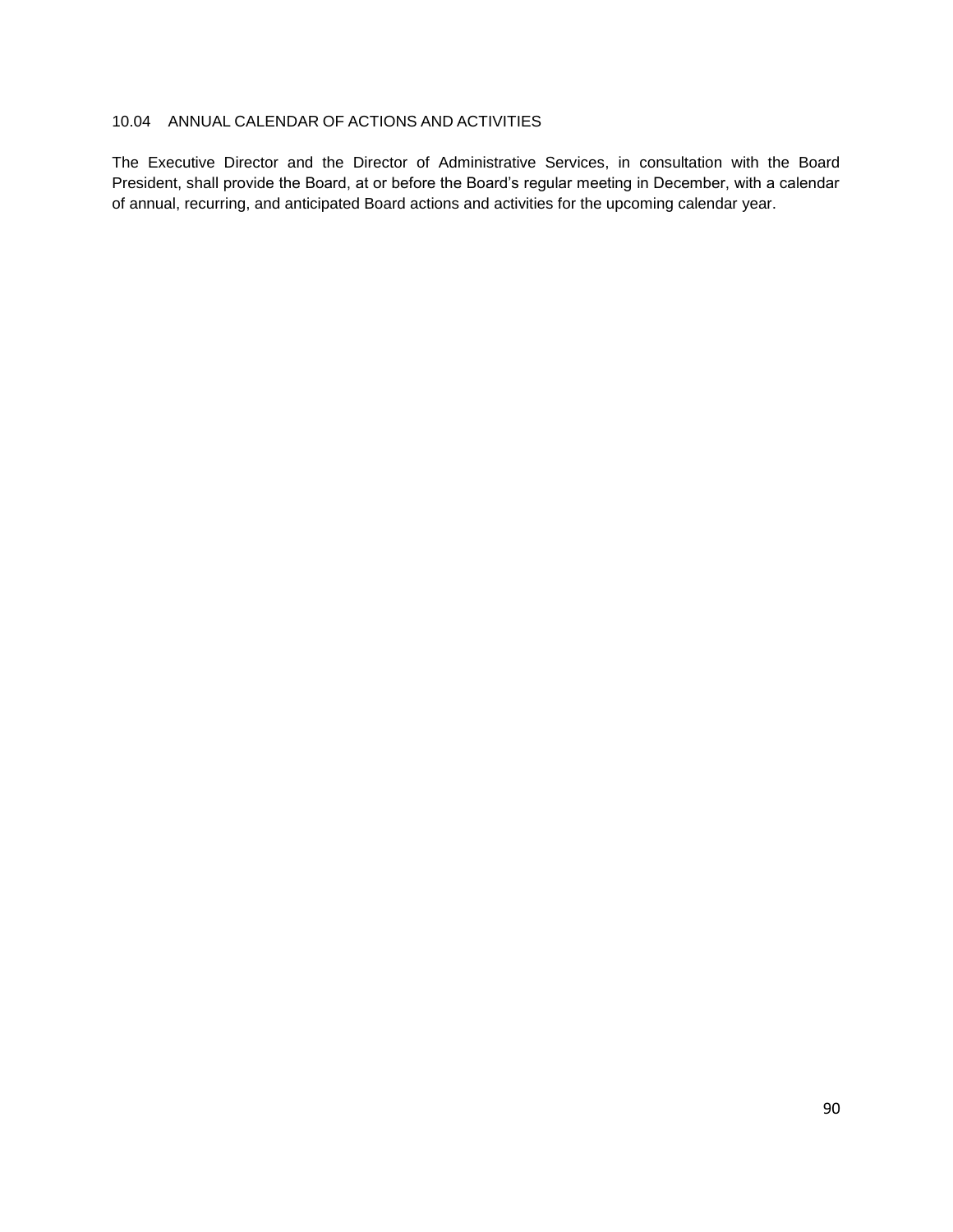### 10.04 ANNUAL CALENDAR OF ACTIONS AND ACTIVITIES

The Executive Director and the Director of Administrative Services, in consultation with the Board President, shall provide the Board, at or before the Board's regular meeting in December, with a calendar of annual, recurring, and anticipated Board actions and activities for the upcoming calendar year.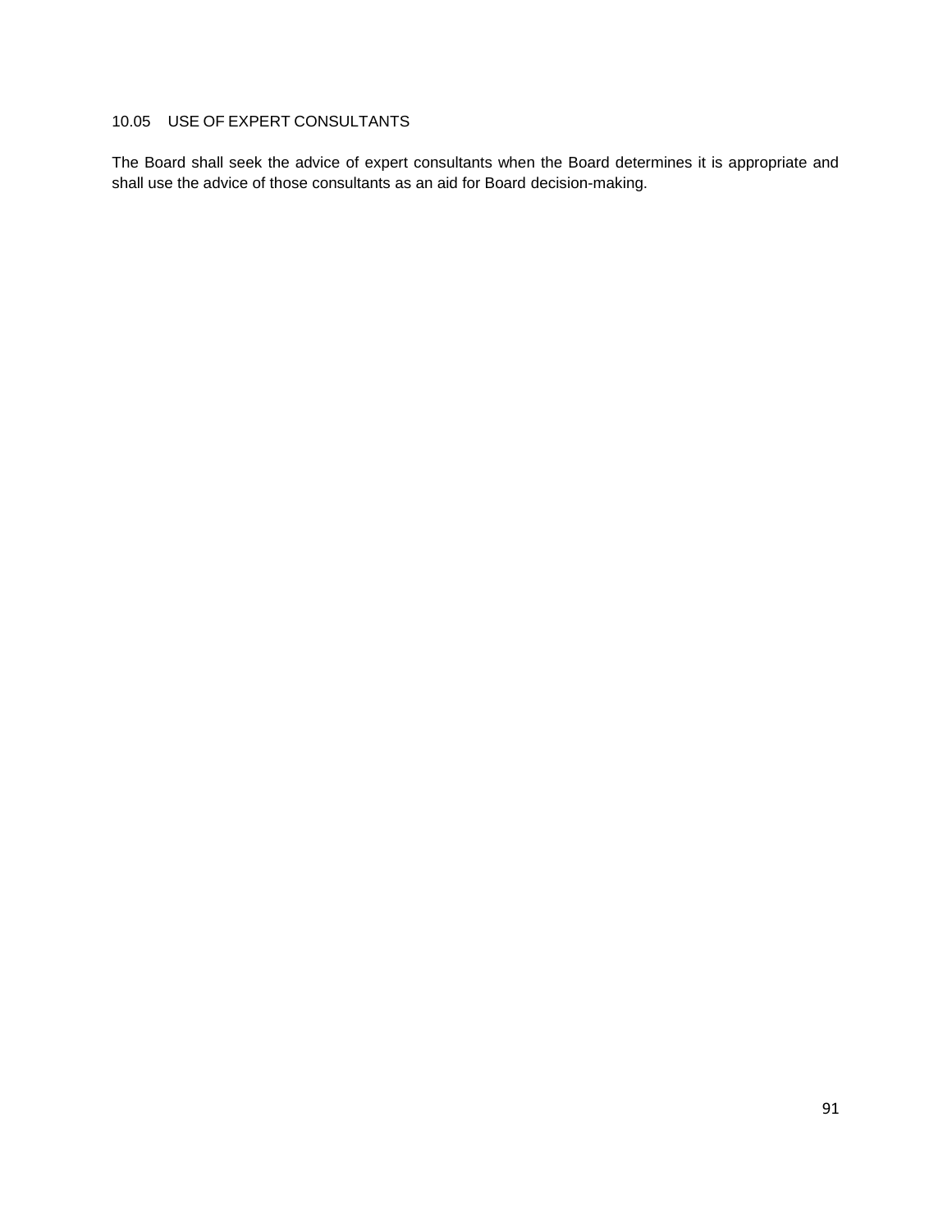### 10.05 USE OF EXPERT CONSULTANTS

The Board shall seek the advice of expert consultants when the Board determines it is appropriate and shall use the advice of those consultants as an aid for Board decision-making.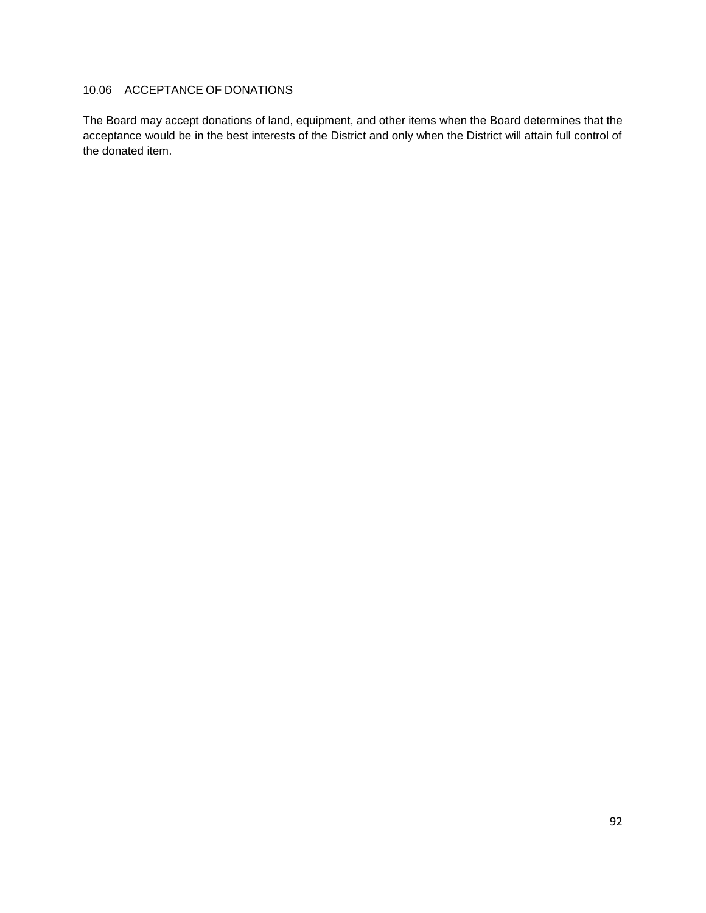## 10.06 ACCEPTANCE OF DONATIONS

The Board may accept donations of land, equipment, and other items when the Board determines that the acceptance would be in the best interests of the District and only when the District will attain full control of the donated item.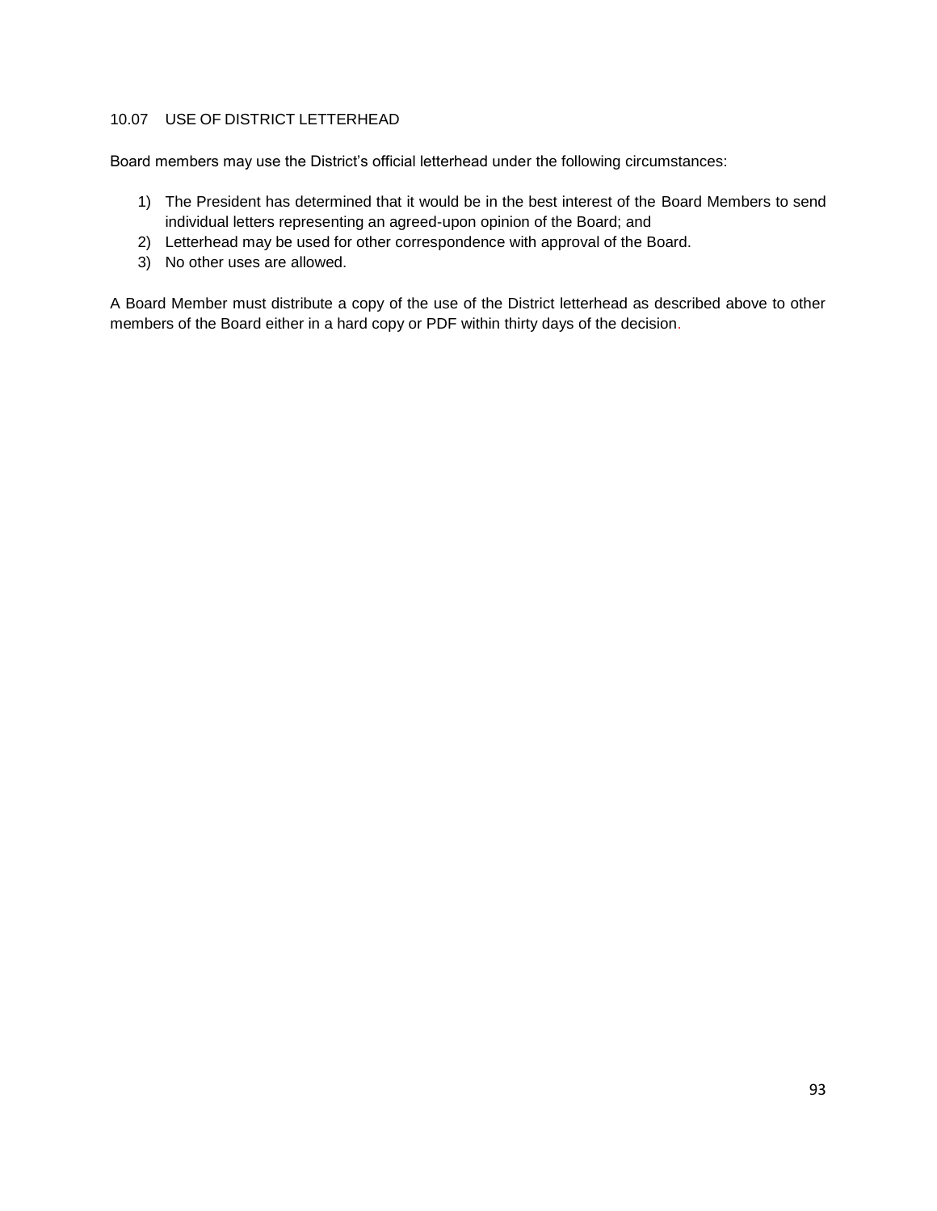## 10.07 USE OF DISTRICT LETTERHEAD

Board members may use the District's official letterhead under the following circumstances:

1) The President has determined that it would be in the best interest of the Board Members to send individual letters representing an agreed-upon opinion of the Board; and
2) Letterhead may be used for other correspondence with approval of the Board.
3) No other uses are allowed.

A Board Member must distribute a copy of the use of the District letterhead as described above to other members of the Board either in a hard copy or PDF within thirty days of the decision.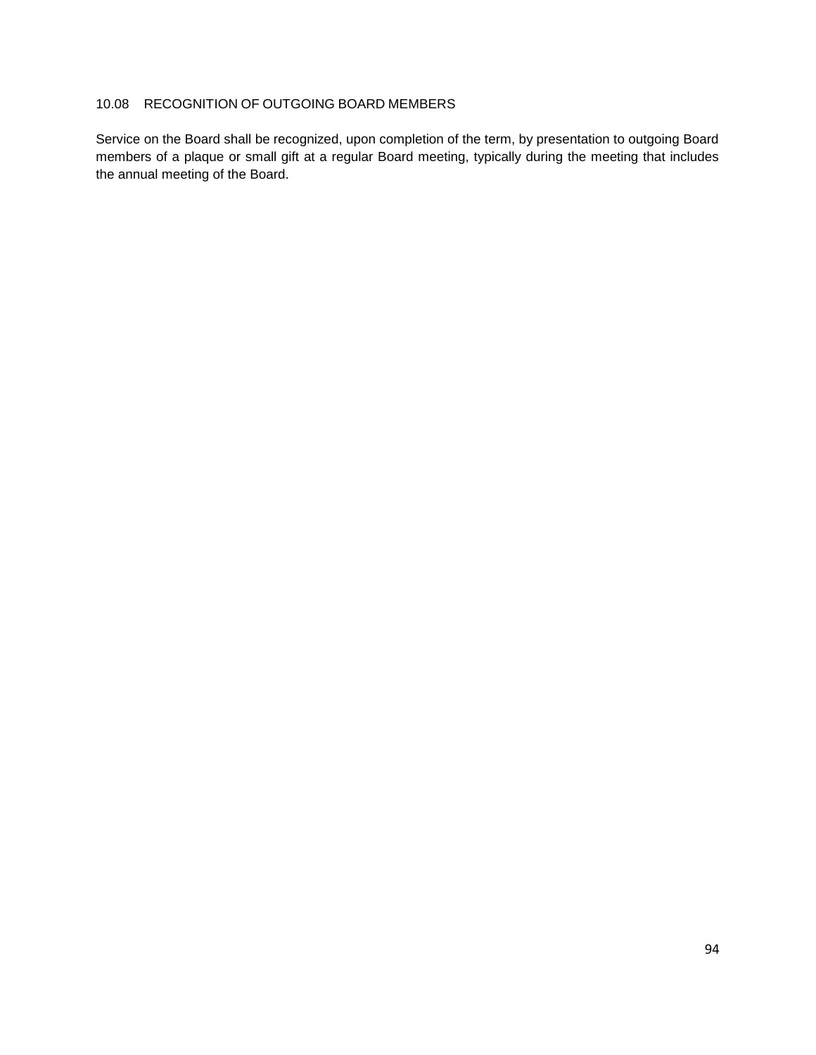### 10.08 RECOGNITION OF OUTGOING BOARD MEMBERS

Service on the Board shall be recognized, upon completion of the term, by presentation to outgoing Board members of a plaque or small gift at a regular Board meeting, typically during the meeting that includes the annual meeting of the Board.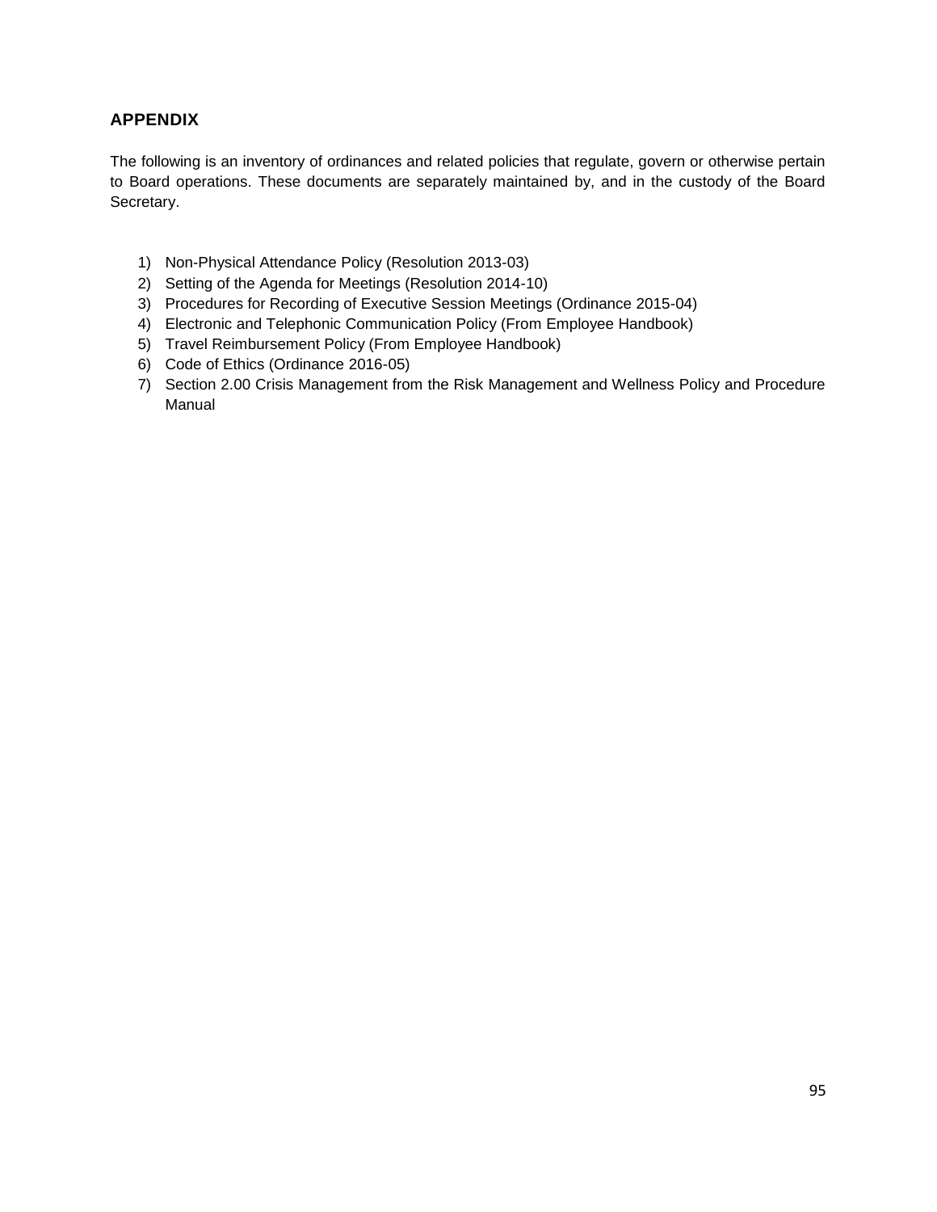## APPENDIX

The following is an inventory of ordinances and related policies that regulate, govern or otherwise pertain to Board operations. These documents are separately maintained by, and in the custody of the Board Secretary.

1) Non-Physical Attendance Policy (Resolution 2013-03)
2) Setting of the Agenda for Meetings (Resolution 2014-10)
3) Procedures for Recording of Executive Session Meetings (Ordinance 2015-04)
4) Electronic and Telephonic Communication Policy (From Employee Handbook)
5) Travel Reimbursement Policy (From Employee Handbook)
6) Code of Ethics (Ordinance 2016-05)
7) Section 2.00 Crisis Management from the Risk Management and Wellness Policy and Procedure Manual